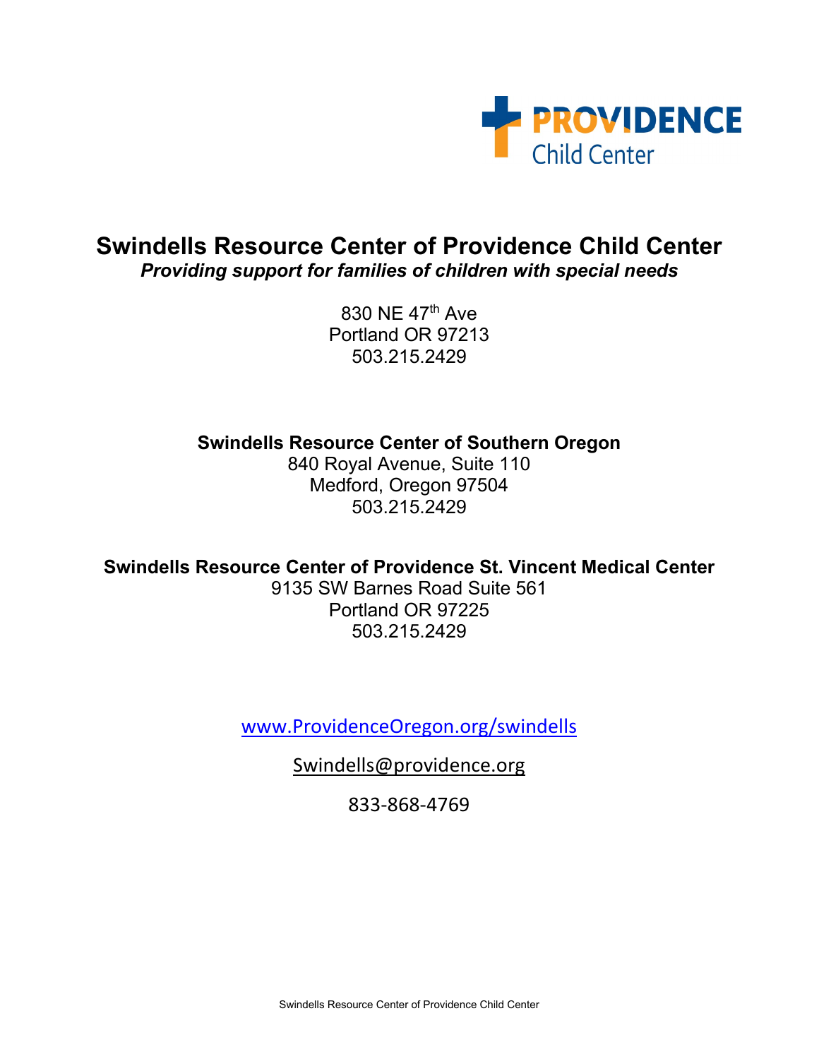PROVIDENCE
Child Center

# Swindells Resource Center of Providence Child Center

***Providing support for families of children with special needs***

830 NE 47th Ave
Portland OR 97213
503.215.2429

**Swindells Resource Center of Southern Oregon**
840 Royal Avenue, Suite 110
Medford, Oregon 97504
503.215.2429

**Swindells Resource Center of Providence St. Vincent Medical Center**
9135 SW Barnes Road Suite 561
Portland OR 97225
503.215.2429

www.ProvidenceOregon.org/swindells

Swindells@providence.org

833-868-4769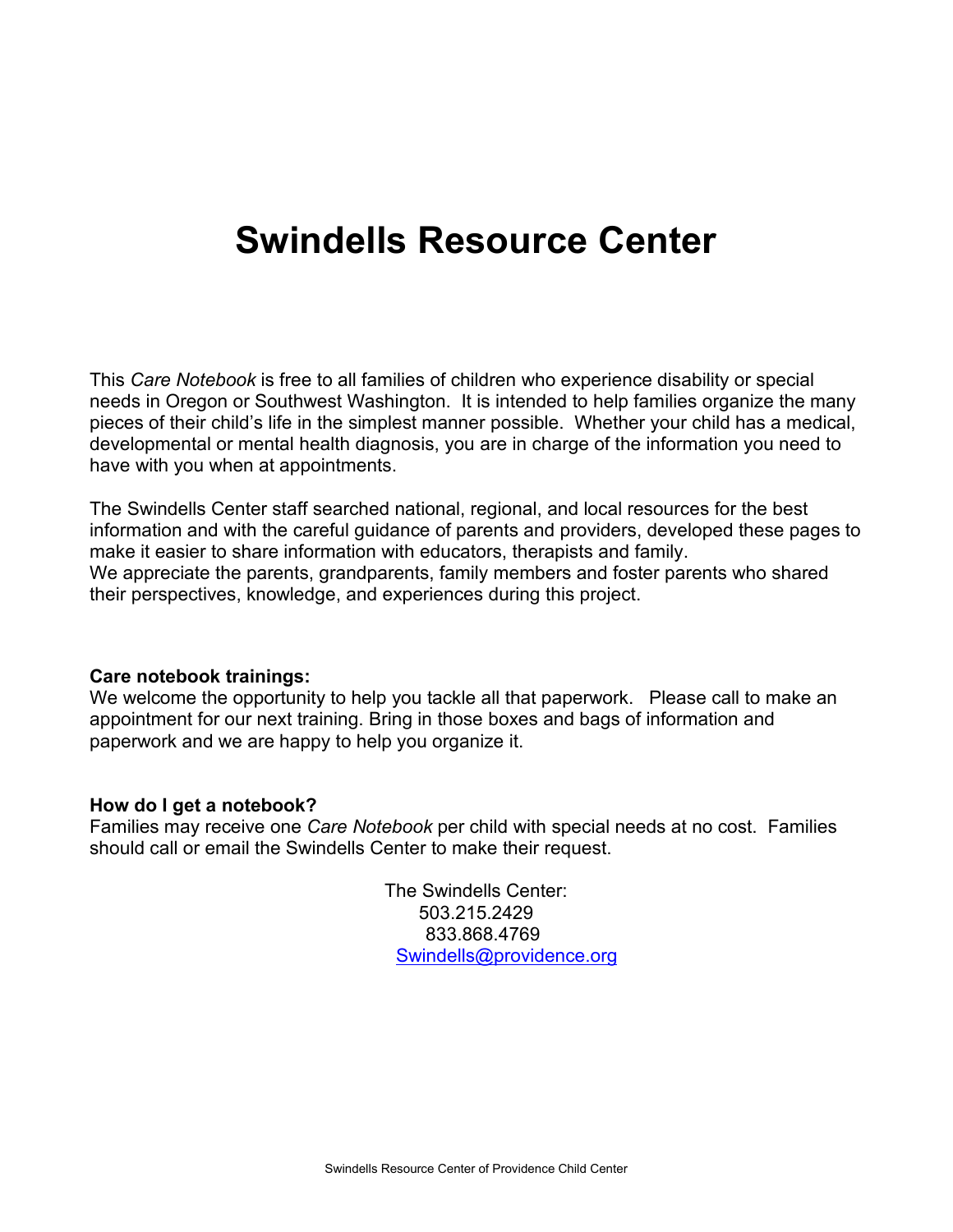# Swindells Resource Center

This *Care Notebook* is free to all families of children who experience disability or special needs in Oregon or Southwest Washington. It is intended to help families organize the many pieces of their child's life in the simplest manner possible. Whether your child has a medical, developmental or mental health diagnosis, you are in charge of the information you need to have with you when at appointments.

The Swindells Center staff searched national, regional, and local resources for the best information and with the careful guidance of parents and providers, developed these pages to make it easier to share information with educators, therapists and family.
We appreciate the parents, grandparents, family members and foster parents who shared their perspectives, knowledge, and experiences during this project.

**Care notebook trainings:**
We welcome the opportunity to help you tackle all that paperwork. Please call to make an appointment for our next training. Bring in those boxes and bags of information and paperwork and we are happy to help you organize it.

**How do I get a notebook?**
Families may receive one *Care Notebook* per child with special needs at no cost. Families should call or email the Swindells Center to make their request.

The Swindells Center:
503.215.2429
833.868.4769
Swindells@providence.org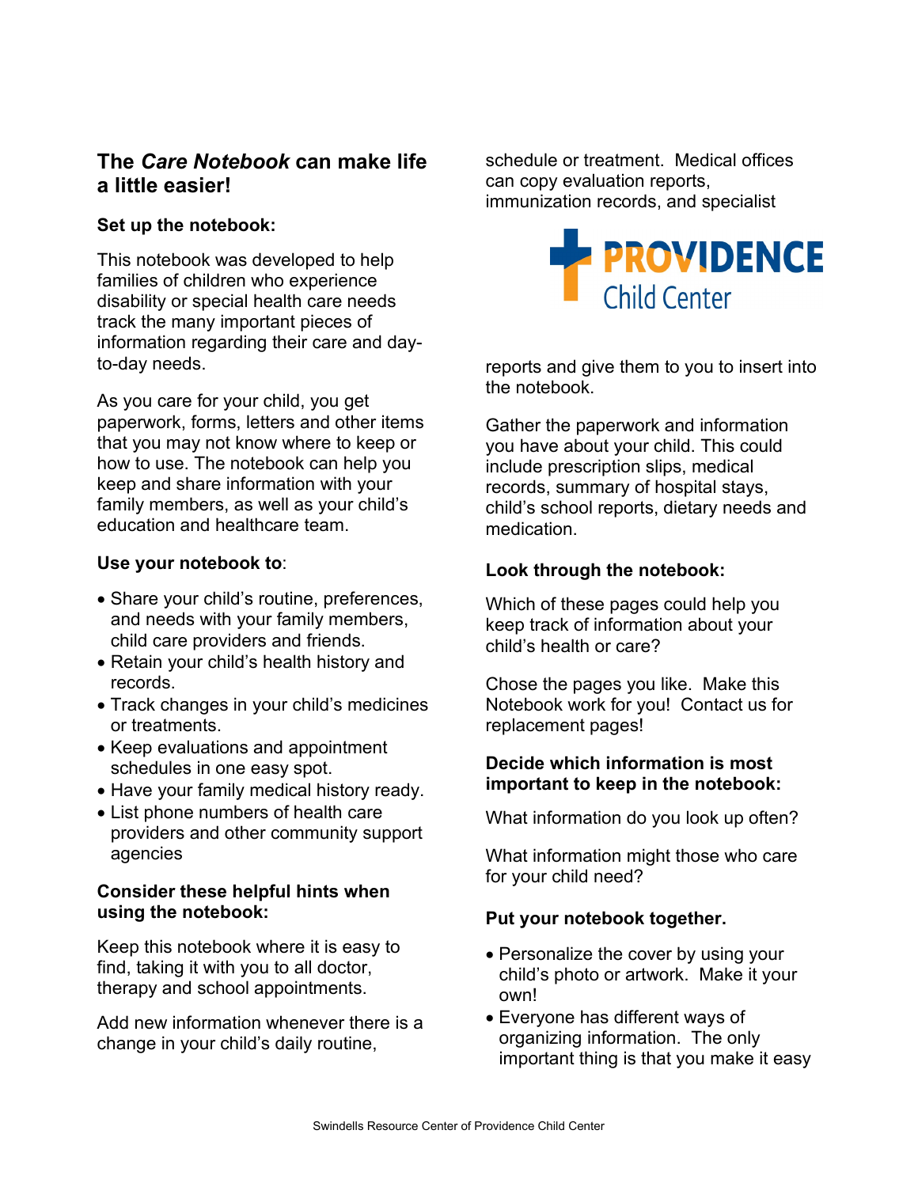## The *Care Notebook* can make life a little easier!

**Set up the notebook:**

This notebook was developed to help families of children who experience disability or special health care needs track the many important pieces of information regarding their care and day-to-day needs.

As you care for your child, you get paperwork, forms, letters and other items that you may not know where to keep or how to use. The notebook can help you keep and share information with your family members, as well as your child's education and healthcare team.

**Use your notebook to**:

- Share your child's routine, preferences, and needs with your family members, child care providers and friends.
- Retain your child's health history and records.
- Track changes in your child's medicines or treatments.
- Keep evaluations and appointment schedules in one easy spot.
- Have your family medical history ready.
- List phone numbers of health care providers and other community support agencies

**Consider these helpful hints when using the notebook:**

Keep this notebook where it is easy to find, taking it with you to all doctor, therapy and school appointments.

Add new information whenever there is a change in your child's daily routine, schedule or treatment. Medical offices can copy evaluation reports, immunization records, and specialist reports and give them to you to insert into the notebook.

Gather the paperwork and information you have about your child. This could include prescription slips, medical records, summary of hospital stays, child's school reports, dietary needs and medication.

**Look through the notebook:**

Which of these pages could help you keep track of information about your child's health or care?

Chose the pages you like. Make this Notebook work for you! Contact us for replacement pages!

**Decide which information is most important to keep in the notebook:**

What information do you look up often?

What information might those who care for your child need?

**Put your notebook together.**

- Personalize the cover by using your child's photo or artwork. Make it your own!
- Everyone has different ways of organizing information. The only important thing is that you make it easy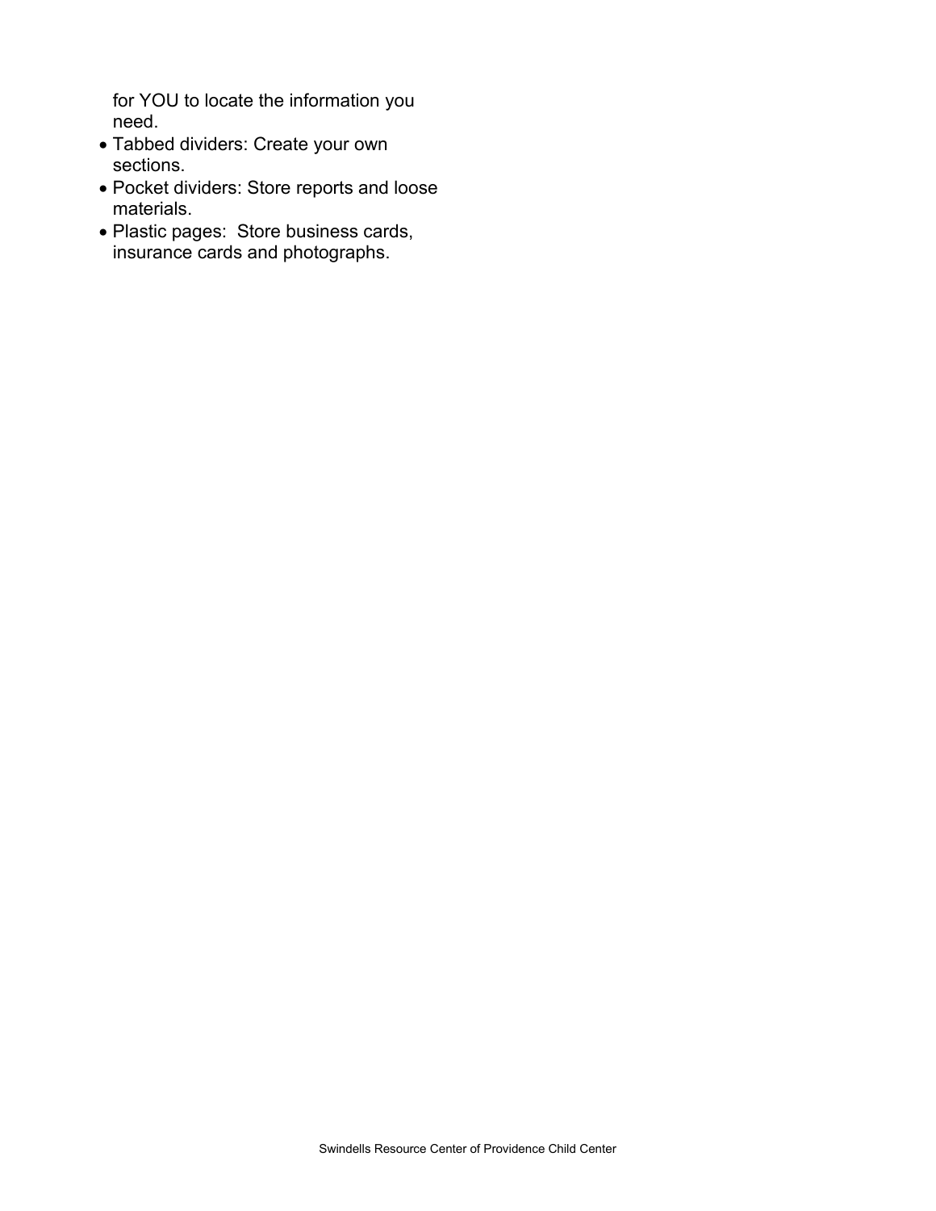for YOU to locate the information you need.

- Tabbed dividers: Create your own sections.
- Pocket dividers: Store reports and loose materials.
- Plastic pages:  Store business cards, insurance cards and photographs.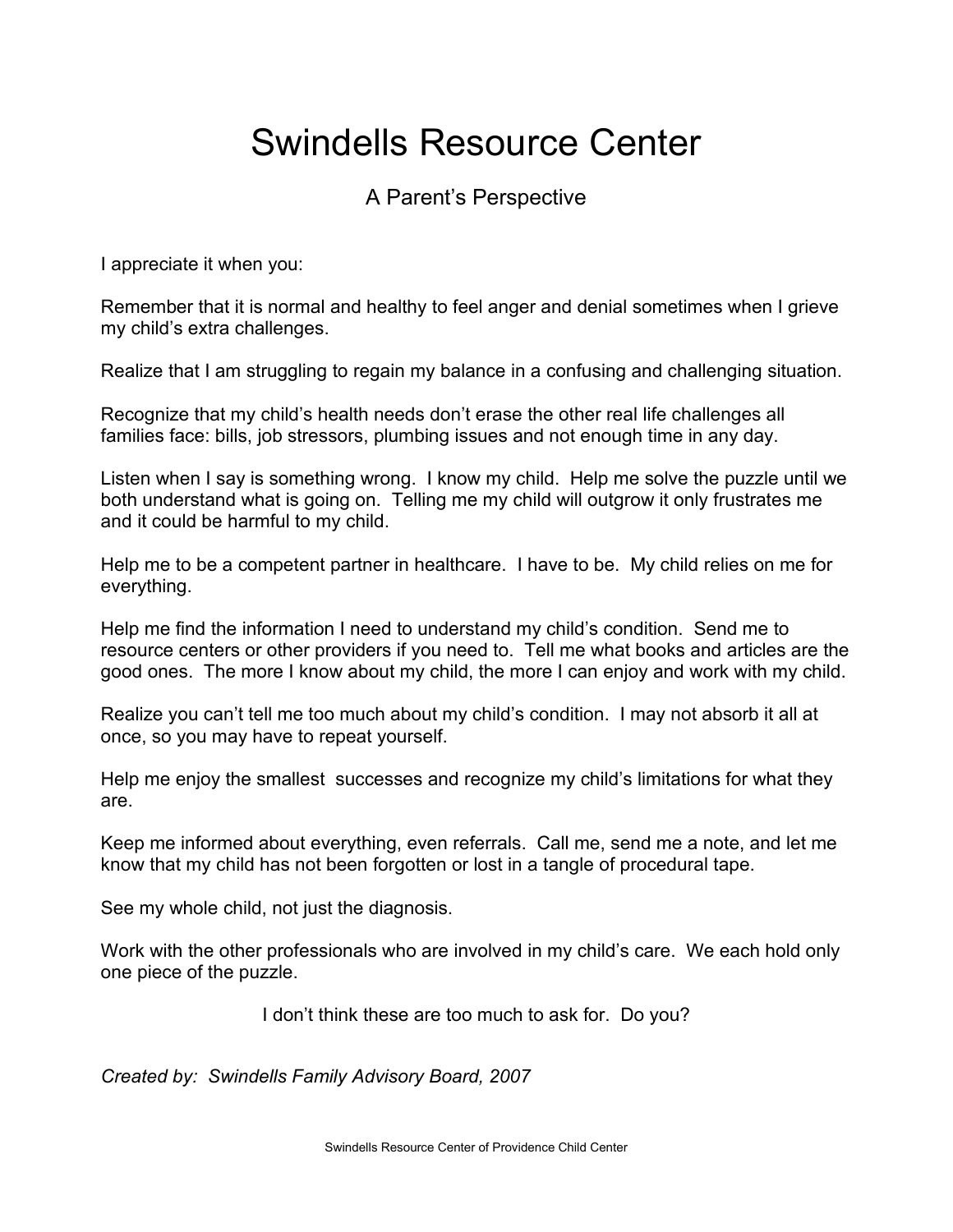# Swindells Resource Center

## A Parent's Perspective

I appreciate it when you:

Remember that it is normal and healthy to feel anger and denial sometimes when I grieve my child's extra challenges.

Realize that I am struggling to regain my balance in a confusing and challenging situation.

Recognize that my child's health needs don't erase the other real life challenges all families face: bills, job stressors, plumbing issues and not enough time in any day.

Listen when I say is something wrong. I know my child. Help me solve the puzzle until we both understand what is going on. Telling me my child will outgrow it only frustrates me and it could be harmful to my child.

Help me to be a competent partner in healthcare. I have to be. My child relies on me for everything.

Help me find the information I need to understand my child's condition. Send me to resource centers or other providers if you need to. Tell me what books and articles are the good ones. The more I know about my child, the more I can enjoy and work with my child.

Realize you can't tell me too much about my child's condition. I may not absorb it all at once, so you may have to repeat yourself.

Help me enjoy the smallest successes and recognize my child's limitations for what they are.

Keep me informed about everything, even referrals. Call me, send me a note, and let me know that my child has not been forgotten or lost in a tangle of procedural tape.

See my whole child, not just the diagnosis.

Work with the other professionals who are involved in my child's care. We each hold only one piece of the puzzle.

I don't think these are too much to ask for. Do you?

*Created by: Swindells Family Advisory Board, 2007*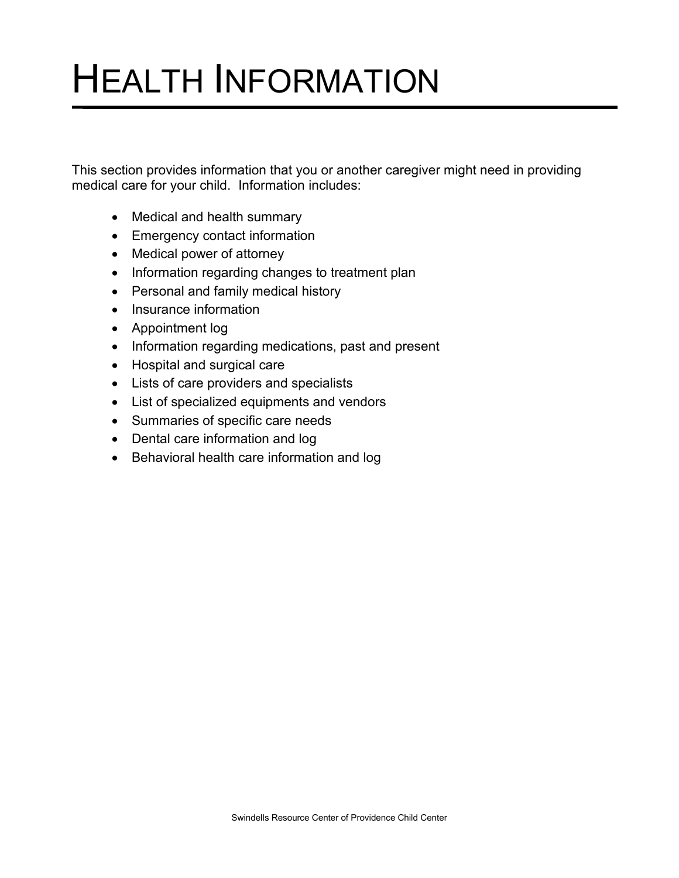# HEALTH INFORMATION

This section provides information that you or another caregiver might need in providing medical care for your child. Information includes:

- Medical and health summary
- Emergency contact information
- Medical power of attorney
- Information regarding changes to treatment plan
- Personal and family medical history
- Insurance information
- Appointment log
- Information regarding medications, past and present
- Hospital and surgical care
- Lists of care providers and specialists
- List of specialized equipments and vendors
- Summaries of specific care needs
- Dental care information and log
- Behavioral health care information and log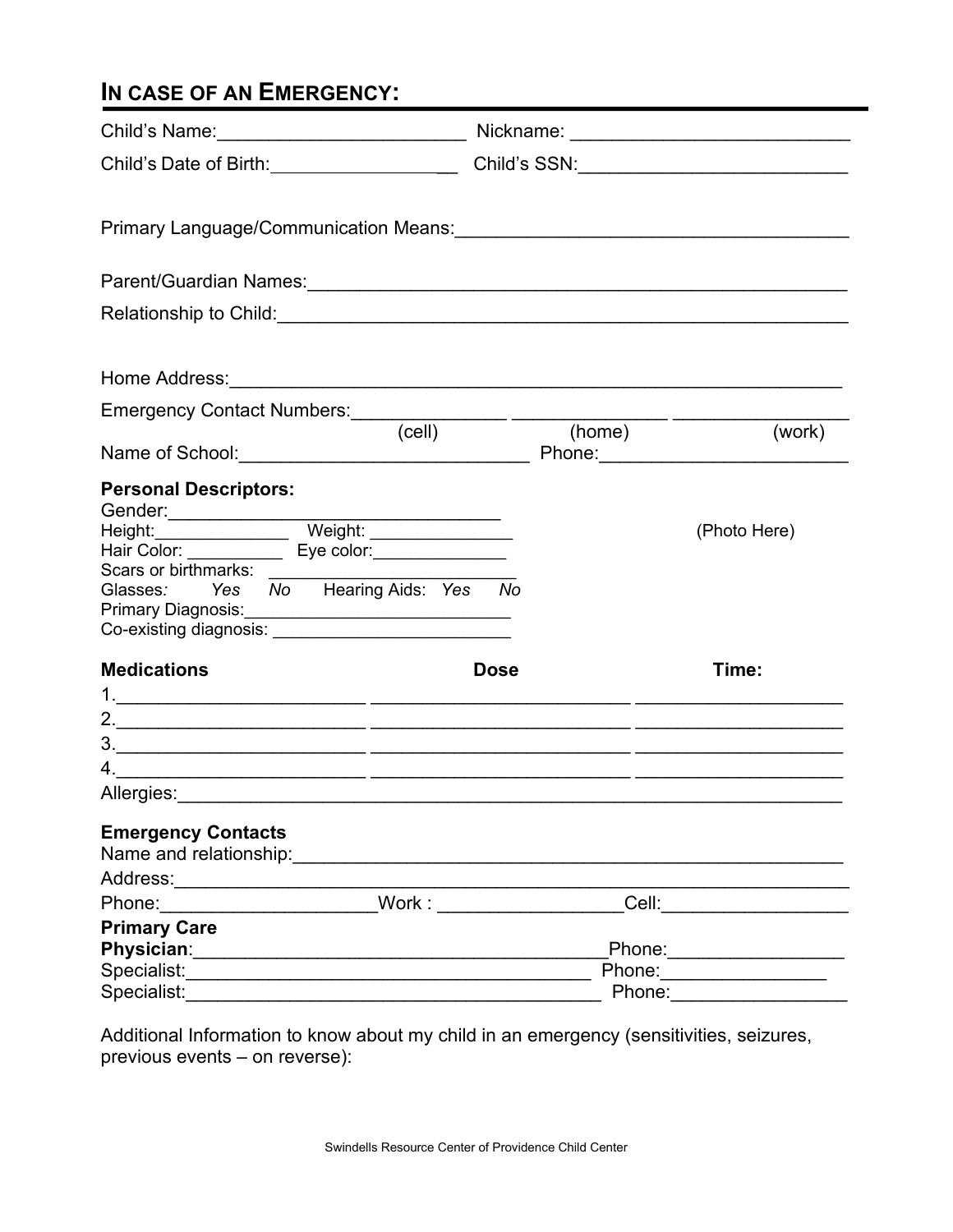## IN CASE OF AN EMERGENCY:

Child's Name:________________________ Nickname: ___________________________

Child's Date of Birth:___________________ Child's SSN:__________________________

Primary Language/Communication Means:_____________________________________

Parent/Guardian Names:_______________________________________________________

Relationship to Child:_________________________________________________________

Home Address:_______________________________________________________________

Emergency Contact Numbers:_______________ _______________ _________________
(cell) (home) (work)

Name of School:_____________________________ Phone:________________________

**Personal Descriptors:**

Gender:_________________________________

Height:______________ Weight: _______________

Hair Color: __________ Eye color:______________

Scars or birthmarks: __________________________

Glasses*:* *Yes* *No* Hearing Aids: *Yes* *No*

Primary Diagnosis:____________________________

Co-existing diagnosis: ________________________

(Photo Here)

| **Medications** | **Dose** | **Time:** |
|---|---|---|
| 1.________________________ | _________________________ | ____________________ |
| 2.________________________ | _________________________ | ____________________ |
| 3.________________________ | _________________________ | ____________________ |
| 4.________________________ | _________________________ | ____________________ |

Allergies:___________________________________________________________________

**Emergency Contacts**

Name and relationship:_________________________________________________

Address:____________________________________________________________________

Phone:_____________________Work : __________________Cell:__________________

**Primary Care Physician**:__________________________________________Phone:_________________

Specialist:_________________________________________ Phone:________________

Specialist:_________________________________________ Phone:_________________

Additional Information to know about my child in an emergency (sensitivities, seizures, previous events – on reverse):

Swindells Resource Center of Providence Child Center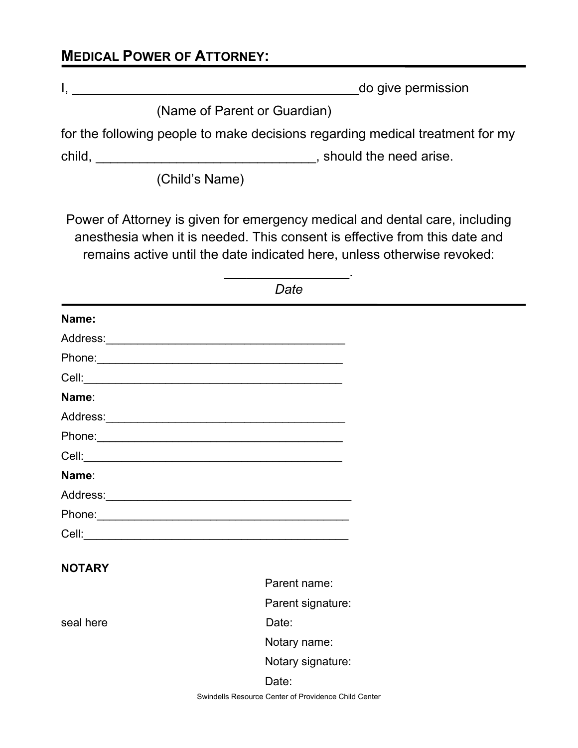## MEDICAL POWER OF ATTORNEY:

I, ________________________________________do give permission

(Name of Parent or Guardian)

for the following people to make decisions regarding medical treatment for my child, ______________________________, should the need arise.

(Child's Name)

Power of Attorney is given for emergency medical and dental care, including anesthesia when it is needed. This consent is effective from this date and remains active until the date indicated here, unless otherwise revoked:

_________________.

*Date*

---

**Name:**

Address:_____________________________________

Phone:______________________________________

Cell:________________________________________

**Name**:

Address:_____________________________________

Phone:______________________________________

Cell:________________________________________

**Name**:

Address:_____________________________________

Phone:______________________________________

Cell:________________________________________

**NOTARY**

seal here

Parent name:

Parent signature:

Date:

Notary name:

Notary signature:

Date:

Swindells Resource Center of Providence Child Center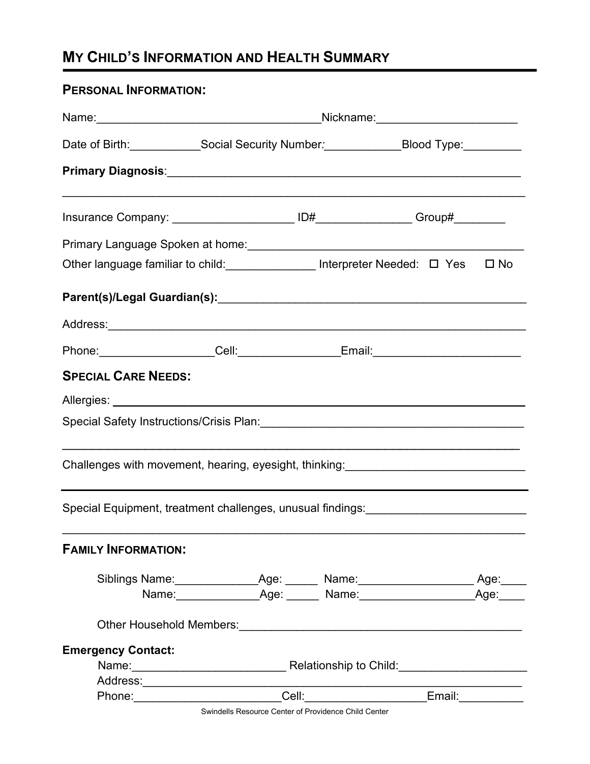# MY CHILD'S INFORMATION AND HEALTH SUMMARY

## PERSONAL INFORMATION:

Name:___________________________________Nickname:_____________________

Date of Birth:___________Social Security Number:____________Blood Type:_________

**Primary Diagnosis**:_______________________________________________________

_________________________________________________________________________

Insurance Company: ___________________ ID#_______________ Group#________

Primary Language Spoken at home:___________________________________________

Other language familiar to child:______________ Interpreter Needed: ☐ Yes ☐ No

**Parent(s)/Legal Guardian(s):**_______________________________________________

Address:_________________________________________________________________

Phone:_________________Cell:_______________Email:_______________________

## SPECIAL CARE NEEDS:

Allergies: _________________________________________________________________

Special Safety Instructions/Crisis Plan:________________________________________

_________________________________________________________________________

Challenges with movement, hearing, eyesight, thinking:____________________________

_________________________________________________________________________

Special Equipment, treatment challenges, unusual findings:_________________________

_________________________________________________________________________

## FAMILY INFORMATION:

Siblings Name:_____________Age: _____ Name:__________________ Age:____
Name:_____________Age: _____ Name:__________________Age:____

Other Household Members:_____________________________________________

**Emergency Contact:**

Name:________________________ Relationship to Child:____________________

Address:_______________________________________________________________

Phone:______________________Cell:__________________Email:__________

Swindells Resource Center of Providence Child Center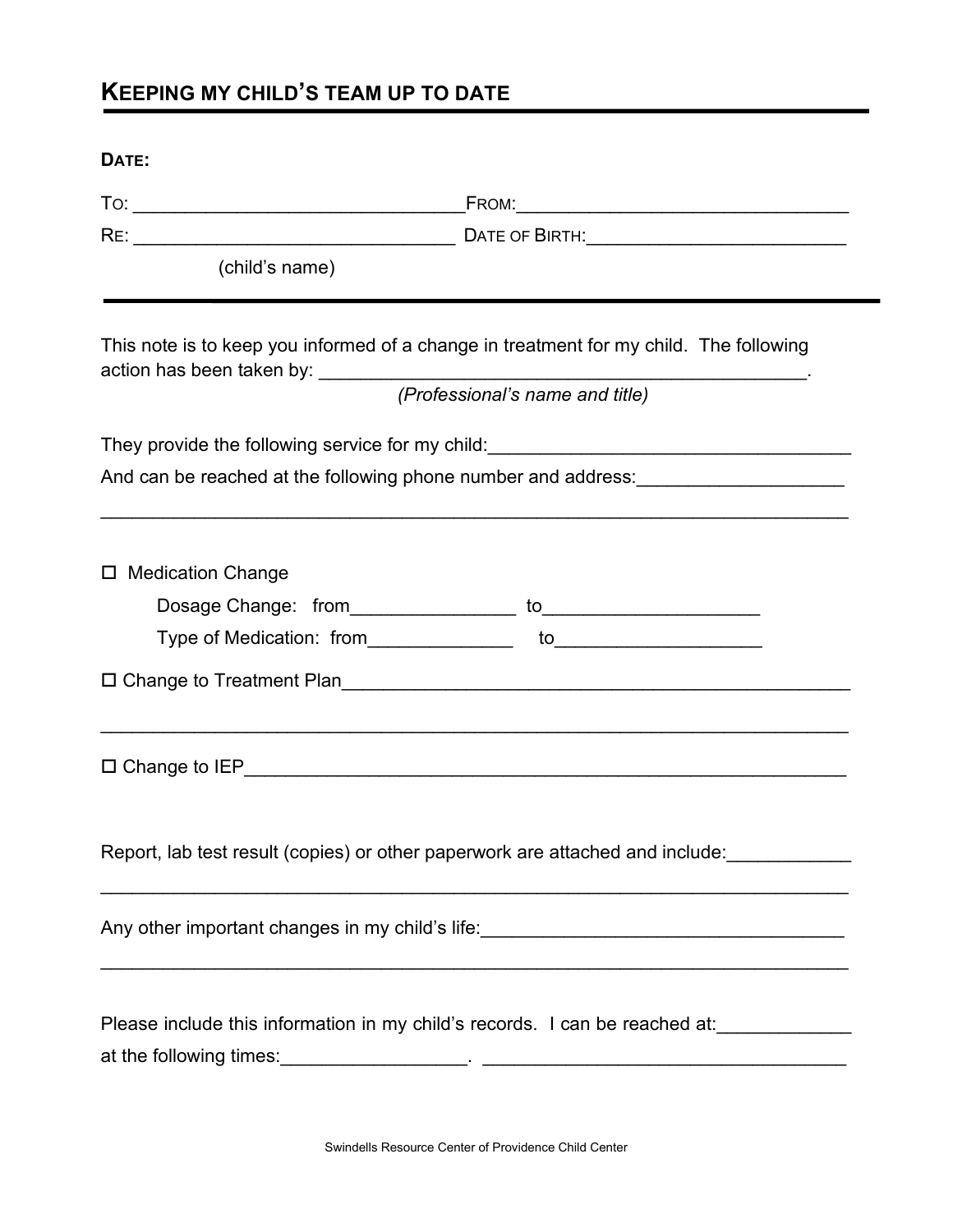# KEEPING MY CHILD'S TEAM UP TO DATE

**DATE:**

TO: _______________________________ FROM: _______________________________

RE: _______________________________ DATE OF BIRTH: _________________________

(child's name)

---

This note is to keep you informed of a change in treatment for my child. The following action has been taken by: _______________________________________________.

*(Professional's name and title)*

They provide the following service for my child: ___________________________________

And can be reached at the following phone number and address: ___________________

_________________________________________________________________________

☐ Medication Change

Dosage Change: from_______________ to____________________

Type of Medication: from_____________ to___________________

☐ Change to Treatment Plan_______________________________________________

_________________________________________________________________________

☐ Change to IEP__________________________________________________________

Report, lab test result (copies) or other paperwork are attached and include: ___________

_________________________________________________________________________

Any other important changes in my child's life: ___________________________________

_________________________________________________________________________

Please include this information in my child's records. I can be reached at: ____________

at the following times: _________________. ___________________________________

Swindells Resource Center of Providence Child Center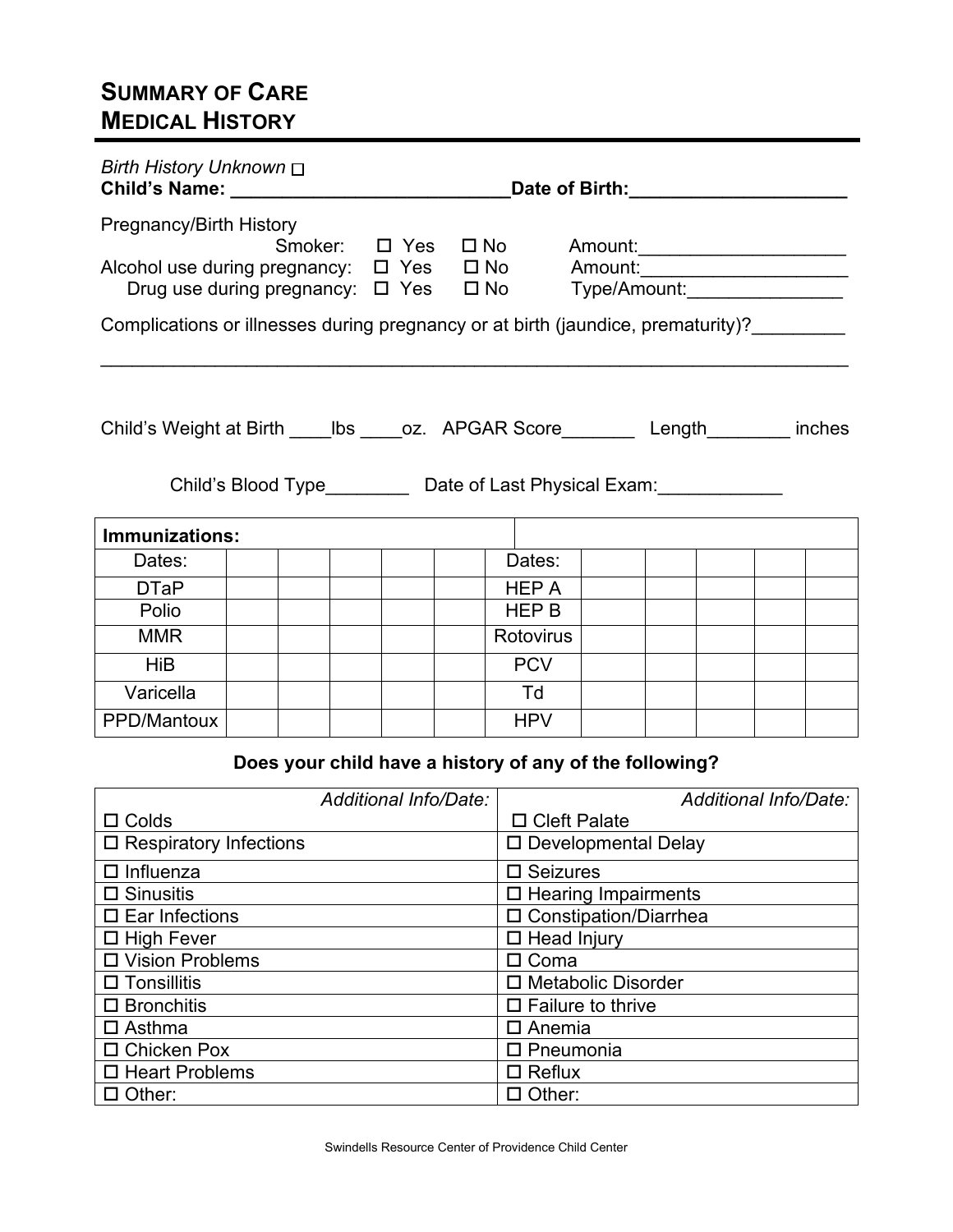# SUMMARY OF CARE
# MEDICAL HISTORY

*Birth History Unknown* ☐

**Child's Name: ___________________________ Date of Birth: _____________________**

Pregnancy/Birth History

Smoker: ☐ Yes ☐ No Amount: ____________________

Alcohol use during pregnancy: ☐ Yes ☐ No Amount: ____________________

Drug use during pregnancy: ☐ Yes ☐ No Type/Amount: _______________

Complications or illnesses during pregnancy or at birth (jaundice, prematurity)? _________

______________________________________________________________________________

Child's Weight at Birth ____lbs ____oz. APGAR Score_______ Length________ inches

Child's Blood Type________ Date of Last Physical Exam: ____________

| **Immunizations:** | | | | | | | | | | | |
|---|---|---|---|---|---|---|---|---|---|---|---|
| Dates: | | | | | | Dates: | | | | | |
| DTaP | | | | | | HEP A | | | | | |
| Polio | | | | | | HEP B | | | | | |
| MMR | | | | | | Rotovirus | | | | | |
| HiB | | | | | | PCV | | | | | |
| Varicella | | | | | | Td | | | | | |
| PPD/Mantoux | | | | | | HPV | | | | | |

**Does your child have a history of any of the following?**

| *Additional Info/Date:* | *Additional Info/Date:* |
|---|---|
| ☐ Colds | ☐ Cleft Palate |
| ☐ Respiratory Infections | ☐ Developmental Delay |
| ☐ Influenza | ☐ Seizures |
| ☐ Sinusitis | ☐ Hearing Impairments |
| ☐ Ear Infections | ☐ Constipation/Diarrhea |
| ☐ High Fever | ☐ Head Injury |
| ☐ Vision Problems | ☐ Coma |
| ☐ Tonsillitis | ☐ Metabolic Disorder |
| ☐ Bronchitis | ☐ Failure to thrive |
| ☐ Asthma | ☐ Anemia |
| ☐ Chicken Pox | ☐ Pneumonia |
| ☐ Heart Problems | ☐ Reflux |
| ☐ Other: | ☐ Other: |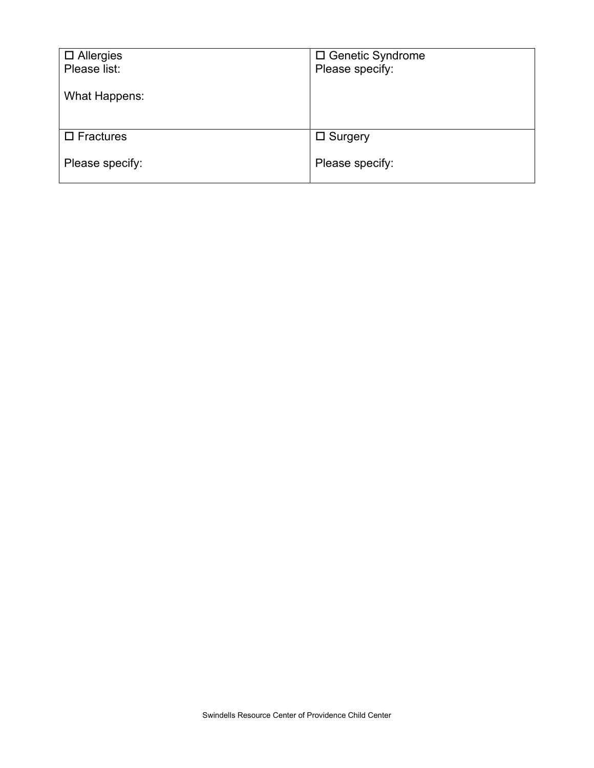| | |
|---|---|
| ☐ Allergies<br>Please list:<br><br>What Happens: | ☐ Genetic Syndrome<br>Please specify: |
| ☐ Fractures<br><br>Please specify: | ☐ Surgery<br><br>Please specify: |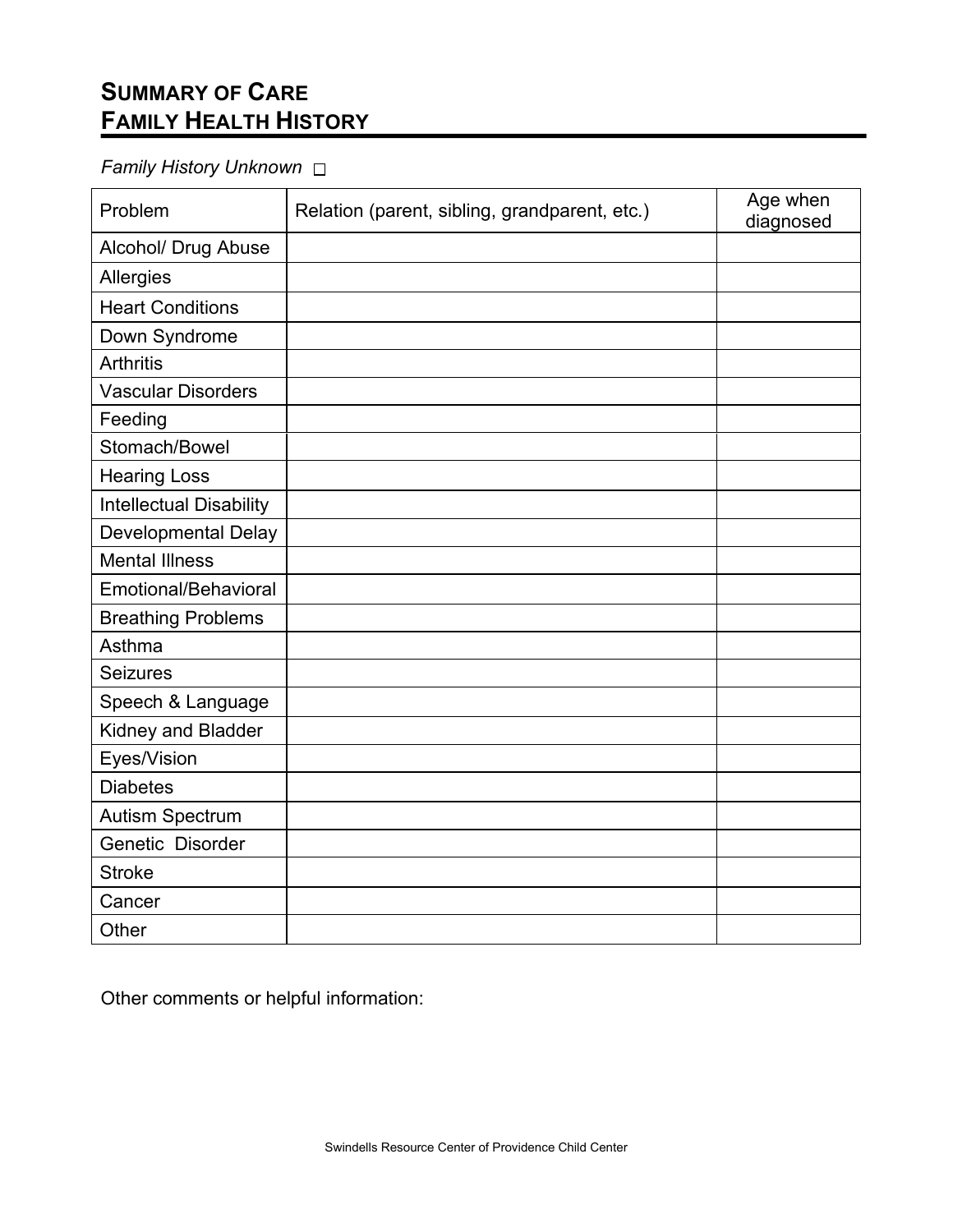# Summary of Care
# Family Health History

*Family History Unknown* ☐

| Problem | Relation (parent, sibling, grandparent, etc.) | Age when diagnosed |
|---|---|---|
| Alcohol/ Drug Abuse | | |
| Allergies | | |
| Heart Conditions | | |
| Down Syndrome | | |
| Arthritis | | |
| Vascular Disorders | | |
| Feeding | | |
| Stomach/Bowel | | |
| Hearing Loss | | |
| Intellectual Disability | | |
| Developmental Delay | | |
| Mental Illness | | |
| Emotional/Behavioral | | |
| Breathing Problems | | |
| Asthma | | |
| Seizures | | |
| Speech & Language | | |
| Kidney and Bladder | | |
| Eyes/Vision | | |
| Diabetes | | |
| Autism Spectrum | | |
| Genetic Disorder | | |
| Stroke | | |
| Cancer | | |
| Other | | |

Other comments or helpful information: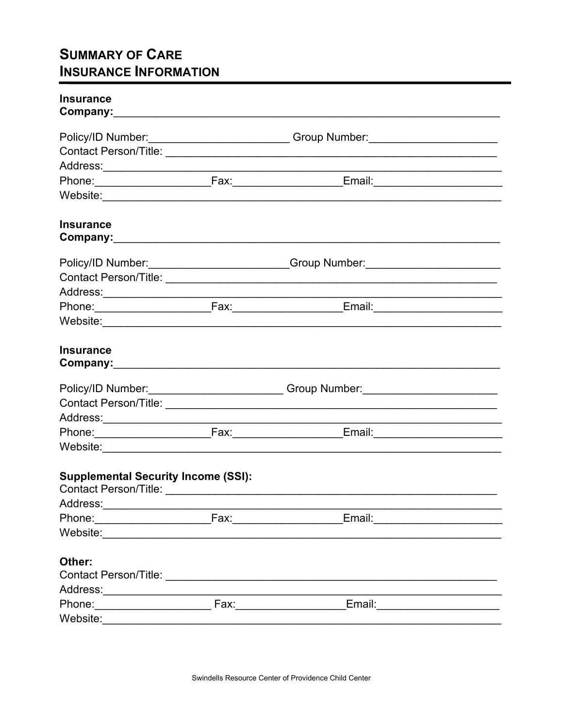# SUMMARY OF CARE
# INSURANCE INFORMATION

**Insurance Company:**\_\_\_\_\_\_\_\_\_\_\_\_\_\_\_\_\_\_\_\_\_\_\_\_\_\_\_\_\_\_\_\_\_\_\_\_\_\_\_\_\_\_\_\_\_\_\_\_\_\_\_\_\_\_\_\_\_\_\_\_

Policy/ID Number:\_\_\_\_\_\_\_\_\_\_\_\_\_\_\_\_\_\_\_\_\_\_\_\_ Group Number:\_\_\_\_\_\_\_\_\_\_\_\_\_\_\_\_\_\_\_\_\_\_

Contact Person/Title: \_\_\_\_\_\_\_\_\_\_\_\_\_\_\_\_\_\_\_\_\_\_\_\_\_\_\_\_\_\_\_\_\_\_\_\_\_\_\_\_\_\_\_\_\_\_\_\_\_\_\_\_\_\_

Address:\_\_\_\_\_\_\_\_\_\_\_\_\_\_\_\_\_\_\_\_\_\_\_\_\_\_\_\_\_\_\_\_\_\_\_\_\_\_\_\_\_\_\_\_\_\_\_\_\_\_\_\_\_\_\_\_\_\_\_\_\_\_\_\_\_\_

Phone:\_\_\_\_\_\_\_\_\_\_\_\_\_\_\_\_\_\_\_\_Fax:\_\_\_\_\_\_\_\_\_\_\_\_\_\_\_\_\_\_\_Email:\_\_\_\_\_\_\_\_\_\_\_\_\_\_\_\_\_\_\_\_\_\_

Website:\_\_\_\_\_\_\_\_\_\_\_\_\_\_\_\_\_\_\_\_\_\_\_\_\_\_\_\_\_\_\_\_\_\_\_\_\_\_\_\_\_\_\_\_\_\_\_\_\_\_\_\_\_\_\_\_\_\_\_\_\_\_\_\_\_\_

**Insurance Company:**\_\_\_\_\_\_\_\_\_\_\_\_\_\_\_\_\_\_\_\_\_\_\_\_\_\_\_\_\_\_\_\_\_\_\_\_\_\_\_\_\_\_\_\_\_\_\_\_\_\_\_\_\_\_\_\_\_\_\_\_

Policy/ID Number:\_\_\_\_\_\_\_\_\_\_\_\_\_\_\_\_\_\_\_\_\_\_\_\_Group Number:\_\_\_\_\_\_\_\_\_\_\_\_\_\_\_\_\_\_\_\_\_\_\_

Contact Person/Title: \_\_\_\_\_\_\_\_\_\_\_\_\_\_\_\_\_\_\_\_\_\_\_\_\_\_\_\_\_\_\_\_\_\_\_\_\_\_\_\_\_\_\_\_\_\_\_\_\_\_\_\_\_\_

Address:\_\_\_\_\_\_\_\_\_\_\_\_\_\_\_\_\_\_\_\_\_\_\_\_\_\_\_\_\_\_\_\_\_\_\_\_\_\_\_\_\_\_\_\_\_\_\_\_\_\_\_\_\_\_\_\_\_\_\_\_\_\_\_\_\_\_

Phone:\_\_\_\_\_\_\_\_\_\_\_\_\_\_\_\_\_\_\_\_Fax:\_\_\_\_\_\_\_\_\_\_\_\_\_\_\_\_\_\_\_Email:\_\_\_\_\_\_\_\_\_\_\_\_\_\_\_\_\_\_\_\_\_\_

Website:\_\_\_\_\_\_\_\_\_\_\_\_\_\_\_\_\_\_\_\_\_\_\_\_\_\_\_\_\_\_\_\_\_\_\_\_\_\_\_\_\_\_\_\_\_\_\_\_\_\_\_\_\_\_\_\_\_\_\_\_\_\_\_\_\_\_

**Insurance Company:**\_\_\_\_\_\_\_\_\_\_\_\_\_\_\_\_\_\_\_\_\_\_\_\_\_\_\_\_\_\_\_\_\_\_\_\_\_\_\_\_\_\_\_\_\_\_\_\_\_\_\_\_\_\_\_\_\_\_\_\_

Policy/ID Number:\_\_\_\_\_\_\_\_\_\_\_\_\_\_\_\_\_\_\_\_\_\_\_ Group Number:\_\_\_\_\_\_\_\_\_\_\_\_\_\_\_\_\_\_\_\_\_\_\_

Contact Person/Title: \_\_\_\_\_\_\_\_\_\_\_\_\_\_\_\_\_\_\_\_\_\_\_\_\_\_\_\_\_\_\_\_\_\_\_\_\_\_\_\_\_\_\_\_\_\_\_\_\_\_\_\_\_\_

Address:\_\_\_\_\_\_\_\_\_\_\_\_\_\_\_\_\_\_\_\_\_\_\_\_\_\_\_\_\_\_\_\_\_\_\_\_\_\_\_\_\_\_\_\_\_\_\_\_\_\_\_\_\_\_\_\_\_\_\_\_\_\_\_\_\_\_

Phone:\_\_\_\_\_\_\_\_\_\_\_\_\_\_\_\_\_\_\_\_Fax:\_\_\_\_\_\_\_\_\_\_\_\_\_\_\_\_\_\_\_Email:\_\_\_\_\_\_\_\_\_\_\_\_\_\_\_\_\_\_\_\_\_\_

Website:\_\_\_\_\_\_\_\_\_\_\_\_\_\_\_\_\_\_\_\_\_\_\_\_\_\_\_\_\_\_\_\_\_\_\_\_\_\_\_\_\_\_\_\_\_\_\_\_\_\_\_\_\_\_\_\_\_\_\_\_\_\_\_\_\_\_

**Supplemental Security Income (SSI):**

Contact Person/Title: \_\_\_\_\_\_\_\_\_\_\_\_\_\_\_\_\_\_\_\_\_\_\_\_\_\_\_\_\_\_\_\_\_\_\_\_\_\_\_\_\_\_\_\_\_\_\_\_\_\_\_\_\_\_

Address:\_\_\_\_\_\_\_\_\_\_\_\_\_\_\_\_\_\_\_\_\_\_\_\_\_\_\_\_\_\_\_\_\_\_\_\_\_\_\_\_\_\_\_\_\_\_\_\_\_\_\_\_\_\_\_\_\_\_\_\_\_\_\_\_\_\_

Phone:\_\_\_\_\_\_\_\_\_\_\_\_\_\_\_\_\_\_\_\_Fax:\_\_\_\_\_\_\_\_\_\_\_\_\_\_\_\_\_\_\_Email:\_\_\_\_\_\_\_\_\_\_\_\_\_\_\_\_\_\_\_\_\_\_

Website:\_\_\_\_\_\_\_\_\_\_\_\_\_\_\_\_\_\_\_\_\_\_\_\_\_\_\_\_\_\_\_\_\_\_\_\_\_\_\_\_\_\_\_\_\_\_\_\_\_\_\_\_\_\_\_\_\_\_\_\_\_\_\_\_\_\_

**Other:**

Contact Person/Title: \_\_\_\_\_\_\_\_\_\_\_\_\_\_\_\_\_\_\_\_\_\_\_\_\_\_\_\_\_\_\_\_\_\_\_\_\_\_\_\_\_\_\_\_\_\_\_\_\_\_\_\_\_\_

Address:\_\_\_\_\_\_\_\_\_\_\_\_\_\_\_\_\_\_\_\_\_\_\_\_\_\_\_\_\_\_\_\_\_\_\_\_\_\_\_\_\_\_\_\_\_\_\_\_\_\_\_\_\_\_\_\_\_\_\_\_\_\_\_\_\_\_

Phone:\_\_\_\_\_\_\_\_\_\_\_\_\_\_\_\_\_\_\_\_ Fax:\_\_\_\_\_\_\_\_\_\_\_\_\_\_\_\_\_\_\_Email:\_\_\_\_\_\_\_\_\_\_\_\_\_\_\_\_\_\_\_\_\_

Website:\_\_\_\_\_\_\_\_\_\_\_\_\_\_\_\_\_\_\_\_\_\_\_\_\_\_\_\_\_\_\_\_\_\_\_\_\_\_\_\_\_\_\_\_\_\_\_\_\_\_\_\_\_\_\_\_\_\_\_\_\_\_\_\_\_\_

Swindells Resource Center of Providence Child Center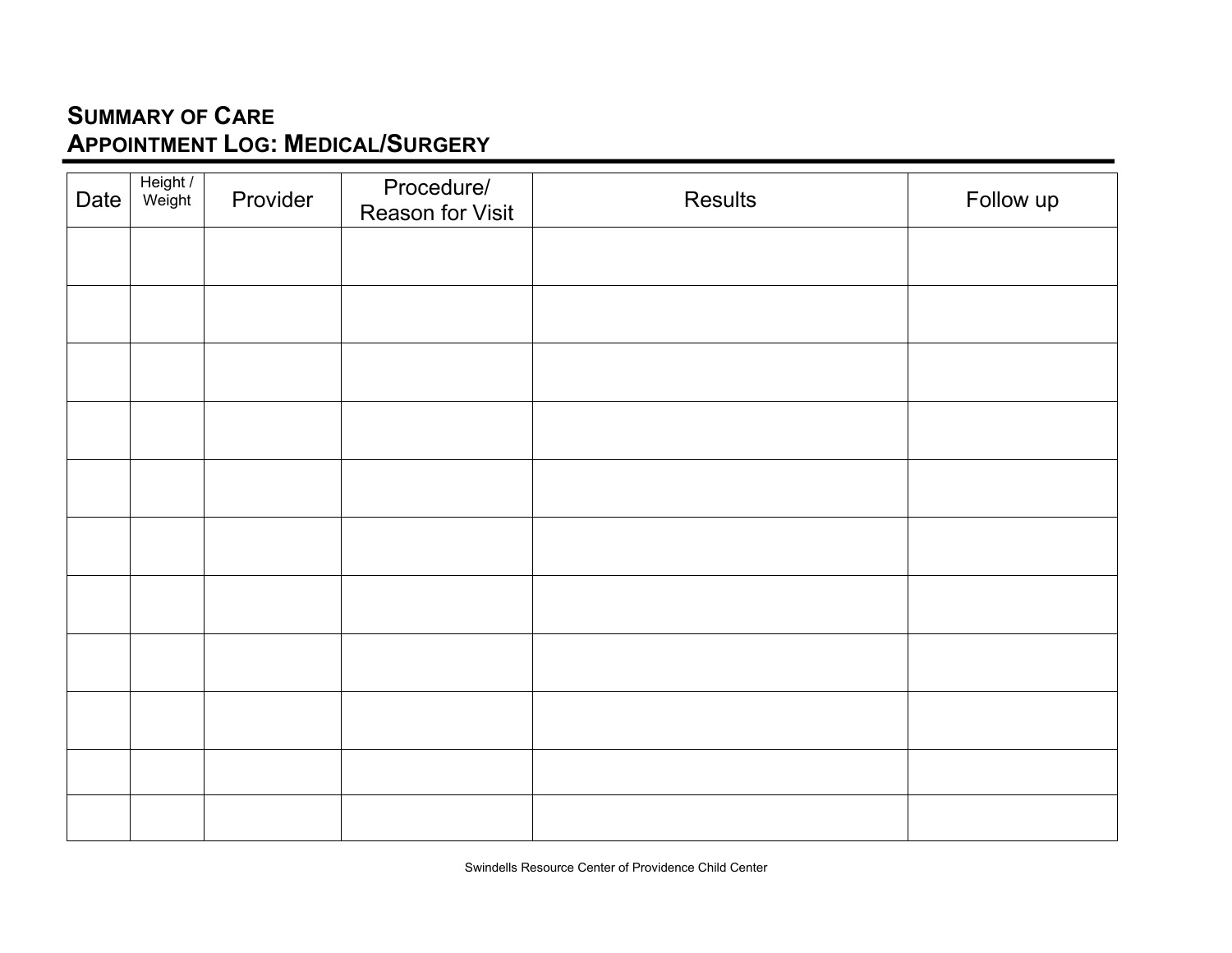# Summary of Care
# Appointment Log: Medical/Surgery

| Date | Height / Weight | Provider | Procedure/ Reason for Visit | Results | Follow up |
|---|---|---|---|---|---|
| | | | | | |
| | | | | | |
| | | | | | |
| | | | | | |
| | | | | | |
| | | | | | |
| | | | | | |
| | | | | | |
| | | | | | |
| | | | | | |
| | | | | | |

Swindells Resource Center of Providence Child Center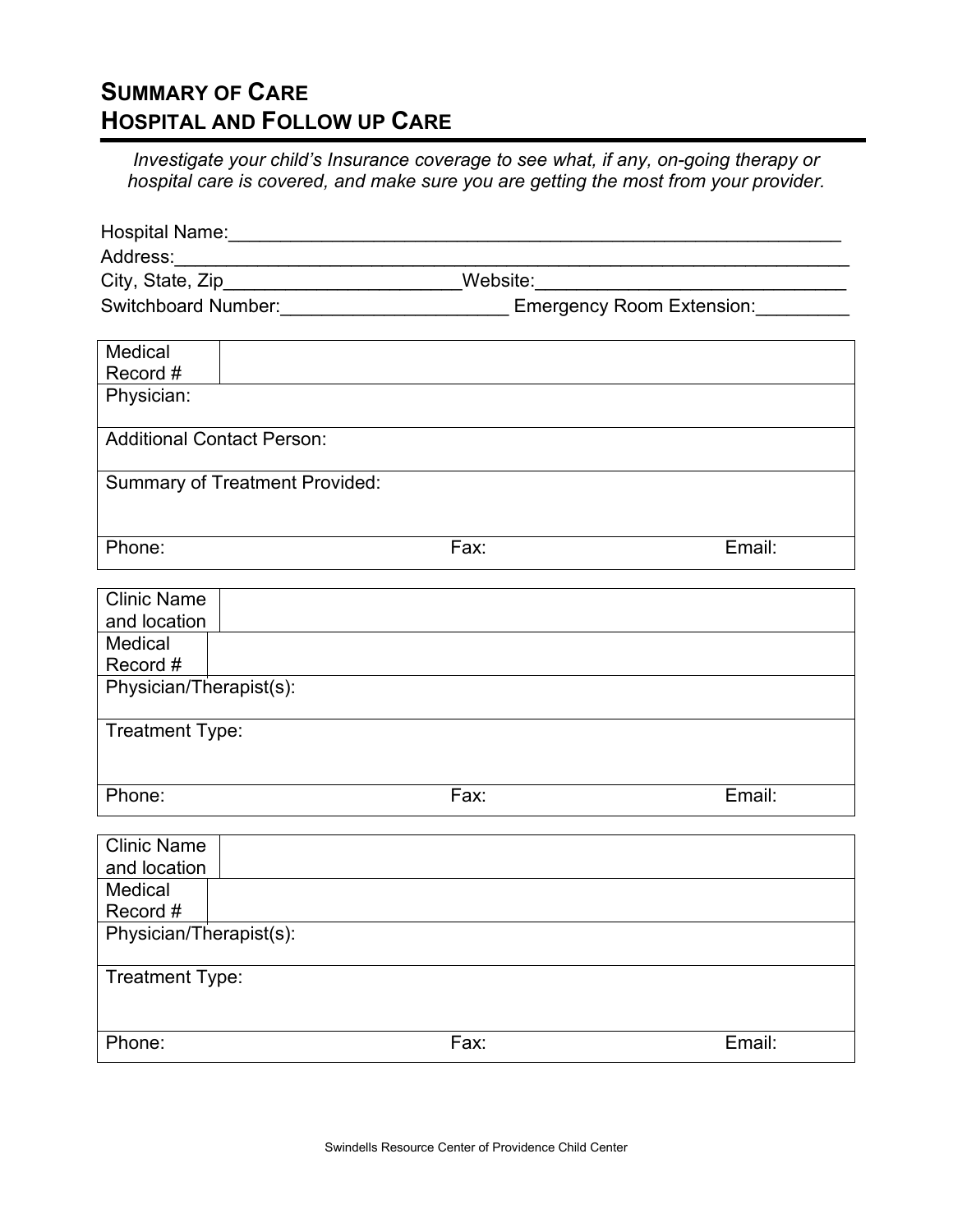# Summary of Care
# Hospital and Follow up Care

*Investigate your child's Insurance coverage to see what, if any, on-going therapy or hospital care is covered, and make sure you are getting the most from your provider.*

Hospital Name:_______________________________________________________________
Address:____________________________________________________________________
City, State, Zip_______________________Website:______________________________
Switchboard Number:______________________ Emergency Room Extension:_________

| Medical Record # | | |
|---|---|---|
| Physician: | | |
| Additional Contact Person: | | |
| Summary of Treatment Provided: | | |
| Phone: | Fax: | Email: |

| Clinic Name and location | | |
|---|---|---|
| Medical Record # | | |
| Physician/Therapist(s): | | |
| Treatment Type: | | |
| Phone: | Fax: | Email: |

| Clinic Name and location | | |
|---|---|---|
| Medical Record # | | |
| Physician/Therapist(s): | | |
| Treatment Type: | | |
| Phone: | Fax: | Email: |

Swindells Resource Center of Providence Child Center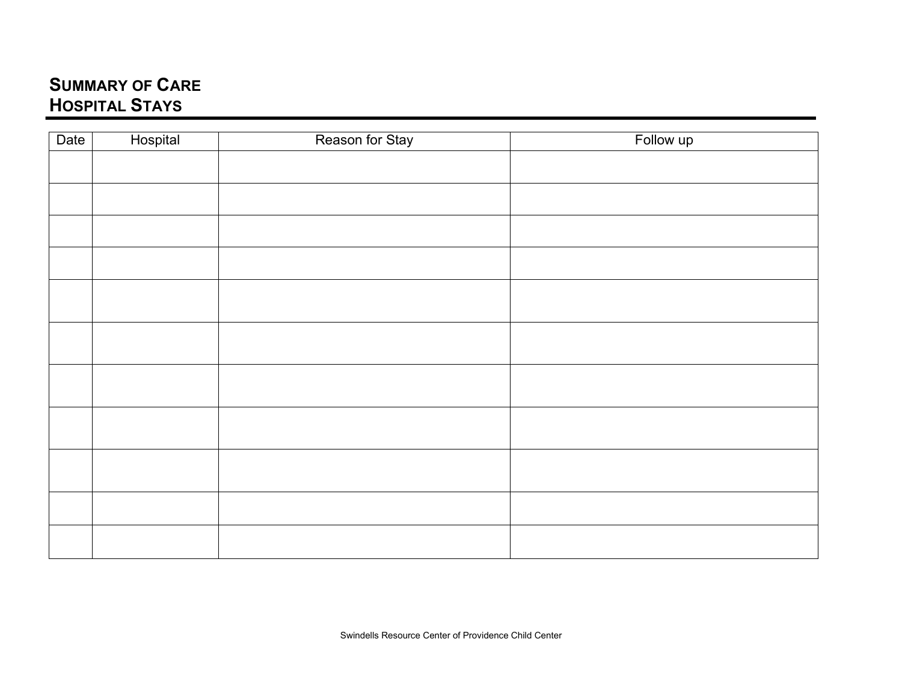# SUMMARY OF CARE
# HOSPITAL STAYS

| Date | Hospital | Reason for Stay | Follow up |
|---|---|---|---|
| | | | |
| | | | |
| | | | |
| | | | |
| | | | |
| | | | |
| | | | |
| | | | |
| | | | |
| | | | |
| | | | |

Swindells Resource Center of Providence Child Center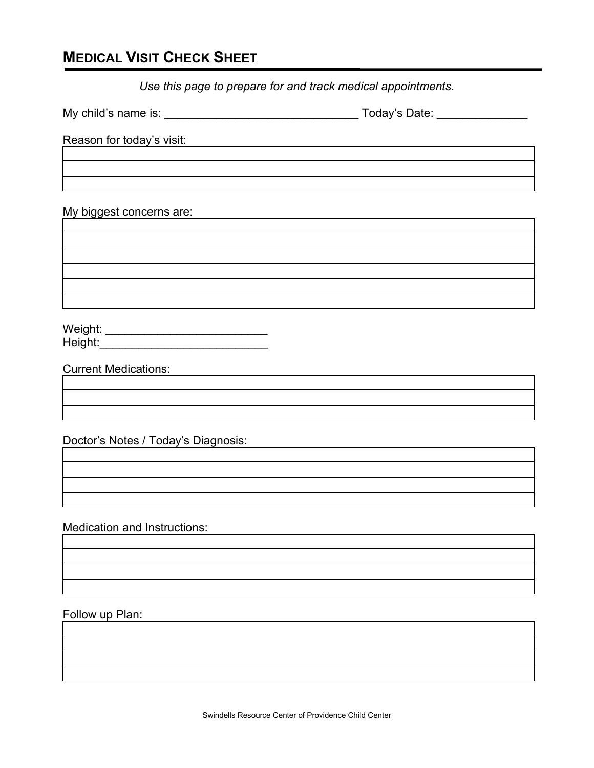# MEDICAL VISIT CHECK SHEET

*Use this page to prepare for and track medical appointments.*

My child's name is: ______________________________ Today's Date: ______________

Reason for today's visit:

| |
|---|
| |
| |
| |

My biggest concerns are:

| |
|---|
| |
| |
| |
| |
| |
| |

Weight: _________________________
Height:__________________________

Current Medications:

| |
|---|
| |
| |
| |

Doctor's Notes / Today's Diagnosis:

| |
|---|
| |
| |
| |
| |

Medication and Instructions:

| |
|---|
| |
| |
| |
| |

Follow up Plan:

| |
|---|
| |
| |
| |
| |

Swindells Resource Center of Providence Child Center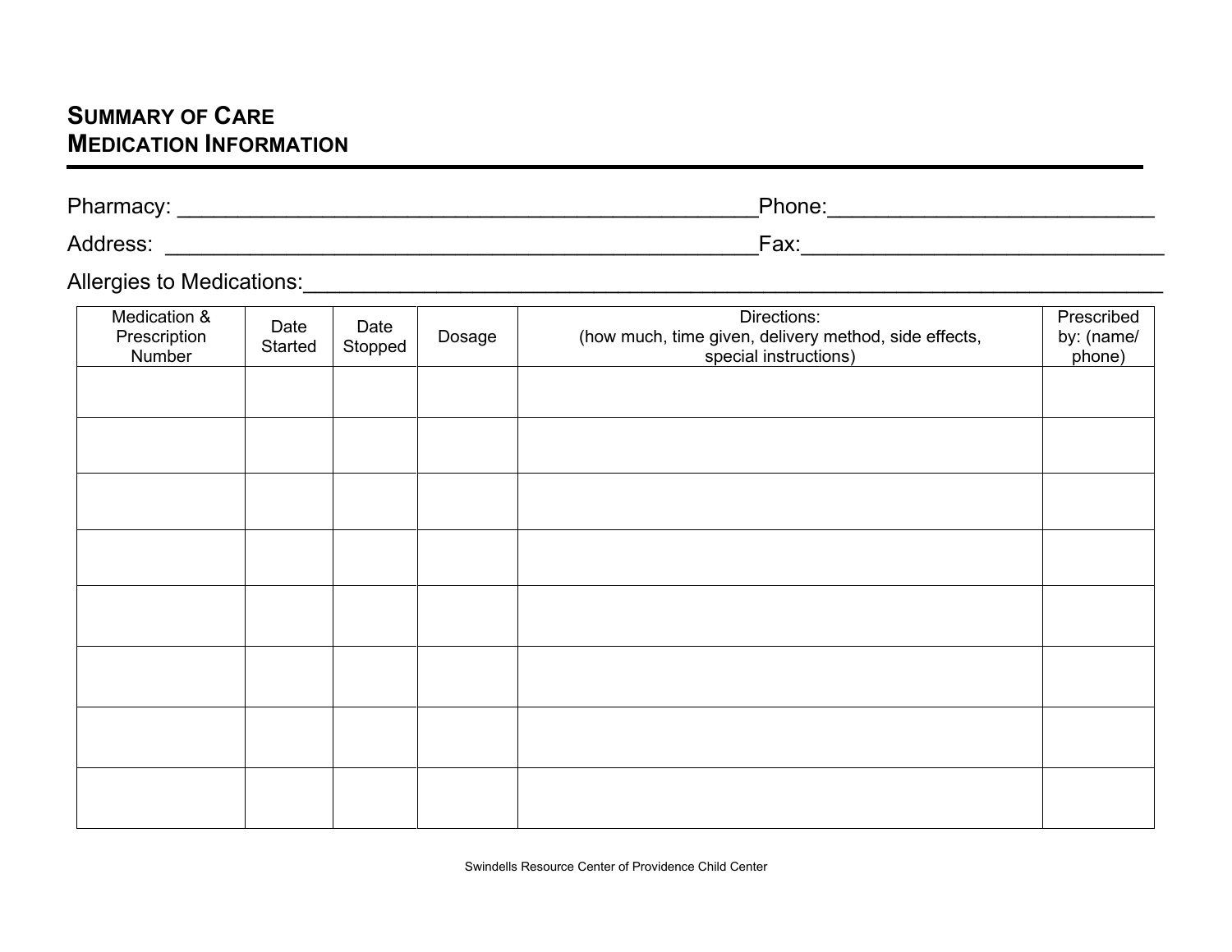# Summary of Care
## Medication Information

Pharmacy: ________________________________________________ Phone: ___________________________

Address: ________________________________________________ Fax: ______________________________

Allergies to Medications: ____________________________________________________________________

| Medication & Prescription Number | Date Started | Date Stopped | Dosage | Directions: (how much, time given, delivery method, side effects, special instructions) | Prescribed by: (name/ phone) |
|---|---|---|---|---|---|
| | | | | | |
| | | | | | |
| | | | | | |
| | | | | | |
| | | | | | |
| | | | | | |
| | | | | | |
| | | | | | |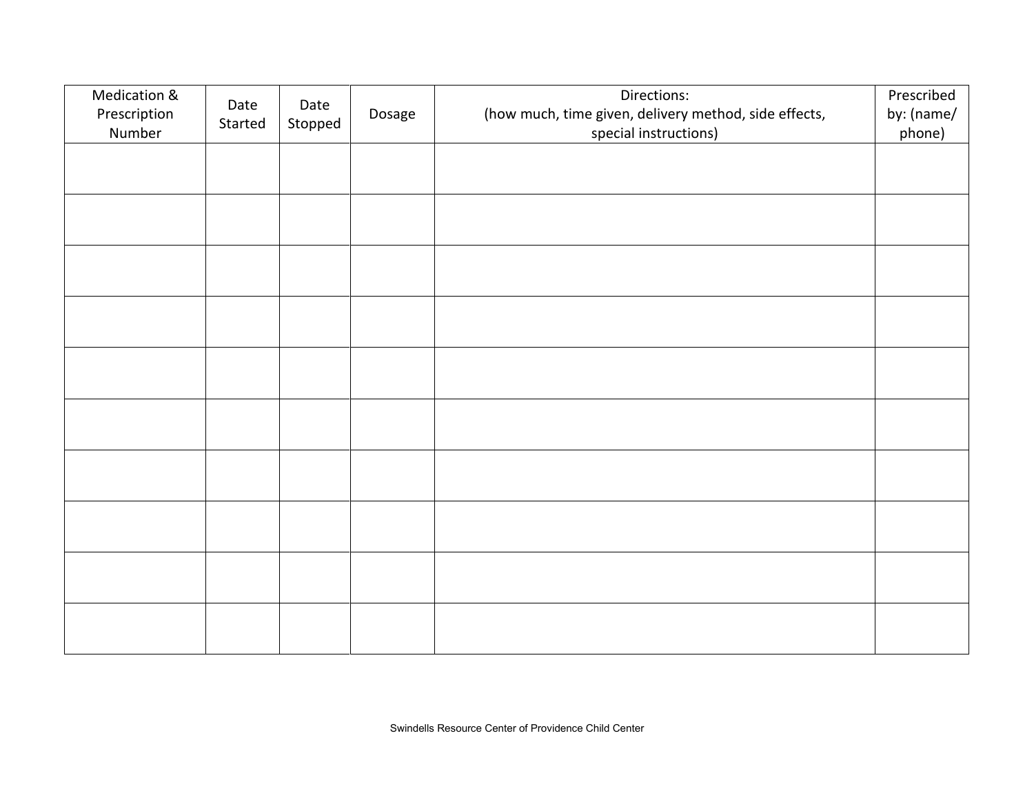| Medication & Prescription Number | Date Started | Date Stopped | Dosage | Directions: (how much, time given, delivery method, side effects, special instructions) | Prescribed by: (name/ phone) |
|---|---|---|---|---|---|
| | | | | | |
| | | | | | |
| | | | | | |
| | | | | | |
| | | | | | |
| | | | | | |
| | | | | | |
| | | | | | |
| | | | | | |
| | | | | | |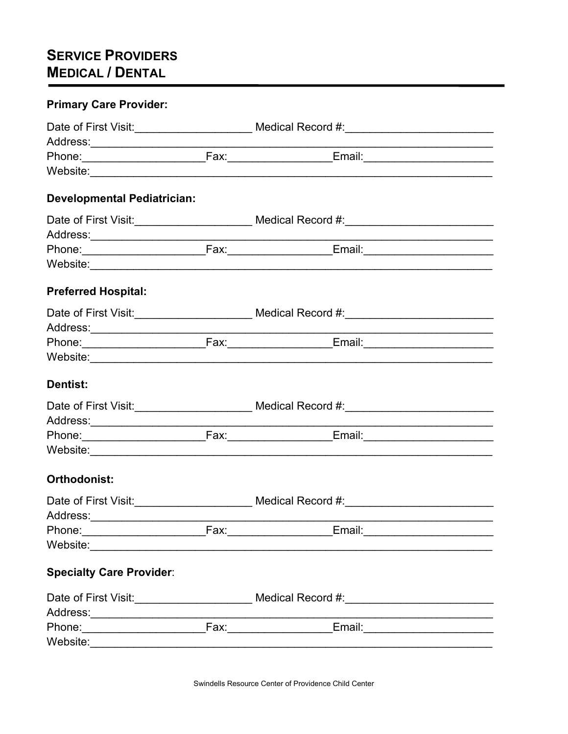# SERVICE PROVIDERS
# MEDICAL / DENTAL

**Primary Care Provider:**

Date of First Visit:___________________ Medical Record #:________________________
Address:___________________________________________________________________
Phone:____________________Fax:________________Email:_____________________
Website:___________________________________________________________________

**Developmental Pediatrician:**

Date of First Visit:___________________ Medical Record #:________________________
Address:___________________________________________________________________
Phone:____________________Fax:________________Email:_____________________
Website:___________________________________________________________________

**Preferred Hospital:**

Date of First Visit:___________________ Medical Record #:________________________
Address:___________________________________________________________________
Phone:____________________Fax:________________Email:_____________________
Website:___________________________________________________________________

**Dentist:**

Date of First Visit:___________________ Medical Record #:________________________
Address:___________________________________________________________________
Phone:____________________Fax:________________Email:_____________________
Website:___________________________________________________________________

**Orthodonist:**

Date of First Visit:___________________ Medical Record #:________________________
Address:___________________________________________________________________
Phone:____________________Fax:________________Email:_____________________
Website:___________________________________________________________________

**Specialty Care Provider**:

Date of First Visit:___________________ Medical Record #:________________________
Address:___________________________________________________________________
Phone:____________________Fax:________________Email:_____________________
Website:___________________________________________________________________

Swindells Resource Center of Providence Child Center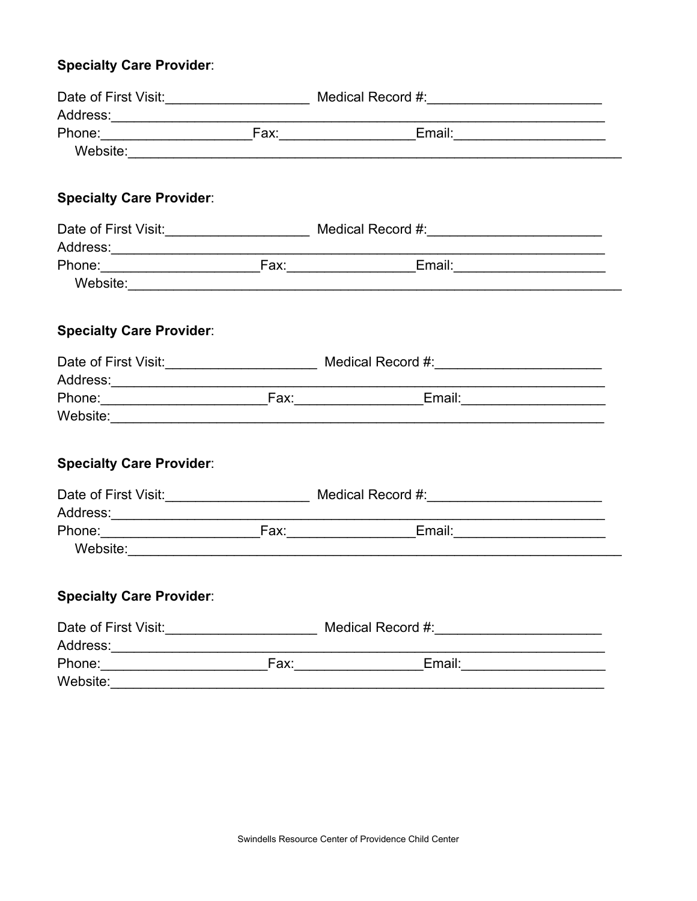**Specialty Care Provider**:

Date of First Visit:___________________ Medical Record #:_______________________
Address:_____________________________________________________________________
Phone:____________________Fax:_________________Email:____________________
Website:____________________________________________________________________

**Specialty Care Provider**:

Date of First Visit:___________________ Medical Record #:_______________________
Address:_____________________________________________________________________
Phone:____________________Fax:_________________Email:____________________
Website:____________________________________________________________________

**Specialty Care Provider**:

Date of First Visit:___________________ Medical Record #:_______________________
Address:_____________________________________________________________________
Phone:____________________Fax:_________________Email:____________________
Website:____________________________________________________________________

**Specialty Care Provider**:

Date of First Visit:___________________ Medical Record #:_______________________
Address:_____________________________________________________________________
Phone:____________________Fax:_________________Email:____________________
Website:____________________________________________________________________

**Specialty Care Provider**:

Date of First Visit:___________________ Medical Record #:_______________________
Address:_____________________________________________________________________
Phone:____________________Fax:_________________Email:____________________
Website:____________________________________________________________________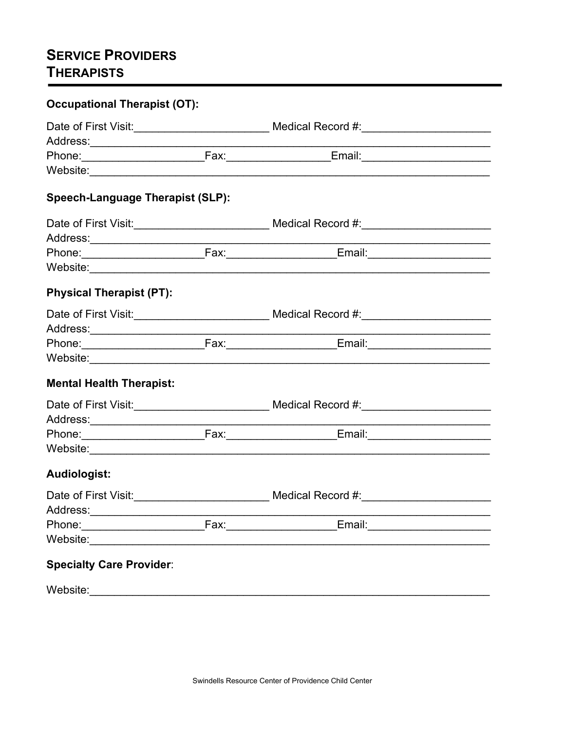# SERVICE PROVIDERS
# THERAPISTS

**Occupational Therapist (OT):**

Date of First Visit:______________________ Medical Record #:_____________________
Address:_________________________________________________________________
Phone:____________________Fax:_________________Email:_____________________
Website:_________________________________________________________________

**Speech-Language Therapist (SLP):**

Date of First Visit:______________________ Medical Record #:_____________________
Address:_________________________________________________________________
Phone:____________________Fax:__________________Email:____________________
Website:_________________________________________________________________

**Physical Therapist (PT):**

Date of First Visit:______________________ Medical Record #:_____________________
Address:_________________________________________________________________
Phone:____________________Fax:__________________Email:____________________
Website:_________________________________________________________________

**Mental Health Therapist:**

Date of First Visit:______________________ Medical Record #:_____________________
Address:_________________________________________________________________
Phone:____________________Fax:__________________Email:____________________
Website:_________________________________________________________________

**Audiologist:**

Date of First Visit:______________________ Medical Record #:_____________________
Address:_________________________________________________________________
Phone:____________________Fax:__________________Email:____________________
Website:_________________________________________________________________

**Specialty Care Provider**:

Website:_________________________________________________________________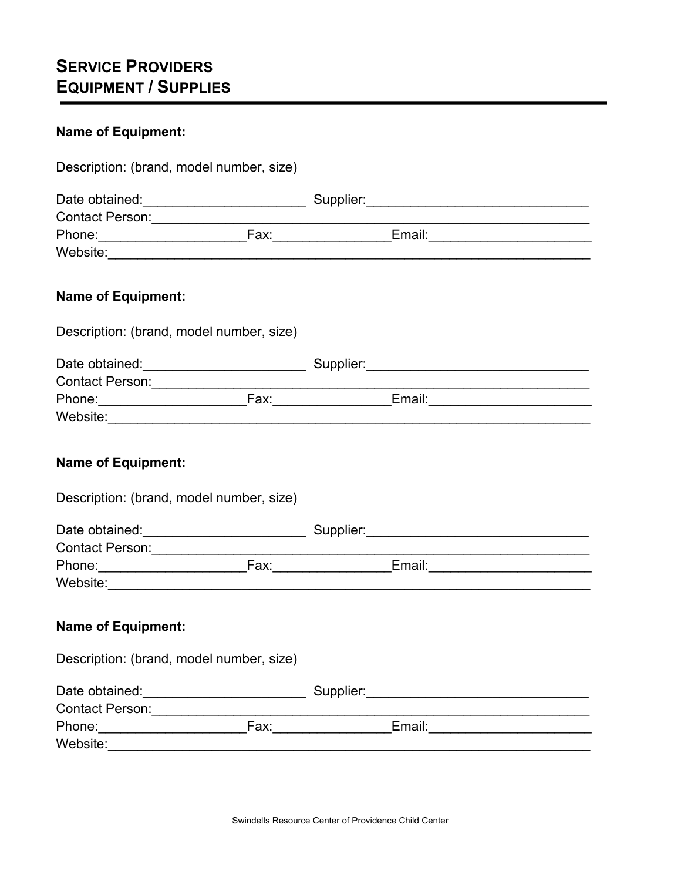# SERVICE PROVIDERS
# EQUIPMENT / SUPPLIES

**Name of Equipment:**

Description: (brand, model number, size)

Date obtained:______________________ Supplier:______________________________
Contact Person:____________________________________________________________
Phone:____________________Fax:________________Email:______________________
Website:___________________________________________________________________

**Name of Equipment:**

Description: (brand, model number, size)

Date obtained:______________________ Supplier:______________________________
Contact Person:____________________________________________________________
Phone:____________________Fax:________________Email:______________________
Website:___________________________________________________________________

**Name of Equipment:**

Description: (brand, model number, size)

Date obtained:______________________ Supplier:______________________________
Contact Person:____________________________________________________________
Phone:____________________Fax:________________Email:______________________
Website:___________________________________________________________________

**Name of Equipment:**

Description: (brand, model number, size)

Date obtained:______________________ Supplier:______________________________
Contact Person:____________________________________________________________
Phone:____________________Fax:________________Email:______________________
Website:___________________________________________________________________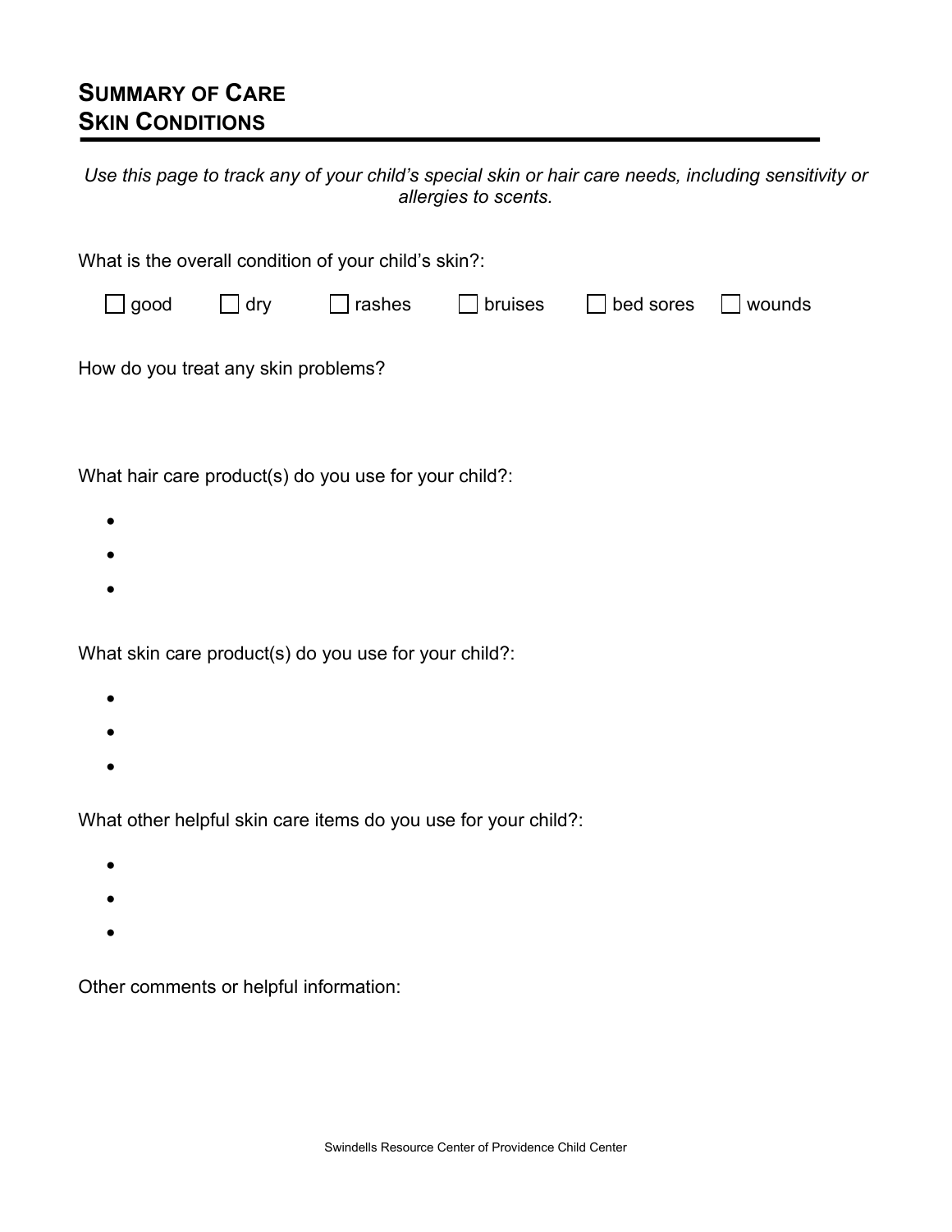## Summary of Care
## Skin Conditions

*Use this page to track any of your child's special skin or hair care needs, including sensitivity or allergies to scents.*

What is the overall condition of your child's skin?:

☐ good ☐ dry ☐ rashes ☐ bruises ☐ bed sores ☐ wounds

How do you treat any skin problems?

What hair care product(s) do you use for your child?:

- 
- 
- 

What skin care product(s) do you use for your child?:

- 
- 
- 

What other helpful skin care items do you use for your child?:

- 
- 
- 

Other comments or helpful information:

Swindells Resource Center of Providence Child Center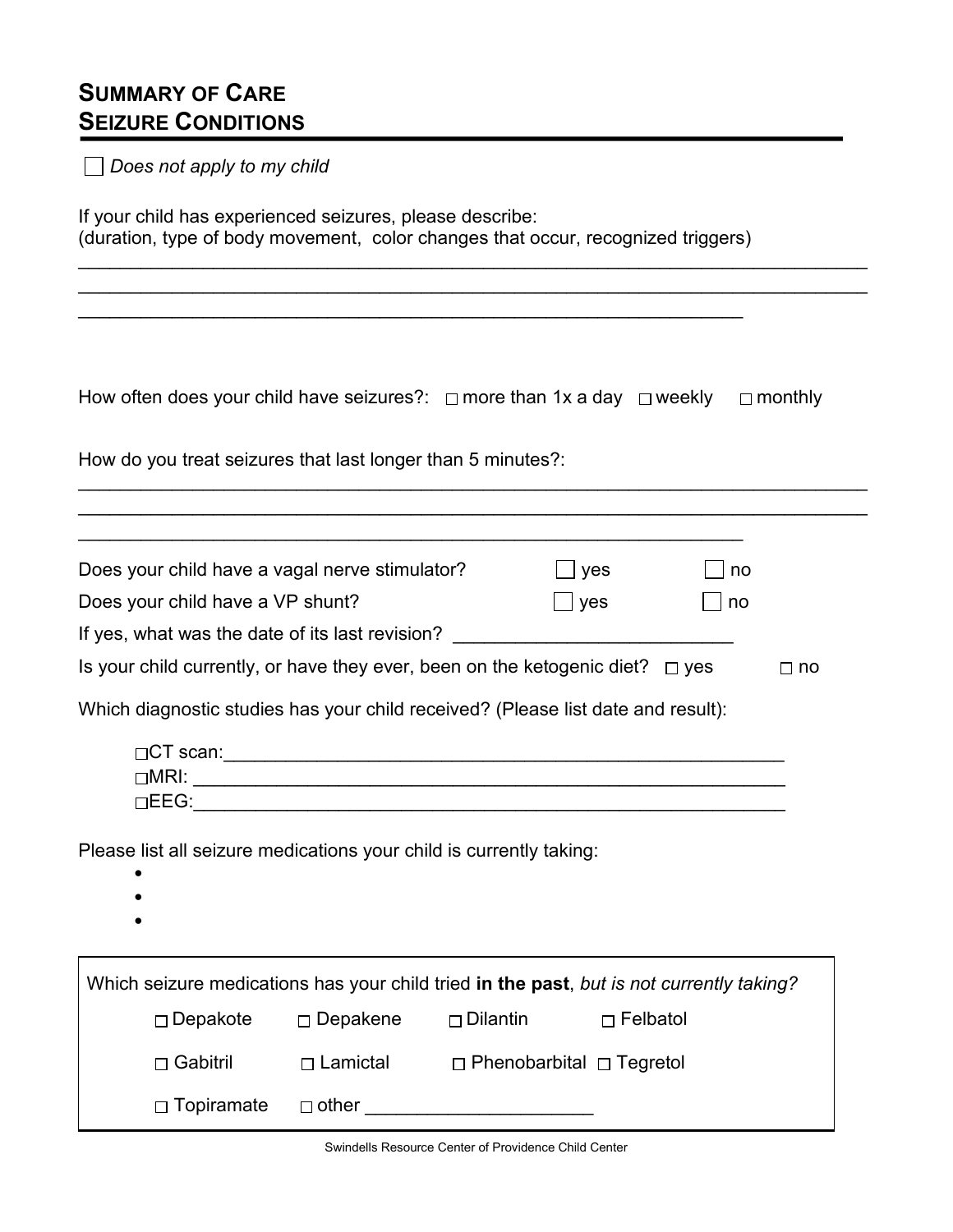# Summary of Care
# Seizure Conditions

☐ *Does not apply to my child*

If your child has experienced seizures, please describe:
(duration, type of body movement, color changes that occur, recognized triggers)

\_\_\_\_\_\_\_\_\_\_\_\_\_\_\_\_\_\_\_\_\_\_\_\_\_\_\_\_\_\_\_\_\_\_\_\_\_\_\_\_\_\_\_\_\_\_\_\_\_\_\_\_\_\_\_\_\_\_\_\_\_\_\_\_\_\_\_\_\_\_\_\_\_\_\_\_
\_\_\_\_\_\_\_\_\_\_\_\_\_\_\_\_\_\_\_\_\_\_\_\_\_\_\_\_\_\_\_\_\_\_\_\_\_\_\_\_\_\_\_\_\_\_\_\_\_\_\_\_\_\_\_\_\_\_\_\_\_\_\_\_\_\_\_\_\_\_\_\_\_\_\_\_
\_\_\_\_\_\_\_\_\_\_\_\_\_\_\_\_\_\_\_\_\_\_\_\_\_\_\_\_\_\_\_\_\_\_\_\_\_\_\_\_\_\_\_\_\_\_\_\_\_\_\_\_\_\_\_\_\_\_\_\_\_\_

How often does your child have seizures?: ☐ more than 1x a day ☐ weekly ☐ monthly

How do you treat seizures that last longer than 5 minutes?:

\_\_\_\_\_\_\_\_\_\_\_\_\_\_\_\_\_\_\_\_\_\_\_\_\_\_\_\_\_\_\_\_\_\_\_\_\_\_\_\_\_\_\_\_\_\_\_\_\_\_\_\_\_\_\_\_\_\_\_\_\_\_\_\_\_\_\_\_\_\_\_\_\_\_\_\_
\_\_\_\_\_\_\_\_\_\_\_\_\_\_\_\_\_\_\_\_\_\_\_\_\_\_\_\_\_\_\_\_\_\_\_\_\_\_\_\_\_\_\_\_\_\_\_\_\_\_\_\_\_\_\_\_\_\_\_\_\_\_\_\_\_\_\_\_\_\_\_\_\_\_\_\_
\_\_\_\_\_\_\_\_\_\_\_\_\_\_\_\_\_\_\_\_\_\_\_\_\_\_\_\_\_\_\_\_\_\_\_\_\_\_\_\_\_\_\_\_\_\_\_\_\_\_\_\_\_\_\_\_\_\_\_\_\_\_

Does your child have a vagal nerve stimulator? ☐ yes ☐ no

Does your child have a VP shunt? ☐ yes ☐ no

If yes, what was the date of its last revision? \_\_\_\_\_\_\_\_\_\_\_\_\_\_\_\_\_\_\_\_\_\_\_\_\_\_

Is your child currently, or have they ever, been on the ketogenic diet? ☐ yes ☐ no

Which diagnostic studies has your child received? (Please list date and result):

☐CT scan:\_\_\_\_\_\_\_\_\_\_\_\_\_\_\_\_\_\_\_\_\_\_\_\_\_\_\_\_\_\_\_\_\_\_\_\_\_\_\_\_\_\_\_\_\_\_\_\_\_\_\_\_\_
☐MRI: \_\_\_\_\_\_\_\_\_\_\_\_\_\_\_\_\_\_\_\_\_\_\_\_\_\_\_\_\_\_\_\_\_\_\_\_\_\_\_\_\_\_\_\_\_\_\_\_\_\_\_\_\_\_\_\_\_\_
☐EEG:\_\_\_\_\_\_\_\_\_\_\_\_\_\_\_\_\_\_\_\_\_\_\_\_\_\_\_\_\_\_\_\_\_\_\_\_\_\_\_\_\_\_\_\_\_\_\_\_\_\_\_\_\_\_\_\_\_\_

Please list all seizure medications your child is currently taking:

- 
- 
- 

Which seizure medications has your child tried **in the past**, *but is not currently taking?*

☐ Depakote ☐ Depakene ☐ Dilantin ☐ Felbatol

☐ Gabitril ☐ Lamictal ☐ Phenobarbital ☐ Tegretol

☐ Topiramate ☐ other \_\_\_\_\_\_\_\_\_\_\_\_\_\_\_\_\_\_\_\_\_\_

Swindells Resource Center of Providence Child Center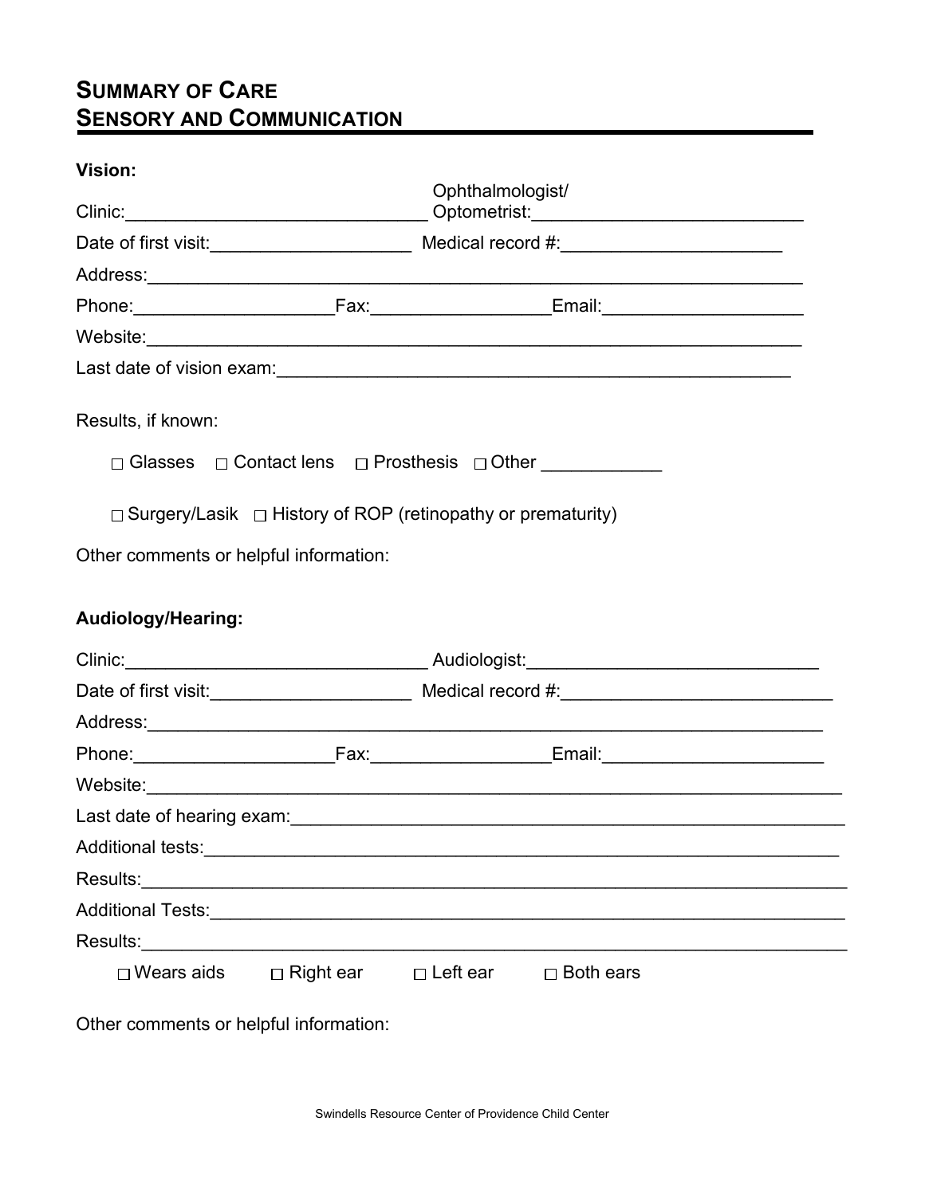# Summary of Care
## Sensory and Communication

**Vision:**

Clinic:______________________________ Ophthalmologist/ Optometrist:___________________________

Date of first visit:____________________ Medical record #:______________________

Address:_________________________________________________________________

Phone:____________________Fax:_________________Email:____________________

Website:_________________________________________________________________

Last date of vision exam:__________________________________________________

Results, if known:

☐ Glasses ☐ Contact lens ☐ Prosthesis ☐ Other ___________

☐ Surgery/Lasik ☐ History of ROP (retinopathy or prematurity)

Other comments or helpful information:

**Audiology/Hearing:**

Clinic:______________________________ Audiologist:_____________________________

Date of first visit:____________________ Medical record #:___________________________

Address:___________________________________________________________________

Phone:____________________Fax:_________________Email:______________________

Website:____________________________________________________________________

Last date of hearing exam:___________________________________________________

Additional tests:_____________________________________________________________

Results:____________________________________________________________________

Additional Tests:_____________________________________________________________

Results:____________________________________________________________________

☐ Wears aids ☐ Right ear ☐ Left ear ☐ Both ears

Other comments or helpful information:

Swindells Resource Center of Providence Child Center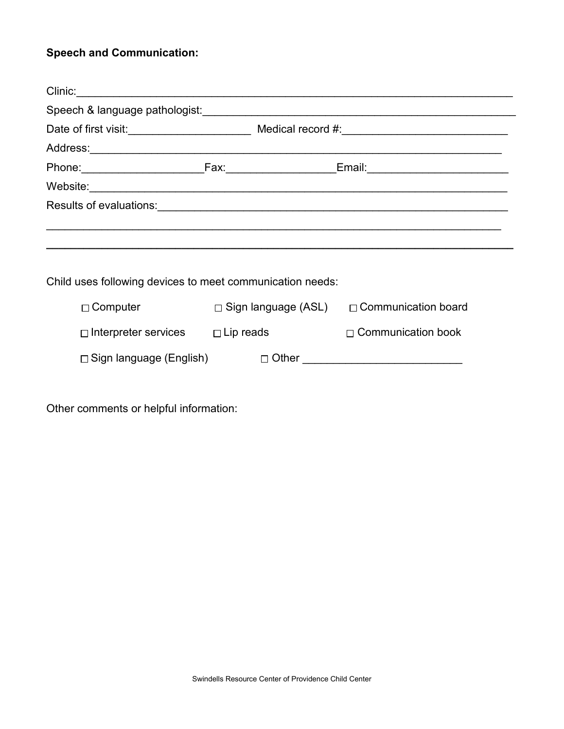**Speech and Communication:**

Clinic:___________________________________________________________________

Speech & language pathologist:______________________________________________

Date of first visit:____________________ Medical record #:___________________________

Address:_______________________________________________________________

Phone:___________________Fax:_________________Email:_______________________

Website:________________________________________________________________

Results of evaluations:____________________________________________________

_______________________________________________________________________

_______________________________________________________________________

Child uses following devices to meet communication needs:

- ☐ Computer
- ☐ Sign language (ASL)
- ☐ Communication board
- ☐ Interpreter services
- ☐ Lip reads
- ☐ Communication book
- ☐ Sign language (English)
- ☐ Other _________________________

Other comments or helpful information:

Swindells Resource Center of Providence Child Center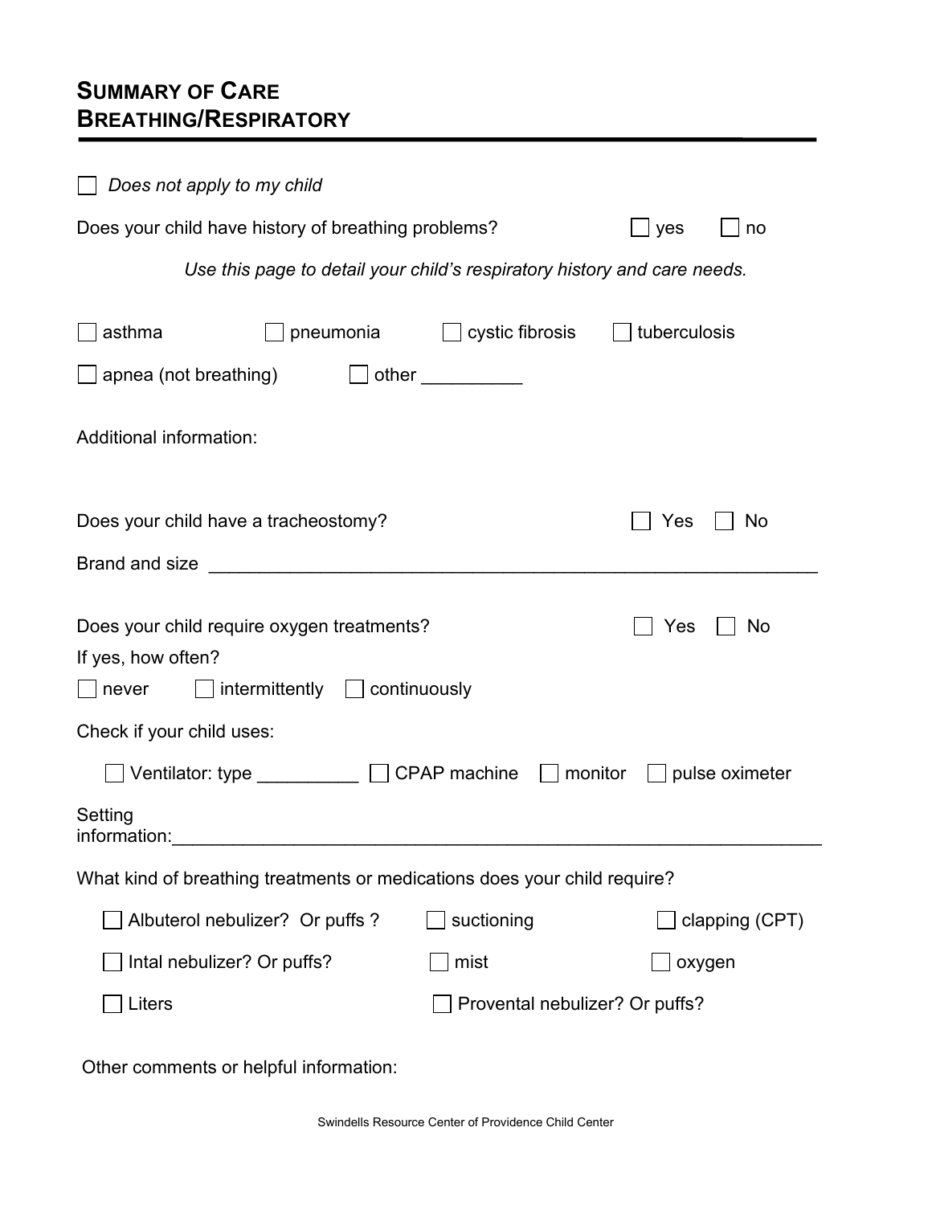# SUMMARY OF CARE
# BREATHING/RESPIRATORY

☐ *Does not apply to my child*

Does your child have history of breathing problems? ☐ yes ☐ no

*Use this page to detail your child's respiratory history and care needs.*

☐ asthma ☐ pneumonia ☐ cystic fibrosis ☐ tuberculosis

☐ apnea (not breathing) ☐ other __________

Additional information:

Does your child have a tracheostomy? ☐ Yes ☐ No

Brand and size ____________________________________________________________

Does your child require oxygen treatments? ☐ Yes ☐ No

If yes, how often?

☐ never ☐ intermittently ☐ continuously

Check if your child uses:

☐ Ventilator: type __________ ☐ CPAP machine ☐ monitor ☐ pulse oximeter

Setting information:________________________________________________________________

What kind of breathing treatments or medications does your child require?

☐ Albuterol nebulizer? Or puffs ? ☐ suctioning ☐ clapping (CPT)

☐ Intal nebulizer? Or puffs? ☐ mist ☐ oxygen

☐ Liters ☐ Provental nebulizer? Or puffs?

Other comments or helpful information:

Swindells Resource Center of Providence Child Center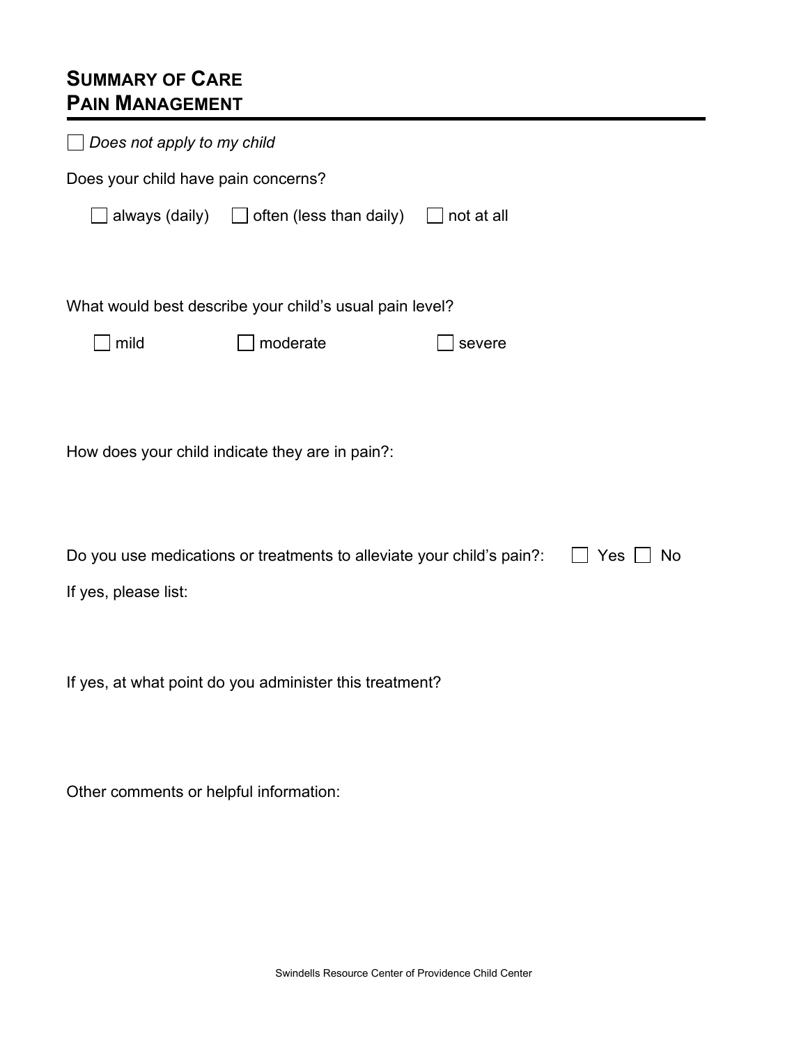# Summary of Care
## Pain Management

☐ *Does not apply to my child*

Does your child have pain concerns?

☐ always (daily) ☐ often (less than daily) ☐ not at all

What would best describe your child's usual pain level?

☐ mild ☐ moderate ☐ severe

How does your child indicate they are in pain?:

Do you use medications or treatments to alleviate your child's pain?: ☐ Yes ☐ No

If yes, please list:

If yes, at what point do you administer this treatment?

Other comments or helpful information: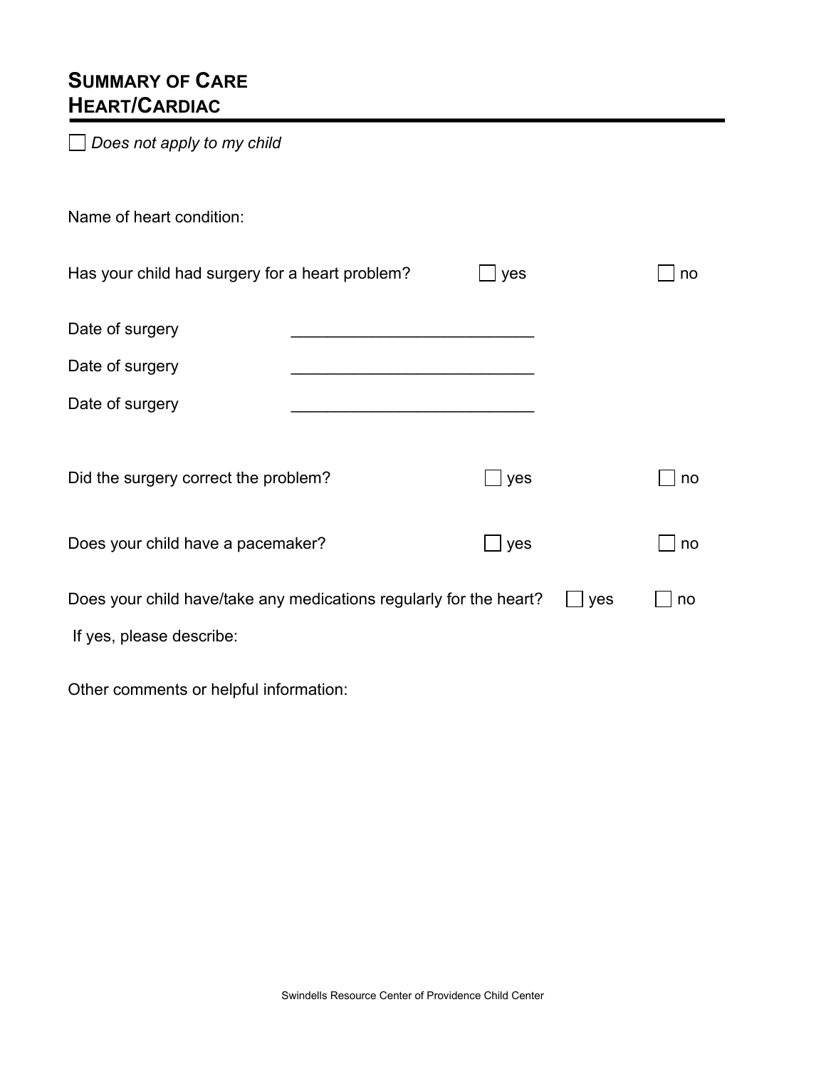# SUMMARY OF CARE
# HEART/CARDIAC

☐ *Does not apply to my child*

Name of heart condition:

Has your child had surgery for a heart problem? ☐ yes ☐ no

Date of surgery ___________________________

Date of surgery ___________________________

Date of surgery ___________________________

Did the surgery correct the problem? ☐ yes ☐ no

Does your child have a pacemaker? ☐ yes ☐ no

Does your child have/take any medications regularly for the heart? ☐ yes ☐ no

If yes, please describe:

Other comments or helpful information:

Swindells Resource Center of Providence Child Center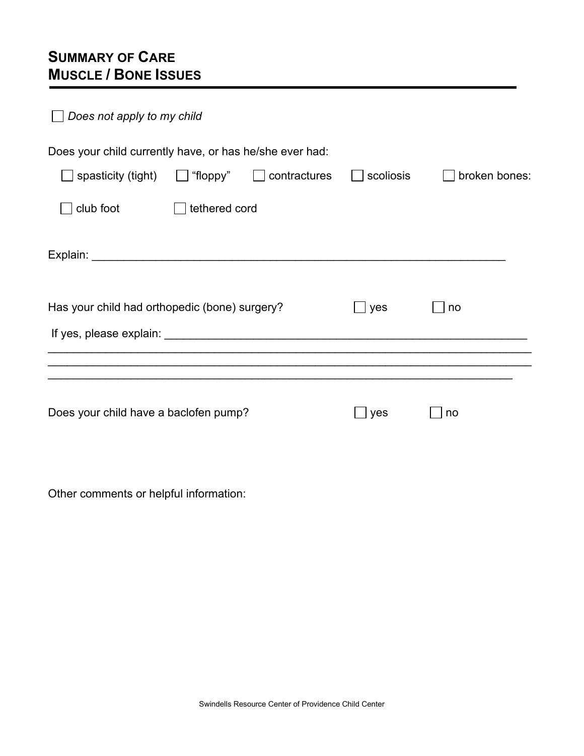# SUMMARY OF CARE
# MUSCLE / BONE ISSUES

☐ *Does not apply to my child*

Does your child currently have, or has he/she ever had:

☐ spasticity (tight) ☐ "floppy" ☐ contractures ☐ scoliosis ☐ broken bones:

☐ club foot ☐ tethered cord

Explain: ____________________________________________________________

Has your child had orthopedic (bone) surgery? ☐ yes ☐ no

If yes, please explain: ______________________________________________________
____________________________________________________________________________
____________________________________________________________________________
____________________________________________________________________________

Does your child have a baclofen pump? ☐ yes ☐ no

Other comments or helpful information:

Swindells Resource Center of Providence Child Center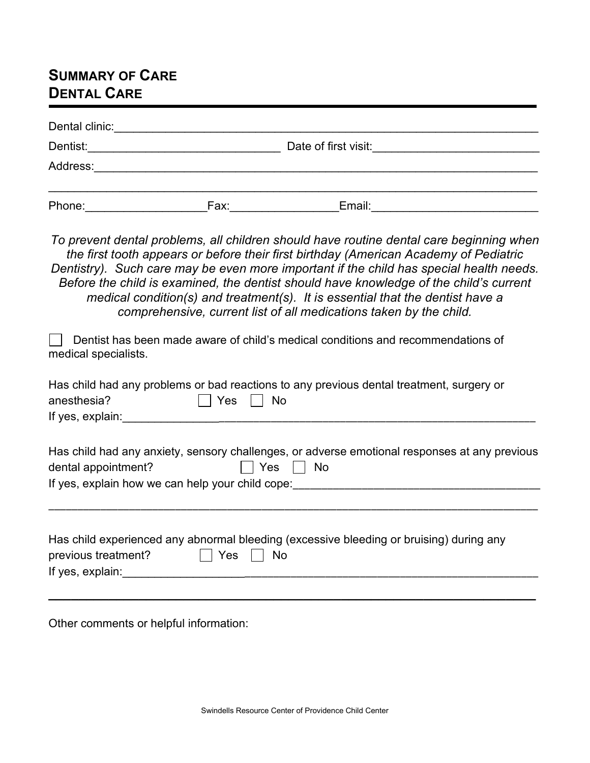## SUMMARY OF CARE
## DENTAL CARE

Dental clinic:_______________________________________________________________

Dentist:_____________________________ Date of first visit:_________________________

Address:_____________________________________________________________________

______________________________________________________________________________

Phone:__________________Fax:________________Email:_________________________

*To prevent dental problems, all children should have routine dental care beginning when the first tooth appears or before their first birthday (American Academy of Pediatric Dentistry). Such care may be even more important if the child has special health needs. Before the child is examined, the dentist should have knowledge of the child's current medical condition(s) and treatment(s). It is essential that the dentist have a comprehensive, current list of all medications taken by the child.*

☐ Dentist has been made aware of child's medical conditions and recommendations of medical specialists.

Has child had any problems or bad reactions to any previous dental treatment, surgery or anesthesia? ☐ Yes ☐ No

If yes, explain:_____________________________________________________________

Has child had any anxiety, sensory challenges, or adverse emotional responses at any previous dental appointment? ☐ Yes ☐ No

If yes, explain how we can help your child cope:______________________________________

______________________________________________________________________________

Has child experienced any abnormal bleeding (excessive bleeding or bruising) during any previous treatment? ☐ Yes ☐ No

If yes, explain:_____________________________________________________________

______________________________________________________________________________

Other comments or helpful information:

Swindells Resource Center of Providence Child Center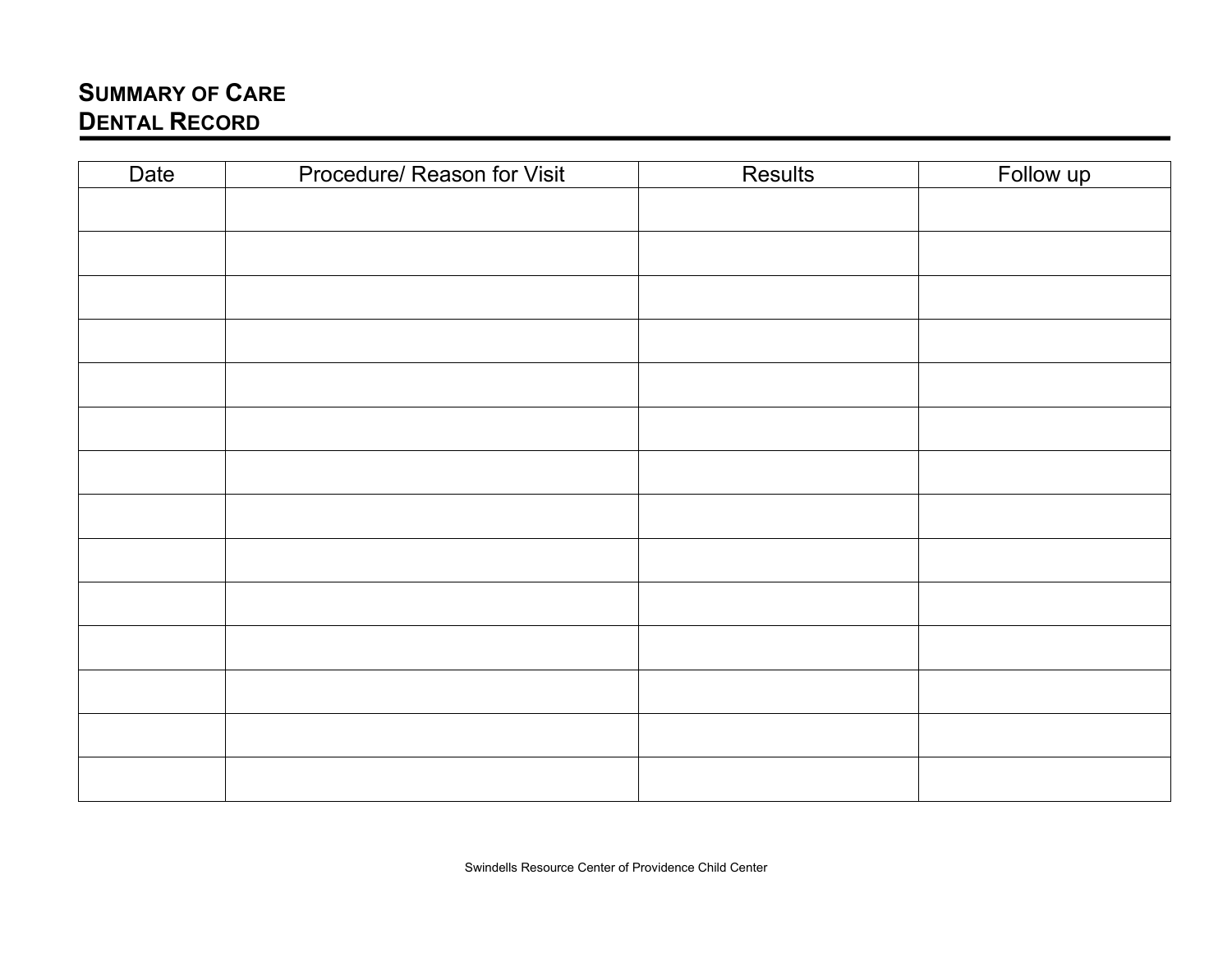# Summary of Care
# Dental Record

| Date | Procedure/ Reason for Visit | Results | Follow up |
|---|---|---|---|
| | | | |
| | | | |
| | | | |
| | | | |
| | | | |
| | | | |
| | | | |
| | | | |
| | | | |
| | | | |
| | | | |
| | | | |
| | | | |
| | | | |

Swindells Resource Center of Providence Child Center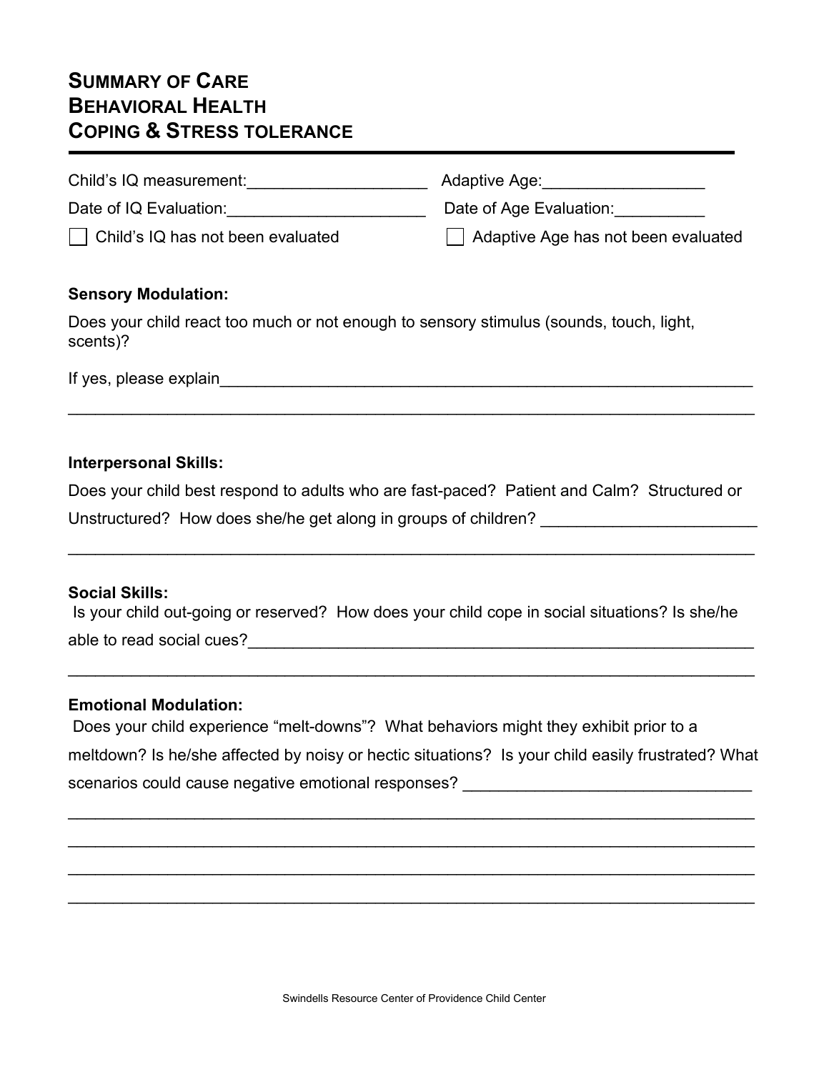# Summary of Care
# Behavioral Health
# Coping & Stress Tolerance

Child's IQ measurement:____________________ Adaptive Age:__________________

Date of IQ Evaluation:______________________ Date of Age Evaluation:__________

☐ Child's IQ has not been evaluated ☐ Adaptive Age has not been evaluated

**Sensory Modulation:**

Does your child react too much or not enough to sensory stimulus (sounds, touch, light, scents)?

If yes, please explain_____________________________________________________________

_____________________________________________________________________________

**Interpersonal Skills:**

Does your child best respond to adults who are fast-paced? Patient and Calm? Structured or Unstructured? How does she/he get along in groups of children? ________________________

_____________________________________________________________________________

**Social Skills:**

Is your child out-going or reserved? How does your child cope in social situations? Is she/he able to read social cues?___________________________________________________________

_____________________________________________________________________________

**Emotional Modulation:**

Does your child experience "melt-downs"? What behaviors might they exhibit prior to a meltdown? Is he/she affected by noisy or hectic situations? Is your child easily frustrated? What scenarios could cause negative emotional responses? _______________________________

_____________________________________________________________________________

_____________________________________________________________________________

_____________________________________________________________________________

_____________________________________________________________________________

Swindells Resource Center of Providence Child Center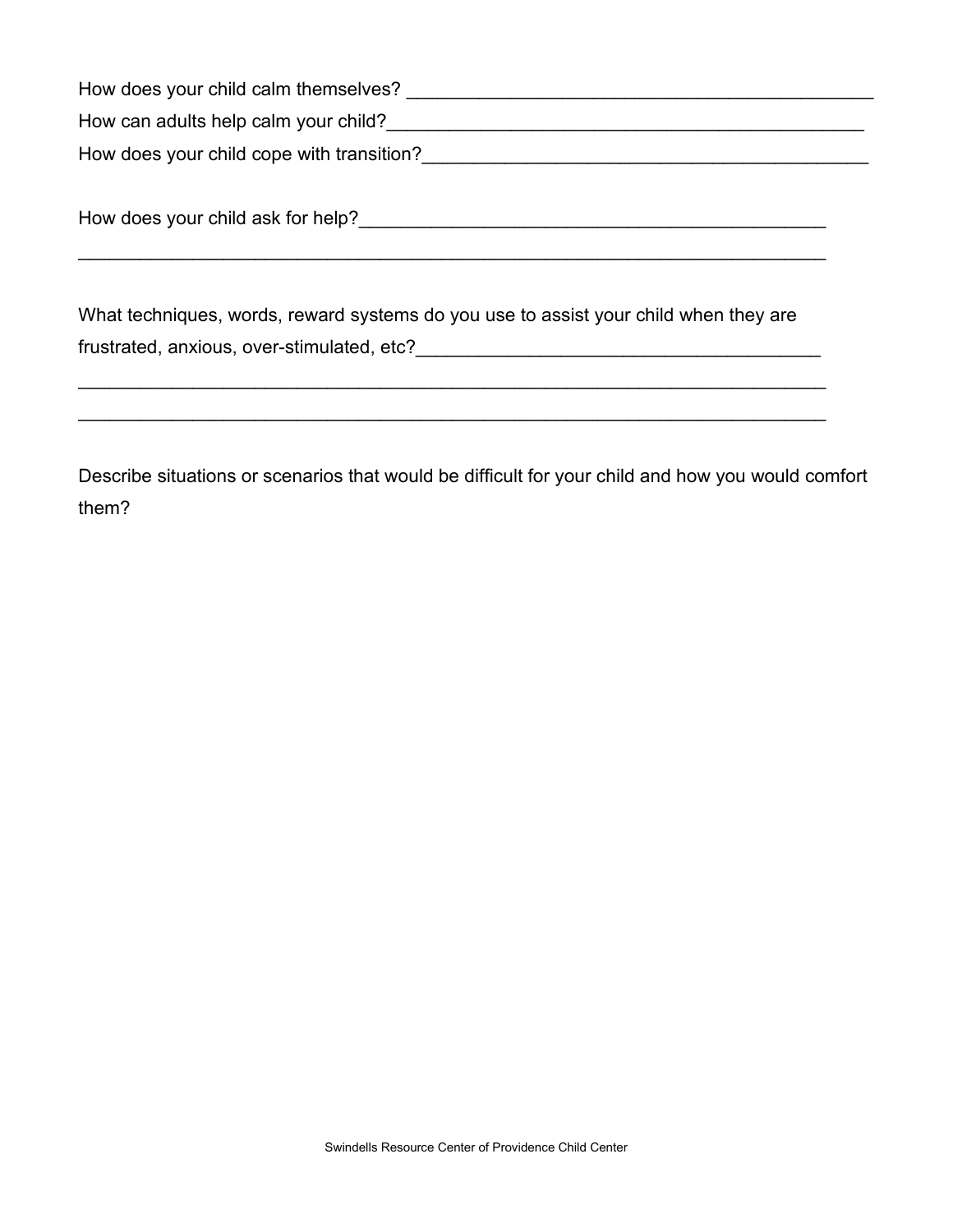How does your child calm themselves? ____________________________________________

How can adults help calm your child?_____________________________________________

How does your child cope with transition?_________________________________________

How does your child ask for help?_______________________________________________

______________________________________________________________________

What techniques, words, reward systems do you use to assist your child when they are frustrated, anxious, over-stimulated, etc?_____________________________________

______________________________________________________________________

______________________________________________________________________

Describe situations or scenarios that would be difficult for your child and how you would comfort them?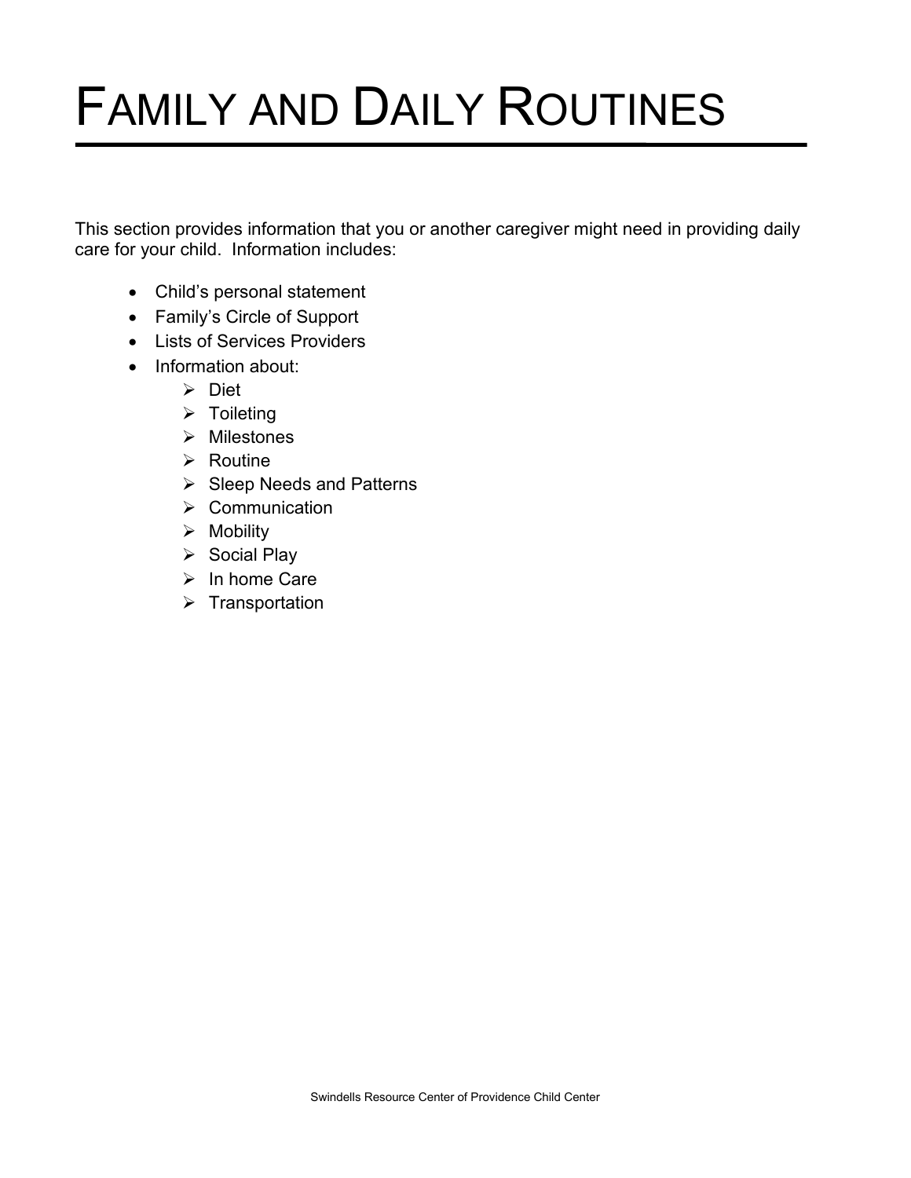# FAMILY AND DAILY ROUTINES

This section provides information that you or another caregiver might need in providing daily care for your child. Information includes:

- Child's personal statement
- Family's Circle of Support
- Lists of Services Providers
- Information about:
  - Diet
  - Toileting
  - Milestones
  - Routine
  - Sleep Needs and Patterns
  - Communication
  - Mobility
  - Social Play
  - In home Care
  - Transportation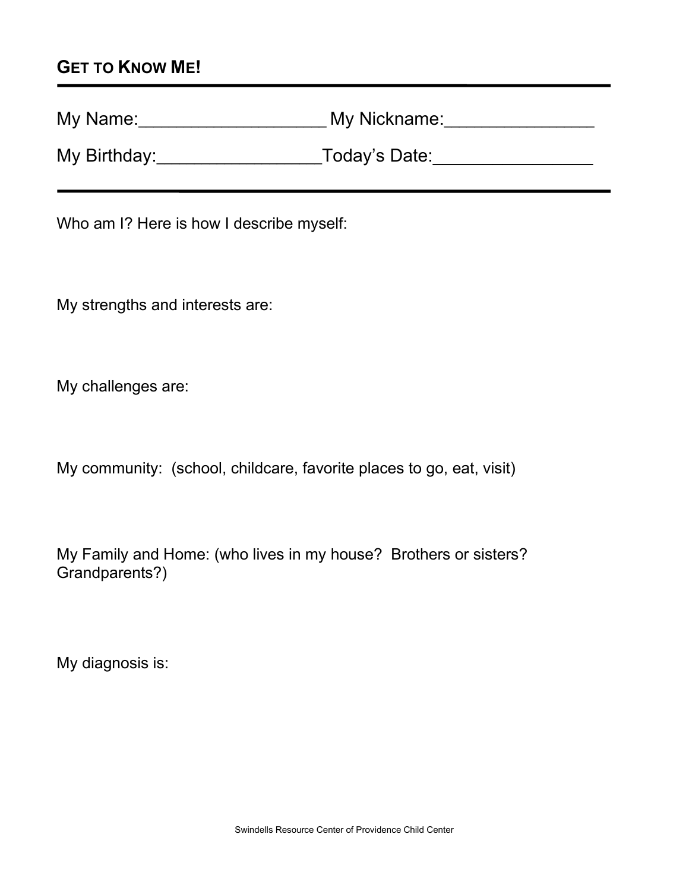## GET TO KNOW ME!

---

My Name:___________________ My Nickname:_______________

My Birthday:_________________Today's Date:________________

---

Who am I? Here is how I describe myself:

My strengths and interests are:

My challenges are:

My community: (school, childcare, favorite places to go, eat, visit)

My Family and Home: (who lives in my house? Brothers or sisters? Grandparents?)

My diagnosis is:

Swindells Resource Center of Providence Child Center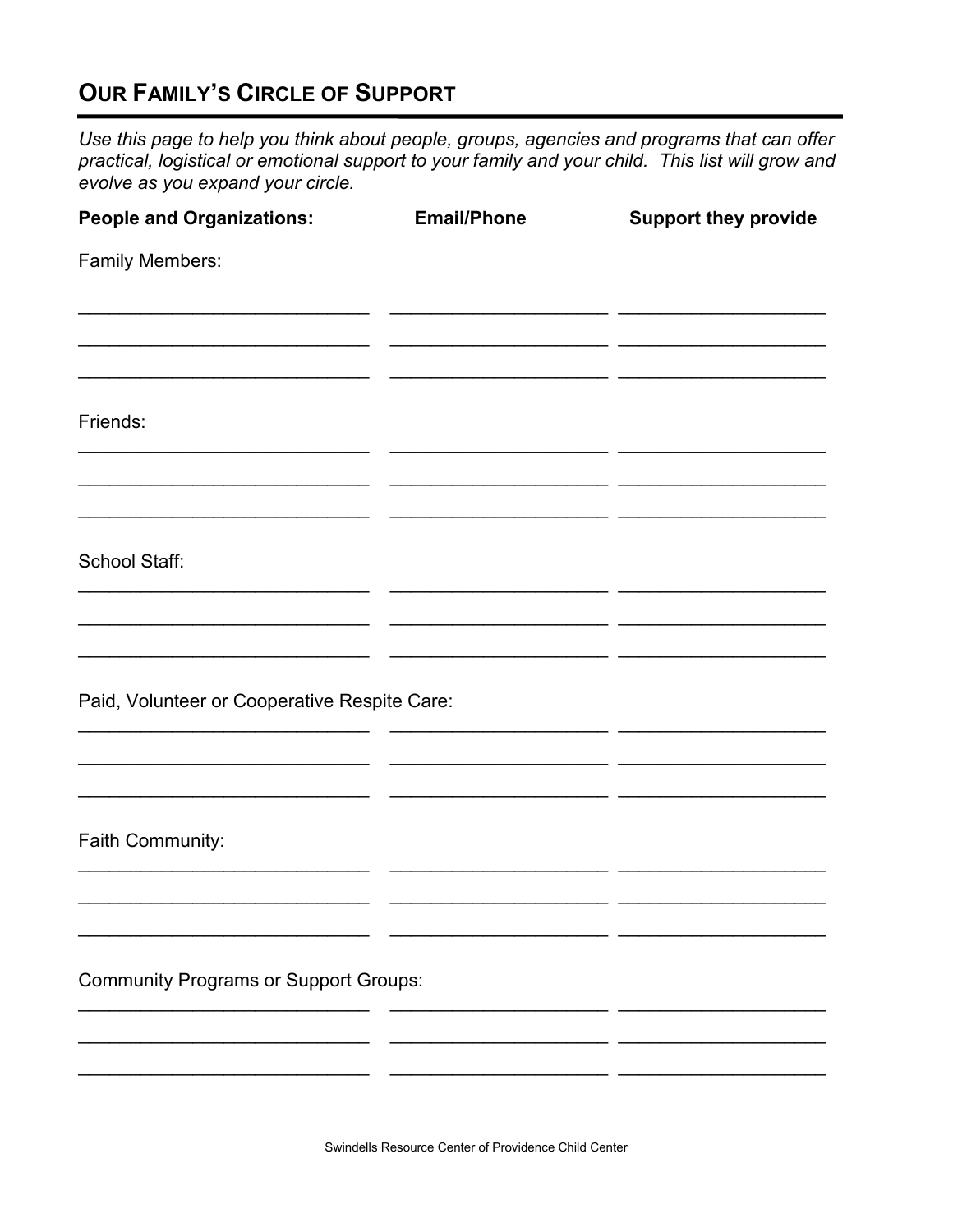## OUR FAMILY'S CIRCLE OF SUPPORT

*Use this page to help you think about people, groups, agencies and programs that can offer practical, logistical or emotional support to your family and your child. This list will grow and evolve as you expand your circle.*

| People and Organizations: | Email/Phone | Support they provide |
|---|---|---|
| Family Members: | | |
| ____________________ | ____________________ | ____________________ |
| ____________________ | ____________________ | ____________________ |
| ____________________ | ____________________ | ____________________ |
| Friends: | | |
| ____________________ | ____________________ | ____________________ |
| ____________________ | ____________________ | ____________________ |
| ____________________ | ____________________ | ____________________ |
| School Staff: | | |
| ____________________ | ____________________ | ____________________ |
| ____________________ | ____________________ | ____________________ |
| ____________________ | ____________________ | ____________________ |
| Paid, Volunteer or Cooperative Respite Care: | | |
| ____________________ | ____________________ | ____________________ |
| ____________________ | ____________________ | ____________________ |
| ____________________ | ____________________ | ____________________ |
| Faith Community: | | |
| ____________________ | ____________________ | ____________________ |
| ____________________ | ____________________ | ____________________ |
| ____________________ | ____________________ | ____________________ |
| Community Programs or Support Groups: | | |
| ____________________ | ____________________ | ____________________ |
| ____________________ | ____________________ | ____________________ |
| ____________________ | ____________________ | ____________________ |

Swindells Resource Center of Providence Child Center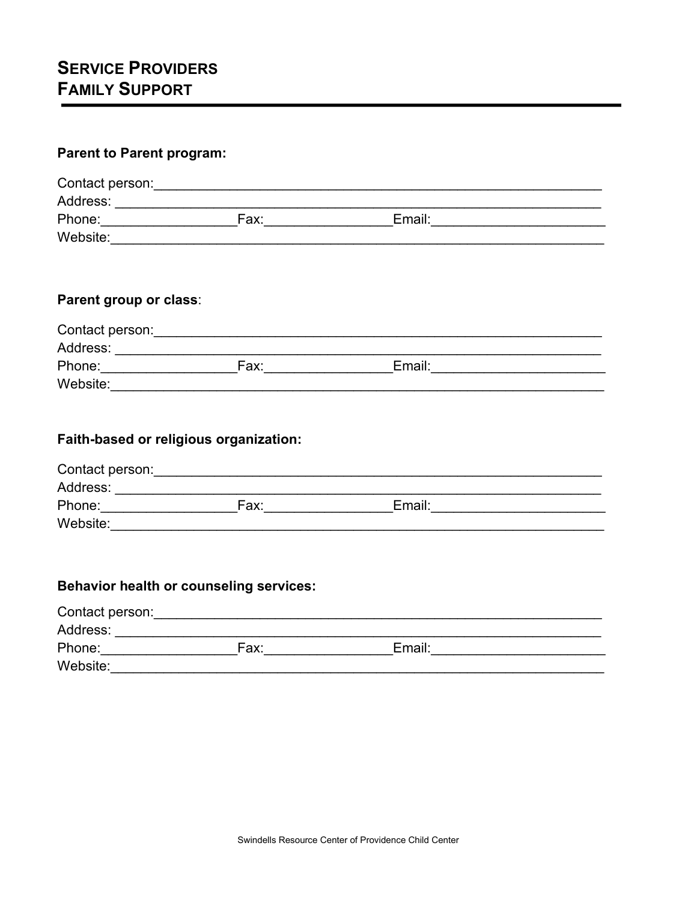# Service Providers
# Family Support

**Parent to Parent program:**

Contact person:_______________________________________________________________
Address: ____________________________________________________________________
Phone:__________________Fax:_________________Email:_______________________
Website:_____________________________________________________________________

**Parent group or class**:

Contact person:_______________________________________________________________
Address: ____________________________________________________________________
Phone:__________________Fax:_________________Email:_______________________
Website:_____________________________________________________________________

**Faith-based or religious organization:**

Contact person:_______________________________________________________________
Address: ____________________________________________________________________
Phone:__________________Fax:_________________Email:_______________________
Website:_____________________________________________________________________

**Behavior health or counseling services:**

Contact person:_______________________________________________________________
Address: ____________________________________________________________________
Phone:__________________Fax:_________________Email:_______________________
Website:_____________________________________________________________________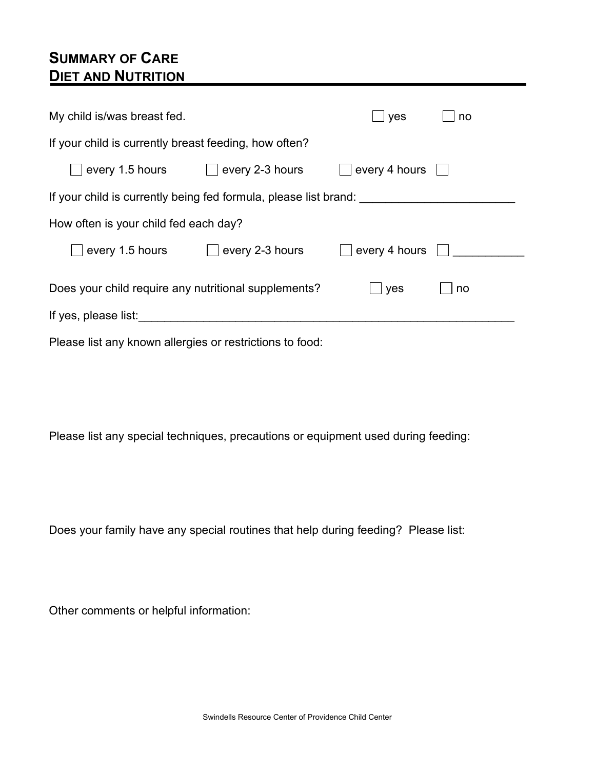## SUMMARY OF CARE
## DIET AND NUTRITION

My child is/was breast fed. ☐ yes ☐ no

If your child is currently breast feeding, how often?

☐ every 1.5 hours ☐ every 2-3 hours ☐ every 4 hours ☐

If your child is currently being fed formula, please list brand: ________________________

How often is your child fed each day?

☐ every 1.5 hours ☐ every 2-3 hours ☐ every 4 hours ☐ ___________

Does your child require any nutritional supplements? ☐ yes ☐ no

If yes, please list:____________________________________________________________

Please list any known allergies or restrictions to food:

Please list any special techniques, precautions or equipment used during feeding:

Does your family have any special routines that help during feeding? Please list:

Other comments or helpful information:

Swindells Resource Center of Providence Child Center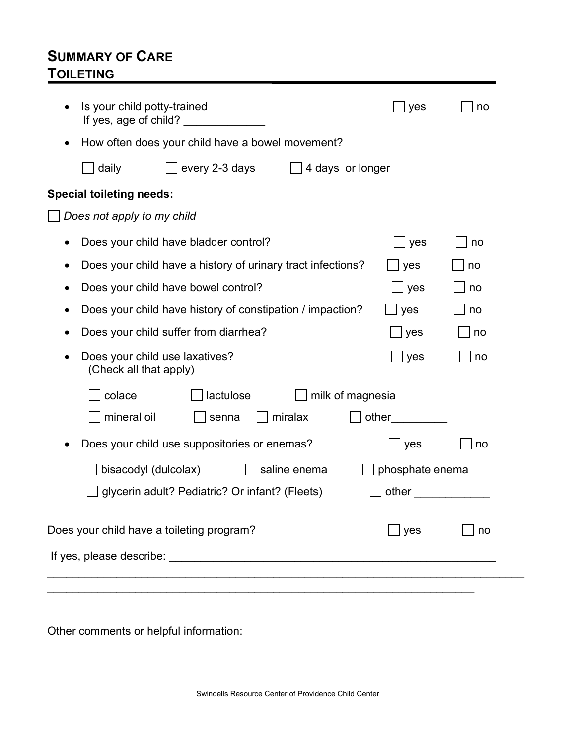# SUMMARY OF CARE
## TOILETING

- Is your child potty-trained ☐ yes ☐ no
  If yes, age of child? _____________
- How often does your child have a bowel movement?

  ☐ daily ☐ every 2-3 days ☐ 4 days or longer

**Special toileting needs:**

☐ *Does not apply to my child*

- Does your child have bladder control? ☐ yes ☐ no
- Does your child have a history of urinary tract infections? ☐ yes ☐ no
- Does your child have bowel control? ☐ yes ☐ no
- Does your child have history of constipation / impaction? ☐ yes ☐ no
- Does your child suffer from diarrhea? ☐ yes ☐ no
- Does your child use laxatives? ☐ yes ☐ no
  (Check all that apply)

  ☐ colace ☐ lactulose ☐ milk of magnesia

  ☐ mineral oil ☐ senna ☐ miralax ☐ other_________

- Does your child use suppositories or enemas? ☐ yes ☐ no

  ☐ bisacodyl (dulcolax) ☐ saline enema ☐ phosphate enema

  ☐ glycerin adult? Pediatric? Or infant? (Fleets) ☐ other ____________

Does your child have a toileting program? ☐ yes ☐ no

If yes, please describe: ______________________________________________________

___________________________________________________________________________

_________________________________________________________________________

Other comments or helpful information: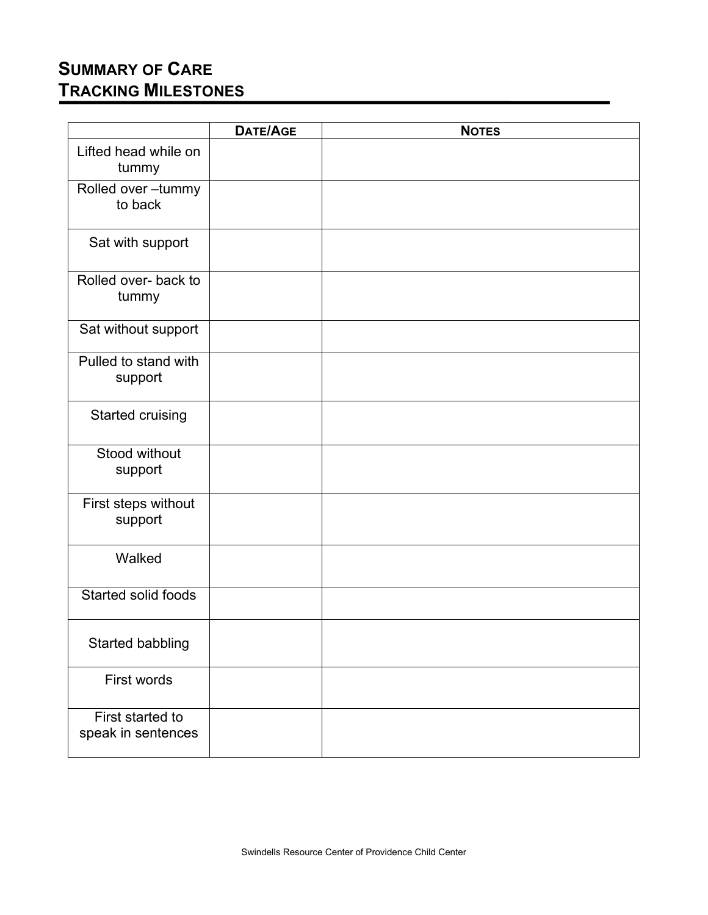## Summary of Care
## Tracking Milestones

| | Date/Age | Notes |
|---|---|---|
| Lifted head while on tummy | | |
| Rolled over –tummy to back | | |
| Sat with support | | |
| Rolled over- back to tummy | | |
| Sat without support | | |
| Pulled to stand with support | | |
| Started cruising | | |
| Stood without support | | |
| First steps without support | | |
| Walked | | |
| Started solid foods | | |
| Started babbling | | |
| First words | | |
| First started to speak in sentences | | |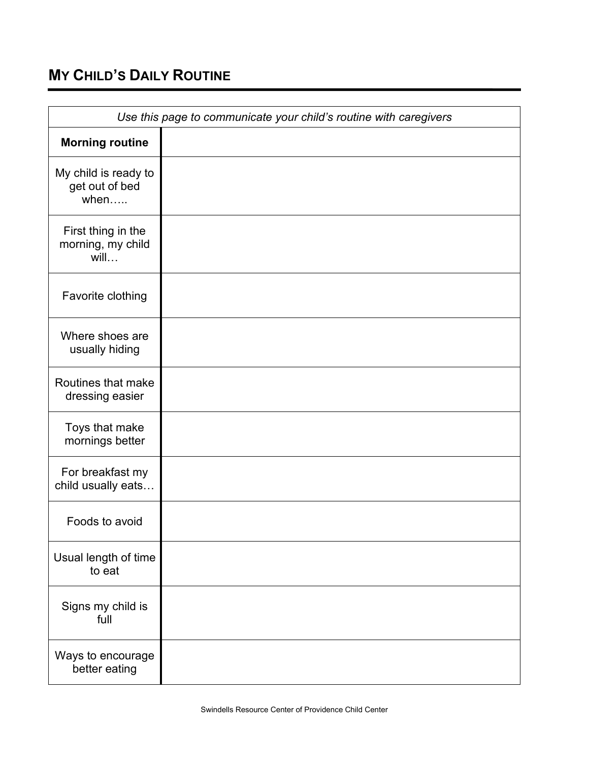## MY CHILD'S DAILY ROUTINE

| *Use this page to communicate your child's routine with caregivers* | |
|---|---|
| **Morning routine** | |
| My child is ready to get out of bed when….. | |
| First thing in the morning, my child will… | |
| Favorite clothing | |
| Where shoes are usually hiding | |
| Routines that make dressing easier | |
| Toys that make mornings better | |
| For breakfast my child usually eats… | |
| Foods to avoid | |
| Usual length of time to eat | |
| Signs my child is full | |
| Ways to encourage better eating | |

Swindells Resource Center of Providence Child Center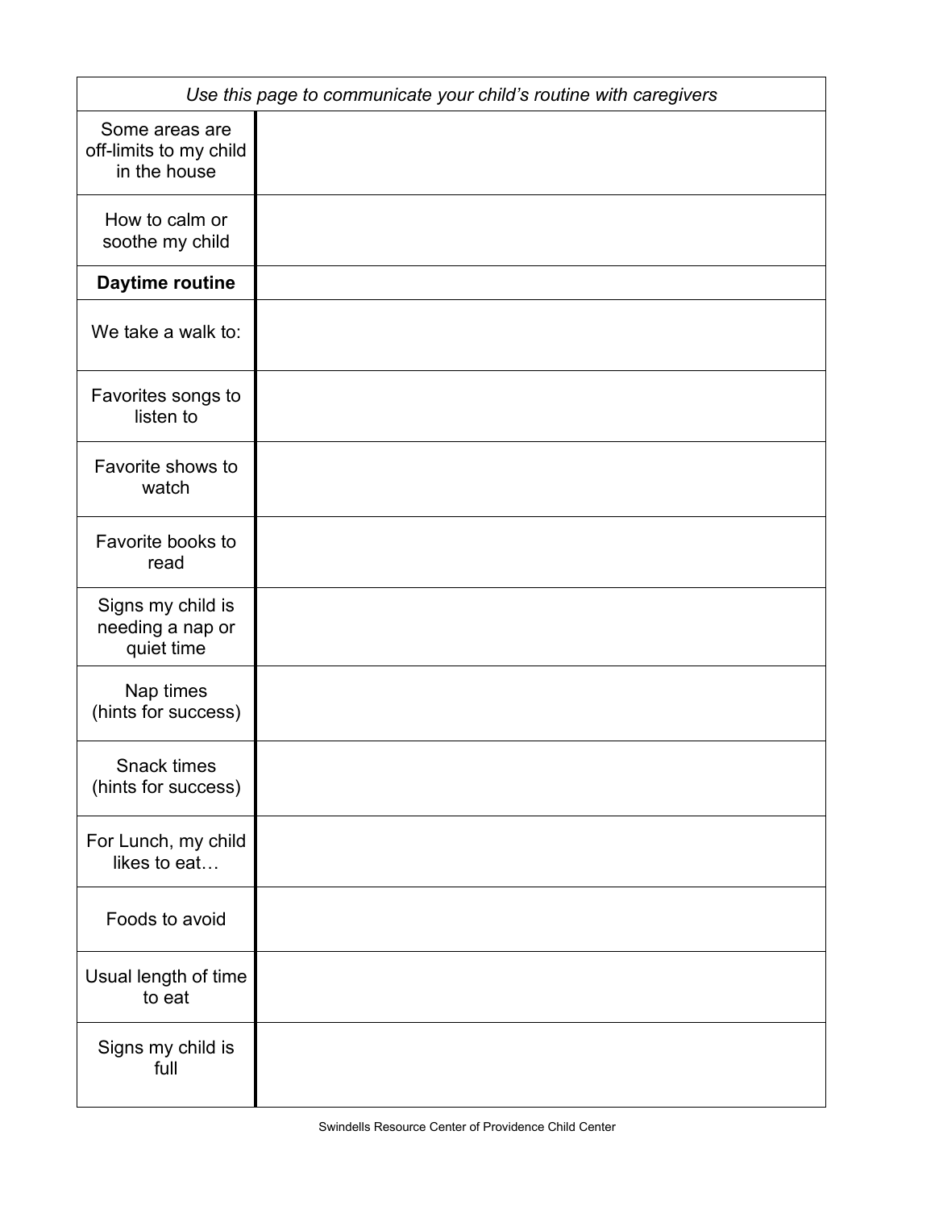| *Use this page to communicate your child's routine with caregivers* | |
|---|---|
| Some areas are off-limits to my child in the house | |
| How to calm or soothe my child | |
| **Daytime routine** | |
| We take a walk to: | |
| Favorites songs to listen to | |
| Favorite shows to watch | |
| Favorite books to read | |
| Signs my child is needing a nap or quiet time | |
| Nap times (hints for success) | |
| Snack times (hints for success) | |
| For Lunch, my child likes to eat… | |
| Foods to avoid | |
| Usual length of time to eat | |
| Signs my child is full | |

Swindells Resource Center of Providence Child Center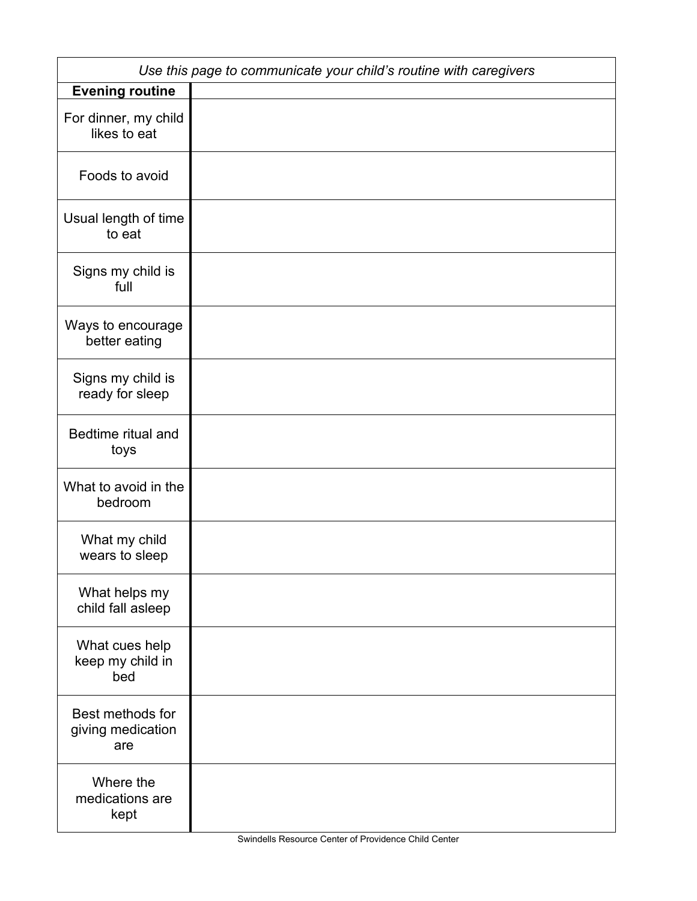*Use this page to communicate your child's routine with caregivers*

| **Evening routine** | |
|---|---|
| For dinner, my child likes to eat | |
| Foods to avoid | |
| Usual length of time to eat | |
| Signs my child is full | |
| Ways to encourage better eating | |
| Signs my child is ready for sleep | |
| Bedtime ritual and toys | |
| What to avoid in the bedroom | |
| What my child wears to sleep | |
| What helps my child fall asleep | |
| What cues help keep my child in bed | |
| Best methods for giving medication are | |
| Where the medications are kept | |

Swindells Resource Center of Providence Child Center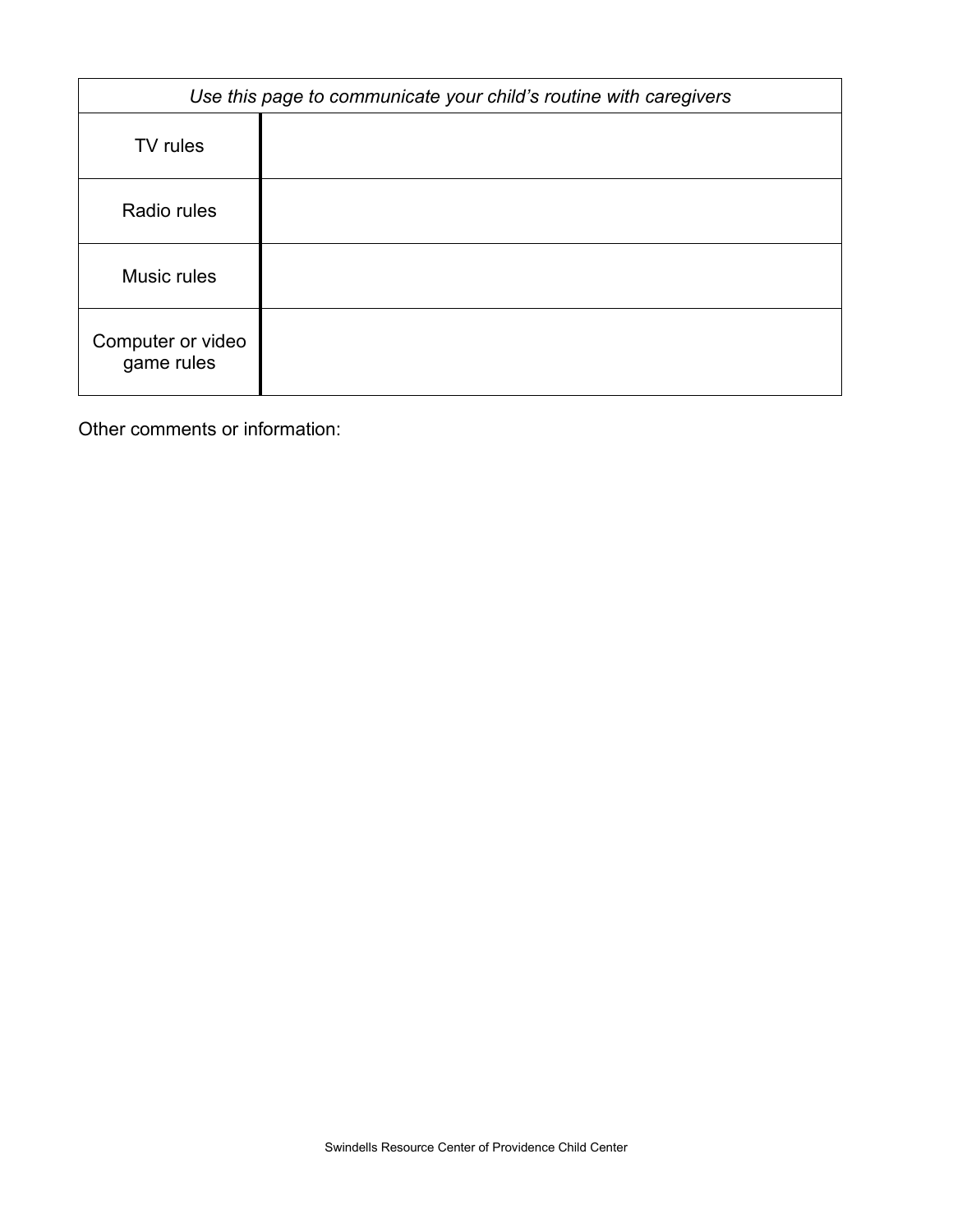| *Use this page to communicate your child's routine with caregivers* | |
|---|---|
| TV rules | |
| Radio rules | |
| Music rules | |
| Computer or video game rules | |

Other comments or information: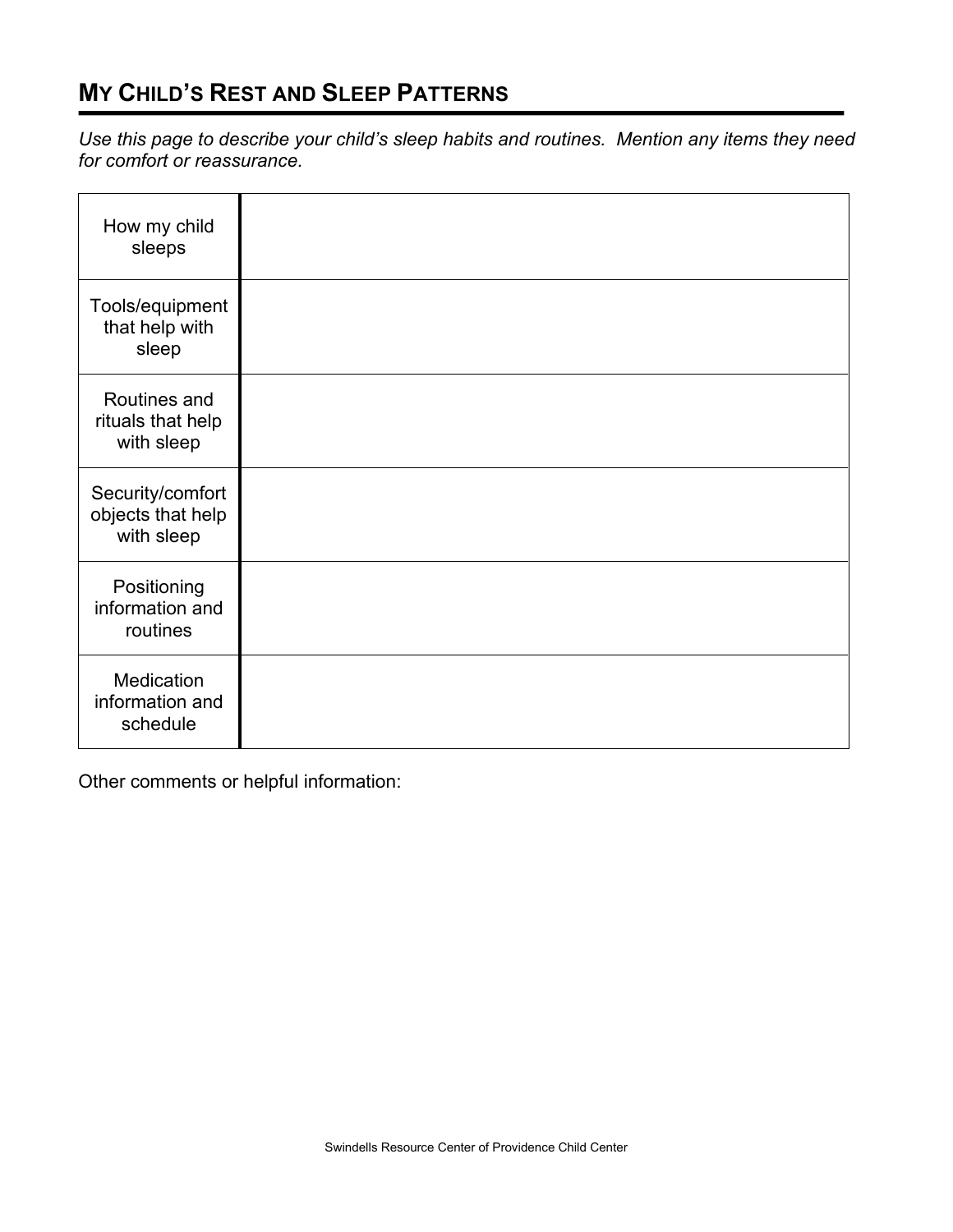## MY CHILD'S REST AND SLEEP PATTERNS

*Use this page to describe your child's sleep habits and routines. Mention any items they need for comfort or reassurance.*

| | |
|---|---|
| How my child sleeps | |
| Tools/equipment that help with sleep | |
| Routines and rituals that help with sleep | |
| Security/comfort objects that help with sleep | |
| Positioning information and routines | |
| Medication information and schedule | |

Other comments or helpful information: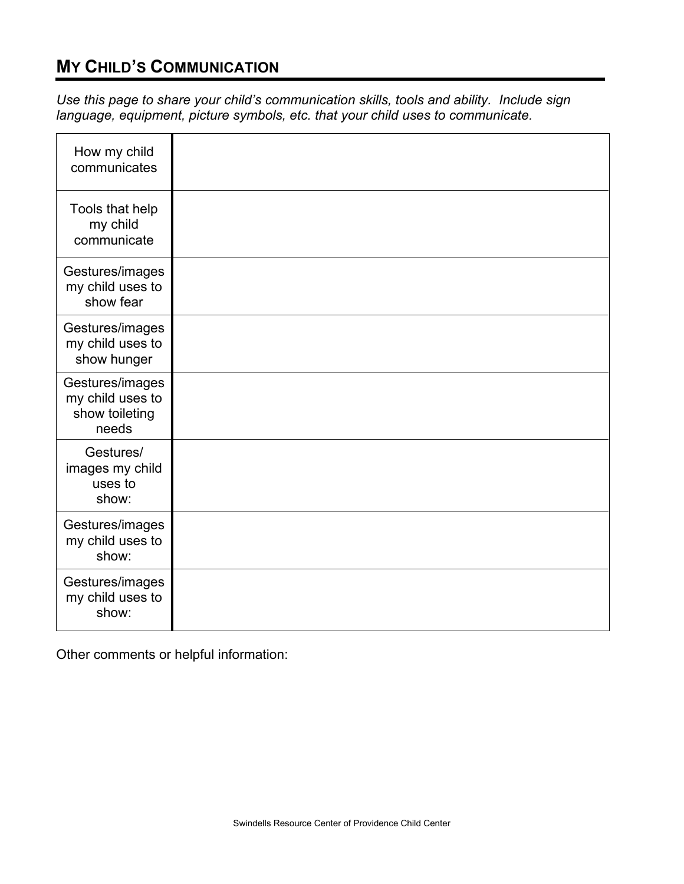## MY CHILD'S COMMUNICATION

*Use this page to share your child's communication skills, tools and ability. Include sign language, equipment, picture symbols, etc. that your child uses to communicate.*

| | |
|---|---|
| How my child communicates | |
| Tools that help my child communicate | |
| Gestures/images my child uses to show fear | |
| Gestures/images my child uses to show hunger | |
| Gestures/images my child uses to show toileting needs | |
| Gestures/ images my child uses to show: | |
| Gestures/images my child uses to show: | |
| Gestures/images my child uses to show: | |

Other comments or helpful information:

Swindells Resource Center of Providence Child Center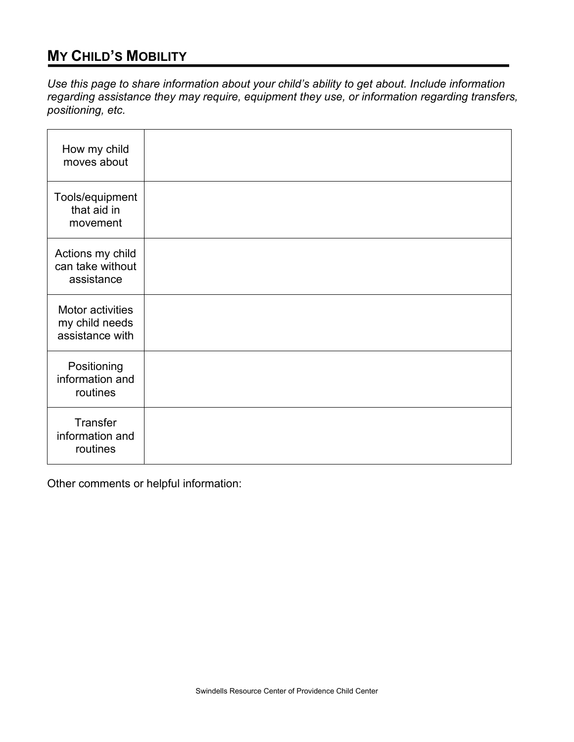## My Child's Mobility

*Use this page to share information about your child's ability to get about. Include information regarding assistance they may require, equipment they use, or information regarding transfers, positioning, etc.*

| | |
|---|---|
| How my child moves about | |
| Tools/equipment that aid in movement | |
| Actions my child can take without assistance | |
| Motor activities my child needs assistance with | |
| Positioning information and routines | |
| Transfer information and routines | |

Other comments or helpful information: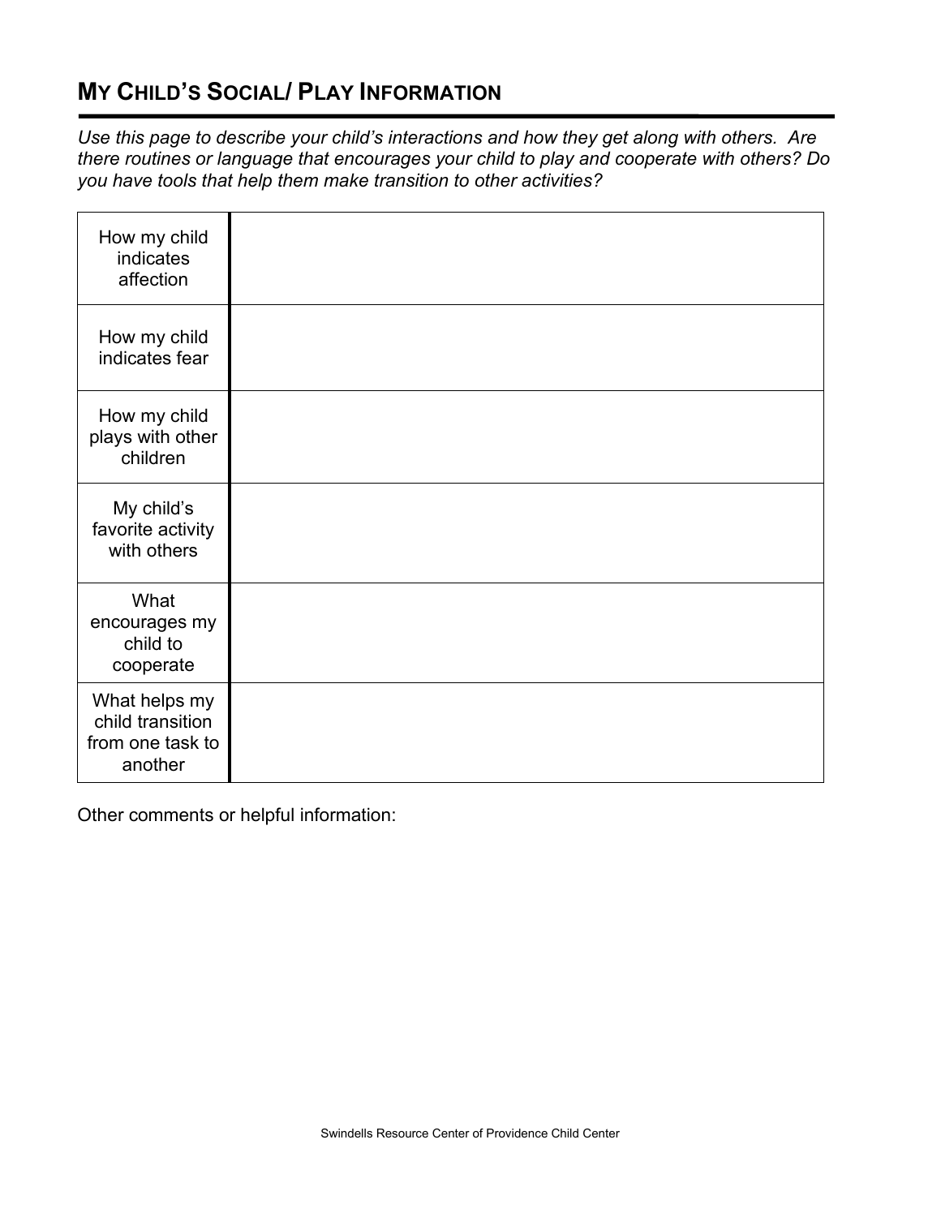## MY CHILD'S SOCIAL/ PLAY INFORMATION

*Use this page to describe your child's interactions and how they get along with others. Are there routines or language that encourages your child to play and cooperate with others? Do you have tools that help them make transition to other activities?*

| | |
|---|---|
| How my child indicates affection | |
| How my child indicates fear | |
| How my child plays with other children | |
| My child's favorite activity with others | |
| What encourages my child to cooperate | |
| What helps my child transition from one task to another | |

Other comments or helpful information: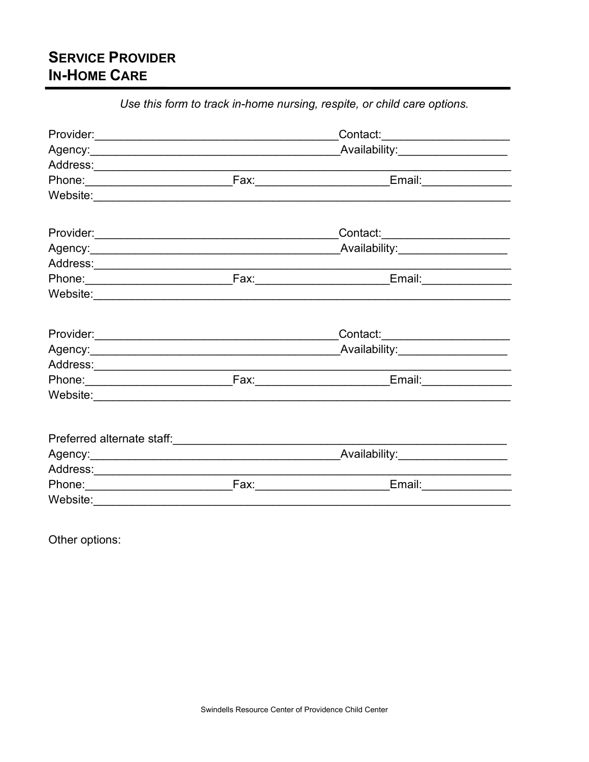## SERVICE PROVIDER IN-HOME CARE

*Use this form to track in-home nursing, respite, or child care options.*

Provider:______________________________________Contact:____________________
Agency:______________________________________Availability:_________________
Address:_________________________________________________________________
Phone:______________________Fax:____________________Email:______________
Website:_________________________________________________________________

Provider:______________________________________Contact:____________________
Agency:______________________________________Availability:_________________
Address:_________________________________________________________________
Phone:______________________Fax:____________________Email:______________
Website:_________________________________________________________________

Provider:______________________________________Contact:____________________
Agency:______________________________________Availability:_________________
Address:_________________________________________________________________
Phone:______________________Fax:____________________Email:______________
Website:_________________________________________________________________

Preferred alternate staff:_____________________________________________________
Agency:______________________________________Availability:_________________
Address:_________________________________________________________________
Phone:______________________Fax:____________________Email:______________
Website:_________________________________________________________________

Other options: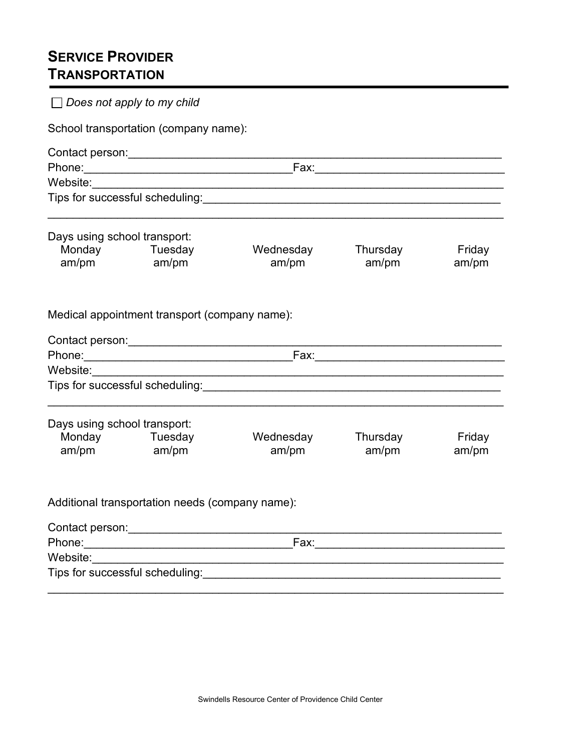# Service Provider
# Transportation

☐ *Does not apply to my child*

School transportation (company name):

Contact person:_______________________________________________________________

Phone:_________________________________Fax:_____________________________

Website:_____________________________________________________________________

Tips for successful scheduling:_______________________________________________

_____________________________________________________________________________

Days using school transport:

| Monday | Tuesday | Wednesday | Thursday | Friday |
|---|---|---|---|---|
| am/pm | am/pm | am/pm | am/pm | am/pm |

Medical appointment transport (company name):

Contact person:_______________________________________________________________

Phone:_________________________________Fax:_____________________________

Website:_____________________________________________________________________

Tips for successful scheduling:_______________________________________________

_____________________________________________________________________________

Days using school transport:

| Monday | Tuesday | Wednesday | Thursday | Friday |
|---|---|---|---|---|
| am/pm | am/pm | am/pm | am/pm | am/pm |

Additional transportation needs (company name):

Contact person:_______________________________________________________________

Phone:_________________________________Fax:_____________________________

Website:_____________________________________________________________________

Tips for successful scheduling:_______________________________________________

_____________________________________________________________________________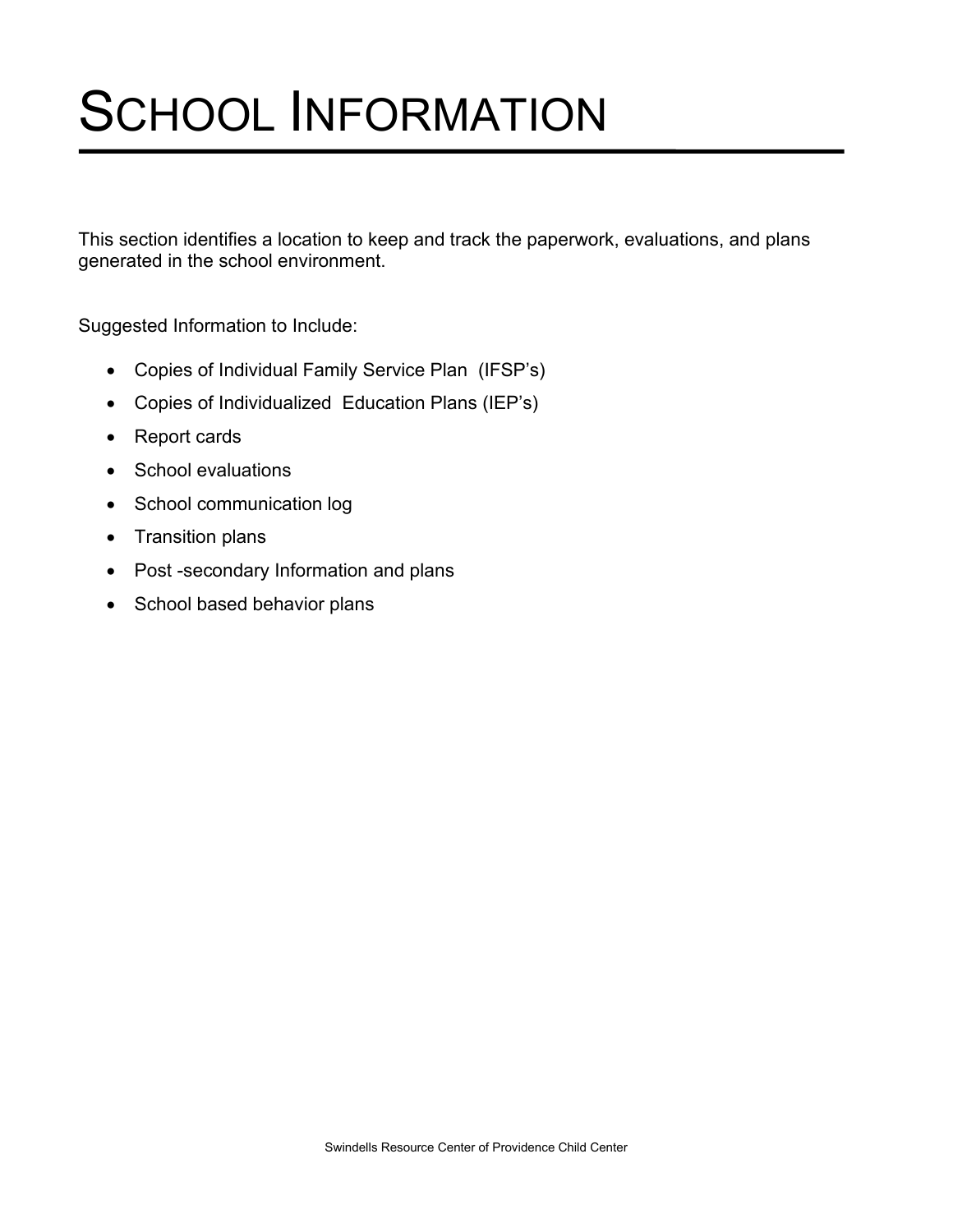# SCHOOL INFORMATION

This section identifies a location to keep and track the paperwork, evaluations, and plans generated in the school environment.

Suggested Information to Include:

- Copies of Individual Family Service Plan (IFSP's)
- Copies of Individualized Education Plans (IEP's)
- Report cards
- School evaluations
- School communication log
- Transition plans
- Post -secondary Information and plans
- School based behavior plans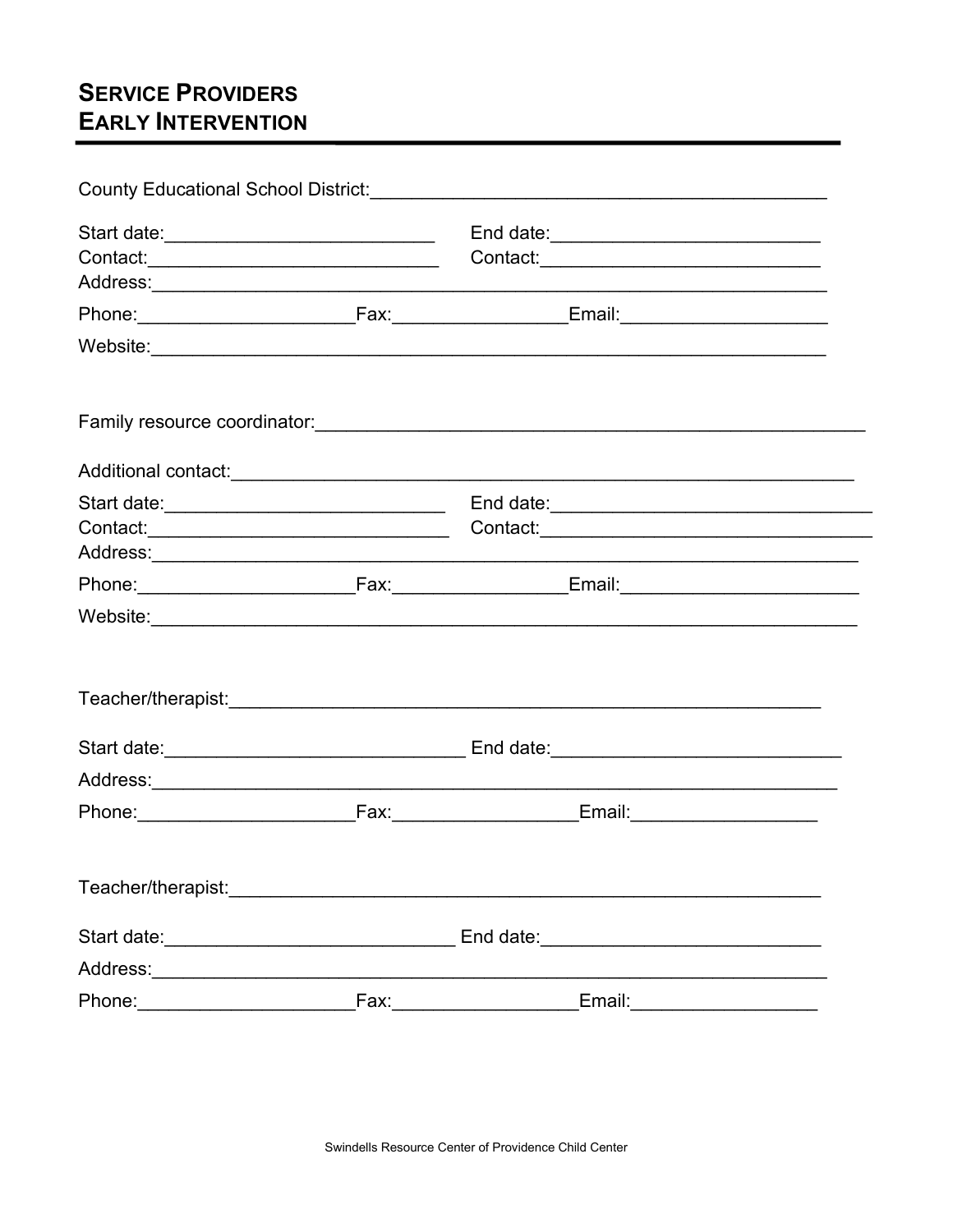# SERVICE PROVIDERS
# EARLY INTERVENTION

County Educational School District:\_\_\_\_\_\_\_\_\_\_\_\_\_\_\_\_\_\_\_\_\_\_\_\_\_\_\_\_\_\_\_\_\_\_\_\_\_\_\_\_\_\_\_\_\_

Start date:\_\_\_\_\_\_\_\_\_\_\_\_\_\_\_\_\_\_\_\_\_\_\_\_\_\_ End date:\_\_\_\_\_\_\_\_\_\_\_\_\_\_\_\_\_\_\_\_\_\_\_\_\_\_
Contact:\_\_\_\_\_\_\_\_\_\_\_\_\_\_\_\_\_\_\_\_\_\_\_\_\_\_\_\_ Contact:\_\_\_\_\_\_\_\_\_\_\_\_\_\_\_\_\_\_\_\_\_\_\_\_\_\_\_
Address:\_\_\_\_\_\_\_\_\_\_\_\_\_\_\_\_\_\_\_\_\_\_\_\_\_\_\_\_\_\_\_\_\_\_\_\_\_\_\_\_\_\_\_\_\_\_\_\_\_\_\_\_\_\_\_\_\_\_\_\_\_\_\_\_\_\_\_

Phone:\_\_\_\_\_\_\_\_\_\_\_\_\_\_\_\_\_\_\_\_\_Fax:\_\_\_\_\_\_\_\_\_\_\_\_\_\_\_\_\_Email:\_\_\_\_\_\_\_\_\_\_\_\_\_\_\_\_\_\_\_\_

Website:\_\_\_\_\_\_\_\_\_\_\_\_\_\_\_\_\_\_\_\_\_\_\_\_\_\_\_\_\_\_\_\_\_\_\_\_\_\_\_\_\_\_\_\_\_\_\_\_\_\_\_\_\_\_\_\_\_\_\_\_\_\_\_\_\_\_\_

Family resource coordinator:\_\_\_\_\_\_\_\_\_\_\_\_\_\_\_\_\_\_\_\_\_\_\_\_\_\_\_\_\_\_\_\_\_\_\_\_\_\_\_\_\_\_\_\_\_\_\_\_\_\_\_\_\_

Additional contact:\_\_\_\_\_\_\_\_\_\_\_\_\_\_\_\_\_\_\_\_\_\_\_\_\_\_\_\_\_\_\_\_\_\_\_\_\_\_\_\_\_\_\_\_\_\_\_\_\_\_\_\_\_\_\_\_\_\_\_\_

Start date:\_\_\_\_\_\_\_\_\_\_\_\_\_\_\_\_\_\_\_\_\_\_\_\_\_\_\_\_ End date:\_\_\_\_\_\_\_\_\_\_\_\_\_\_\_\_\_\_\_\_\_\_\_\_\_\_\_\_\_\_\_\_
Contact:\_\_\_\_\_\_\_\_\_\_\_\_\_\_\_\_\_\_\_\_\_\_\_\_\_\_\_\_\_\_ Contact:\_\_\_\_\_\_\_\_\_\_\_\_\_\_\_\_\_\_\_\_\_\_\_\_\_\_\_\_\_\_\_\_\_
Address:\_\_\_\_\_\_\_\_\_\_\_\_\_\_\_\_\_\_\_\_\_\_\_\_\_\_\_\_\_\_\_\_\_\_\_\_\_\_\_\_\_\_\_\_\_\_\_\_\_\_\_\_\_\_\_\_\_\_\_\_\_\_\_\_\_\_\_\_\_\_

Phone:\_\_\_\_\_\_\_\_\_\_\_\_\_\_\_\_\_\_\_\_\_Fax:\_\_\_\_\_\_\_\_\_\_\_\_\_\_\_\_\_Email:\_\_\_\_\_\_\_\_\_\_\_\_\_\_\_\_\_\_\_\_\_\_\_\_

Website:\_\_\_\_\_\_\_\_\_\_\_\_\_\_\_\_\_\_\_\_\_\_\_\_\_\_\_\_\_\_\_\_\_\_\_\_\_\_\_\_\_\_\_\_\_\_\_\_\_\_\_\_\_\_\_\_\_\_\_\_\_\_\_\_\_\_\_\_\_\_

Teacher/therapist:\_\_\_\_\_\_\_\_\_\_\_\_\_\_\_\_\_\_\_\_\_\_\_\_\_\_\_\_\_\_\_\_\_\_\_\_\_\_\_\_\_\_\_\_\_\_\_\_\_\_\_\_\_\_\_\_\_\_\_

Start date:\_\_\_\_\_\_\_\_\_\_\_\_\_\_\_\_\_\_\_\_\_\_\_\_\_\_\_\_\_\_ End date:\_\_\_\_\_\_\_\_\_\_\_\_\_\_\_\_\_\_\_\_\_\_\_\_\_\_\_\_\_

Address:\_\_\_\_\_\_\_\_\_\_\_\_\_\_\_\_\_\_\_\_\_\_\_\_\_\_\_\_\_\_\_\_\_\_\_\_\_\_\_\_\_\_\_\_\_\_\_\_\_\_\_\_\_\_\_\_\_\_\_\_\_\_\_\_\_\_\_\_\_

Phone:\_\_\_\_\_\_\_\_\_\_\_\_\_\_\_\_\_\_\_\_\_Fax:\_\_\_\_\_\_\_\_\_\_\_\_\_\_\_\_\_\_Email:\_\_\_\_\_\_\_\_\_\_\_\_\_\_\_\_\_\_

Teacher/therapist:\_\_\_\_\_\_\_\_\_\_\_\_\_\_\_\_\_\_\_\_\_\_\_\_\_\_\_\_\_\_\_\_\_\_\_\_\_\_\_\_\_\_\_\_\_\_\_\_\_\_\_\_\_\_\_\_\_\_\_

Start date:\_\_\_\_\_\_\_\_\_\_\_\_\_\_\_\_\_\_\_\_\_\_\_\_\_\_\_\_\_ End date:\_\_\_\_\_\_\_\_\_\_\_\_\_\_\_\_\_\_\_\_\_\_\_\_\_\_\_\_

Address:\_\_\_\_\_\_\_\_\_\_\_\_\_\_\_\_\_\_\_\_\_\_\_\_\_\_\_\_\_\_\_\_\_\_\_\_\_\_\_\_\_\_\_\_\_\_\_\_\_\_\_\_\_\_\_\_\_\_\_\_\_\_\_\_\_\_\_

Phone:\_\_\_\_\_\_\_\_\_\_\_\_\_\_\_\_\_\_\_\_\_Fax:\_\_\_\_\_\_\_\_\_\_\_\_\_\_\_\_\_\_Email:\_\_\_\_\_\_\_\_\_\_\_\_\_\_\_\_\_\_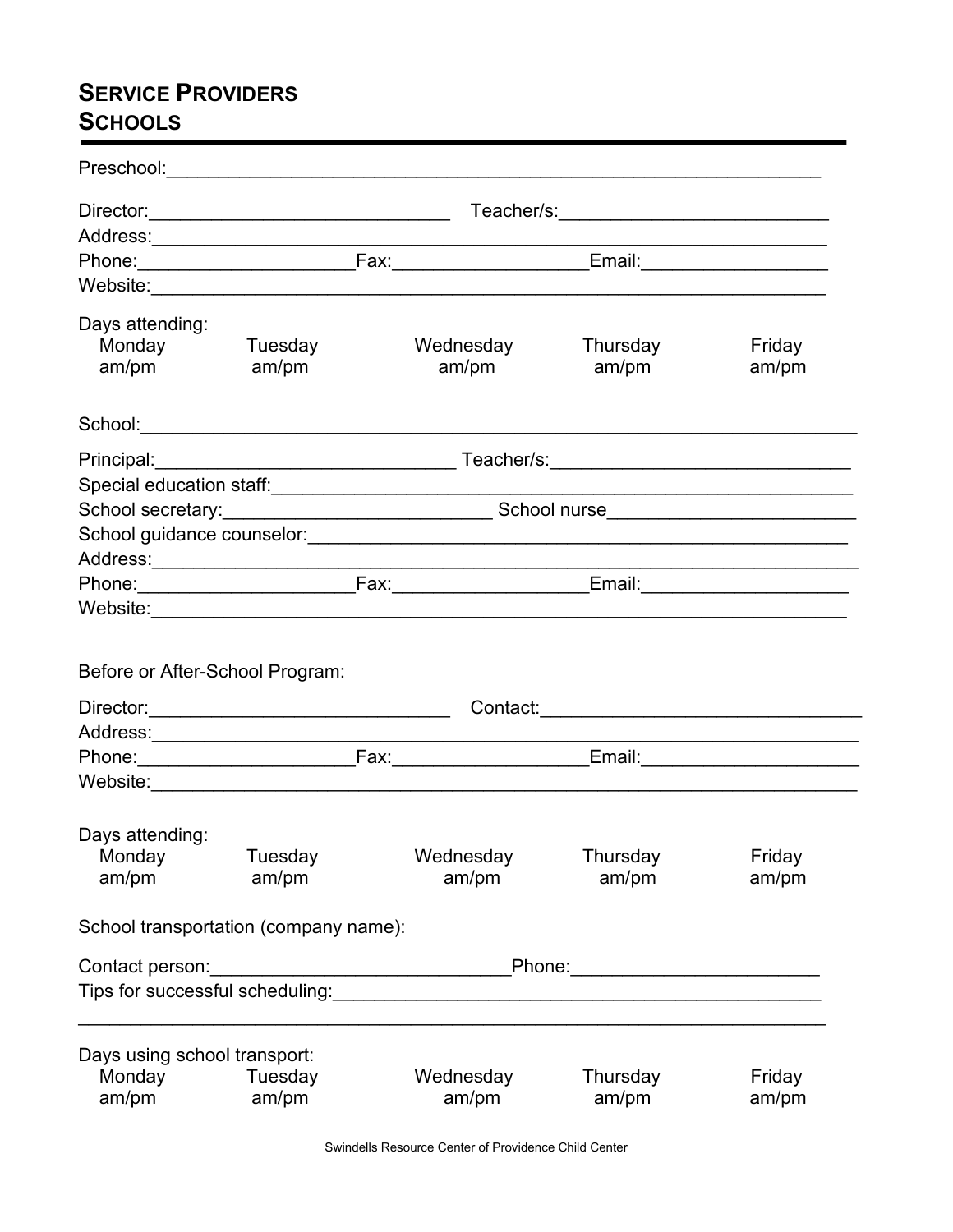# Service Providers Schools

Preschool:\_\_\_\_\_\_\_\_\_\_\_\_\_\_\_\_\_\_\_\_\_\_\_\_\_\_\_\_\_\_\_\_\_\_\_\_\_\_\_\_\_\_\_\_\_\_\_\_\_\_\_\_\_\_\_\_\_\_\_\_\_\_

Director:\_\_\_\_\_\_\_\_\_\_\_\_\_\_\_\_\_\_\_\_\_\_\_\_\_\_\_\_\_\_ Teacher/s:\_\_\_\_\_\_\_\_\_\_\_\_\_\_\_\_\_\_\_\_\_\_\_\_\_\_
Address:\_\_\_\_\_\_\_\_\_\_\_\_\_\_\_\_\_\_\_\_\_\_\_\_\_\_\_\_\_\_\_\_\_\_\_\_\_\_\_\_\_\_\_\_\_\_\_\_\_\_\_\_\_\_\_\_\_\_\_\_\_\_\_\_
Phone:\_\_\_\_\_\_\_\_\_\_\_\_\_\_\_\_\_\_\_\_\_Fax:\_\_\_\_\_\_\_\_\_\_\_\_\_\_\_\_\_\_\_Email:\_\_\_\_\_\_\_\_\_\_\_\_\_\_\_\_\_\_\_
Website:\_\_\_\_\_\_\_\_\_\_\_\_\_\_\_\_\_\_\_\_\_\_\_\_\_\_\_\_\_\_\_\_\_\_\_\_\_\_\_\_\_\_\_\_\_\_\_\_\_\_\_\_\_\_\_\_\_\_\_\_\_\_\_\_

Days attending:

| Monday | Tuesday | Wednesday | Thursday | Friday |
|---|---|---|---|---|
| am/pm | am/pm | am/pm | am/pm | am/pm |

School:\_\_\_\_\_\_\_\_\_\_\_\_\_\_\_\_\_\_\_\_\_\_\_\_\_\_\_\_\_\_\_\_\_\_\_\_\_\_\_\_\_\_\_\_\_\_\_\_\_\_\_\_\_\_\_\_\_\_\_\_\_\_\_\_\_\_\_\_

Principal:\_\_\_\_\_\_\_\_\_\_\_\_\_\_\_\_\_\_\_\_\_\_\_\_\_\_\_\_\_\_ Teacher/s:\_\_\_\_\_\_\_\_\_\_\_\_\_\_\_\_\_\_\_\_\_\_\_\_\_\_\_\_\_\_
Special education staff:\_\_\_\_\_\_\_\_\_\_\_\_\_\_\_\_\_\_\_\_\_\_\_\_\_\_\_\_\_\_\_\_\_\_\_\_\_\_\_\_\_\_\_\_\_\_\_\_\_\_\_\_\_\_\_\_
School secretary:\_\_\_\_\_\_\_\_\_\_\_\_\_\_\_\_\_\_\_\_\_\_\_\_\_\_\_ School nurse\_\_\_\_\_\_\_\_\_\_\_\_\_\_\_\_\_\_\_\_\_\_\_\_\_
School guidance counselor:\_\_\_\_\_\_\_\_\_\_\_\_\_\_\_\_\_\_\_\_\_\_\_\_\_\_\_\_\_\_\_\_\_\_\_\_\_\_\_\_\_\_\_\_\_\_\_\_\_\_\_\_\_
Address:\_\_\_\_\_\_\_\_\_\_\_\_\_\_\_\_\_\_\_\_\_\_\_\_\_\_\_\_\_\_\_\_\_\_\_\_\_\_\_\_\_\_\_\_\_\_\_\_\_\_\_\_\_\_\_\_\_\_\_\_\_\_\_\_\_\_\_
Phone:\_\_\_\_\_\_\_\_\_\_\_\_\_\_\_\_\_\_\_\_\_Fax:\_\_\_\_\_\_\_\_\_\_\_\_\_\_\_\_\_\_\_Email:\_\_\_\_\_\_\_\_\_\_\_\_\_\_\_\_\_\_\_\_\_
Website:\_\_\_\_\_\_\_\_\_\_\_\_\_\_\_\_\_\_\_\_\_\_\_\_\_\_\_\_\_\_\_\_\_\_\_\_\_\_\_\_\_\_\_\_\_\_\_\_\_\_\_\_\_\_\_\_\_\_\_\_\_\_\_\_\_\_\_

Before or After-School Program:

Director:\_\_\_\_\_\_\_\_\_\_\_\_\_\_\_\_\_\_\_\_\_\_\_\_\_\_\_\_\_\_ Contact:\_\_\_\_\_\_\_\_\_\_\_\_\_\_\_\_\_\_\_\_\_\_\_\_\_\_\_\_\_\_\_\_
Address:\_\_\_\_\_\_\_\_\_\_\_\_\_\_\_\_\_\_\_\_\_\_\_\_\_\_\_\_\_\_\_\_\_\_\_\_\_\_\_\_\_\_\_\_\_\_\_\_\_\_\_\_\_\_\_\_\_\_\_\_\_\_\_\_\_\_\_
Phone:\_\_\_\_\_\_\_\_\_\_\_\_\_\_\_\_\_\_\_\_\_Fax:\_\_\_\_\_\_\_\_\_\_\_\_\_\_\_\_\_\_\_Email:\_\_\_\_\_\_\_\_\_\_\_\_\_\_\_\_\_\_\_\_\_\_
Website:\_\_\_\_\_\_\_\_\_\_\_\_\_\_\_\_\_\_\_\_\_\_\_\_\_\_\_\_\_\_\_\_\_\_\_\_\_\_\_\_\_\_\_\_\_\_\_\_\_\_\_\_\_\_\_\_\_\_\_\_\_\_\_\_\_\_\_

Days attending:

| Monday | Tuesday | Wednesday | Thursday | Friday |
|---|---|---|---|---|
| am/pm | am/pm | am/pm | am/pm | am/pm |

School transportation (company name):

Contact person:\_\_\_\_\_\_\_\_\_\_\_\_\_\_\_\_\_\_\_\_\_\_\_\_\_\_\_\_\_\_Phone:\_\_\_\_\_\_\_\_\_\_\_\_\_\_\_\_\_\_\_\_\_\_\_\_\_
Tips for successful scheduling:\_\_\_\_\_\_\_\_\_\_\_\_\_\_\_\_\_\_\_\_\_\_\_\_\_\_\_\_\_\_\_\_\_\_\_\_\_\_\_\_\_\_\_\_\_\_\_\_\_
\_\_\_\_\_\_\_\_\_\_\_\_\_\_\_\_\_\_\_\_\_\_\_\_\_\_\_\_\_\_\_\_\_\_\_\_\_\_\_\_\_\_\_\_\_\_\_\_\_\_\_\_\_\_\_\_\_\_\_\_\_\_\_\_\_\_\_\_\_\_\_\_\_

Days using school transport:

| Monday | Tuesday | Wednesday | Thursday | Friday |
|---|---|---|---|---|
| am/pm | am/pm | am/pm | am/pm | am/pm |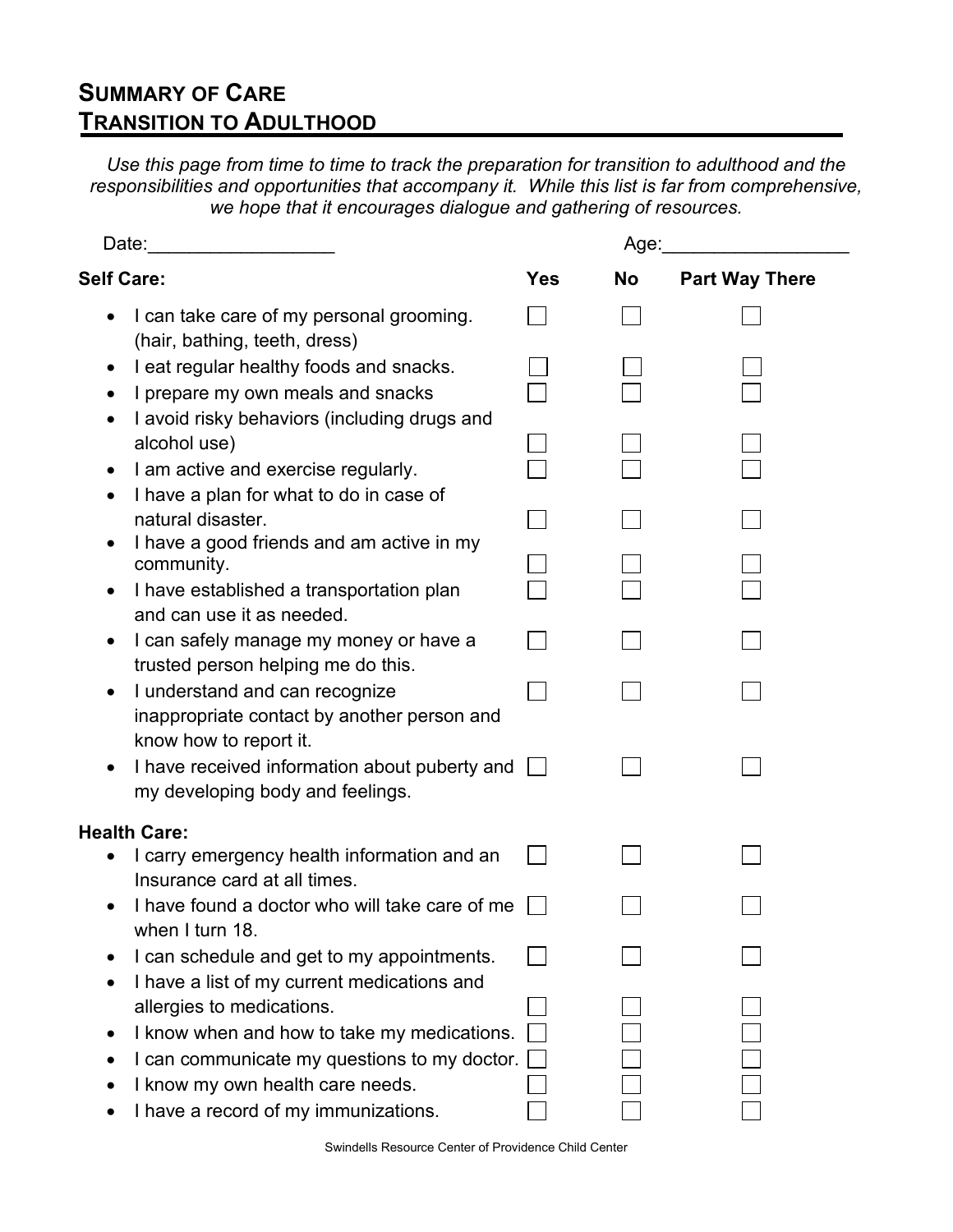# Summary of Care
## Transition to Adulthood

*Use this page from time to time to track the preparation for transition to adulthood and the responsibilities and opportunities that accompany it. While this list is far from comprehensive, we hope that it encourages dialogue and gathering of resources.*

Date:__________________ Age:__________________

| **Self Care:** | **Yes** | **No** | **Part Way There** |
|---|---|---|---|
| • I can take care of my personal grooming. (hair, bathing, teeth, dress) | ☐ | ☐ | ☐ |
| • I eat regular healthy foods and snacks. | ☐ | ☐ | ☐ |
| • I prepare my own meals and snacks | ☐ | ☐ | ☐ |
| • I avoid risky behaviors (including drugs and alcohol use) | ☐ | ☐ | ☐ |
| • I am active and exercise regularly. | ☐ | ☐ | ☐ |
| • I have a plan for what to do in case of natural disaster. | ☐ | ☐ | ☐ |
| • I have a good friends and am active in my community. | ☐ | ☐ | ☐ |
| • I have established a transportation plan and can use it as needed. | ☐ | ☐ | ☐ |
| • I can safely manage my money or have a trusted person helping me do this. | ☐ | ☐ | ☐ |
| • I understand and can recognize inappropriate contact by another person and know how to report it. | ☐ | ☐ | ☐ |
| • I have received information about puberty and my developing body and feelings. | ☐ | ☐ | ☐ |
| **Health Care:** | | | |
| • I carry emergency health information and an Insurance card at all times. | ☐ | ☐ | ☐ |
| • I have found a doctor who will take care of me when I turn 18. | ☐ | ☐ | ☐ |
| • I can schedule and get to my appointments. | ☐ | ☐ | ☐ |
| • I have a list of my current medications and allergies to medications. | ☐ | ☐ | ☐ |
| • I know when and how to take my medications. | ☐ | ☐ | ☐ |
| • I can communicate my questions to my doctor. | ☐ | ☐ | ☐ |
| • I know my own health care needs. | ☐ | ☐ | ☐ |
| • I have a record of my immunizations. | ☐ | ☐ | ☐ |

Swindells Resource Center of Providence Child Center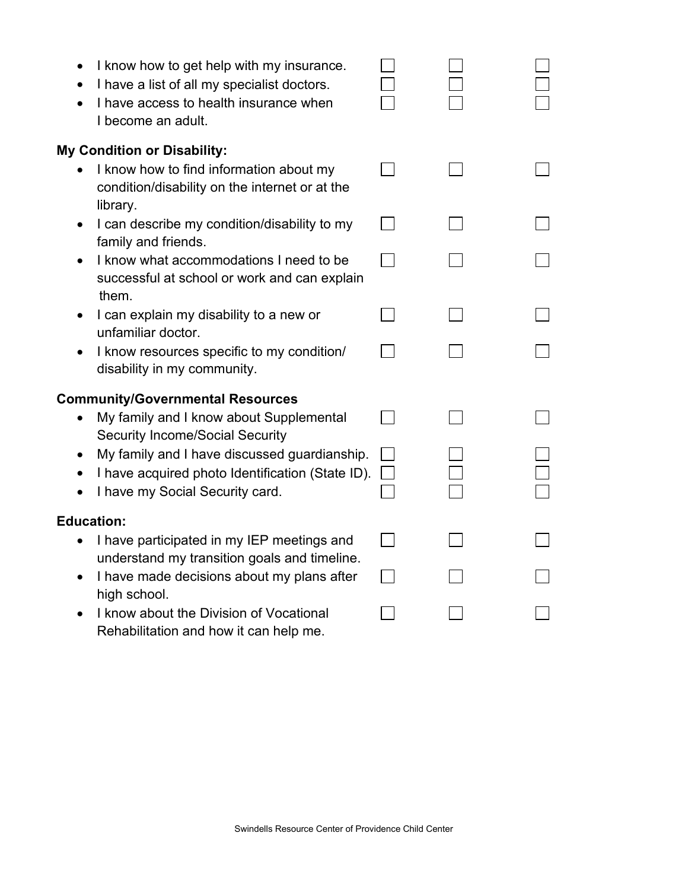| | | | |
|---|---|---|---|
| I know how to get help with my insurance. | ☐ | ☐ | ☐ |
| I have a list of all my specialist doctors. | ☐ | ☐ | ☐ |
| I have access to health insurance when I become an adult. | ☐ | ☐ | ☐ |
| **My Condition or Disability:** | | | |
| I know how to find information about my condition/disability on the internet or at the library. | ☐ | ☐ | ☐ |
| I can describe my condition/disability to my family and friends. | ☐ | ☐ | ☐ |
| I know what accommodations I need to be successful at school or work and can explain them. | ☐ | ☐ | ☐ |
| I can explain my disability to a new or unfamiliar doctor. | ☐ | ☐ | ☐ |
| I know resources specific to my condition/ disability in my community. | ☐ | ☐ | ☐ |
| **Community/Governmental Resources** | | | |
| My family and I know about Supplemental Security Income/Social Security | ☐ | ☐ | ☐ |
| My family and I have discussed guardianship. | ☐ | ☐ | ☐ |
| I have acquired photo Identification (State ID). | ☐ | ☐ | ☐ |
| I have my Social Security card. | ☐ | ☐ | ☐ |
| **Education:** | | | |
| I have participated in my IEP meetings and understand my transition goals and timeline. | ☐ | ☐ | ☐ |
| I have made decisions about my plans after high school. | ☐ | ☐ | ☐ |
| I know about the Division of Vocational Rehabilitation and how it can help me. | ☐ | ☐ | ☐ |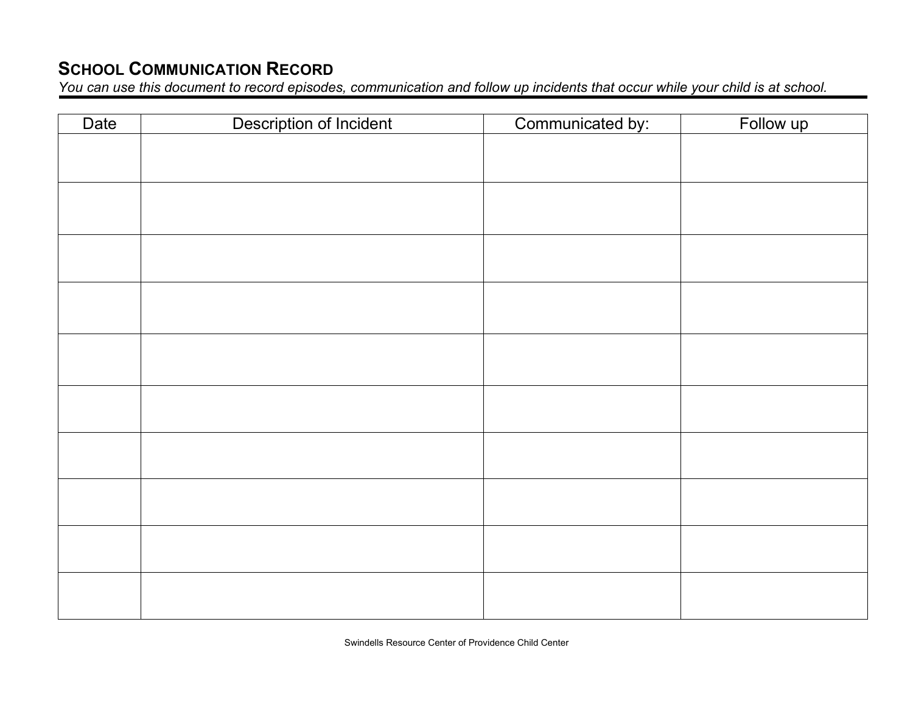## School Communication Record

*You can use this document to record episodes, communication and follow up incidents that occur while your child is at school.*

| Date | Description of Incident | Communicated by: | Follow up |
|---|---|---|---|
| | | | |
| | | | |
| | | | |
| | | | |
| | | | |
| | | | |
| | | | |
| | | | |
| | | | |
| | | | |

Swindells Resource Center of Providence Child Center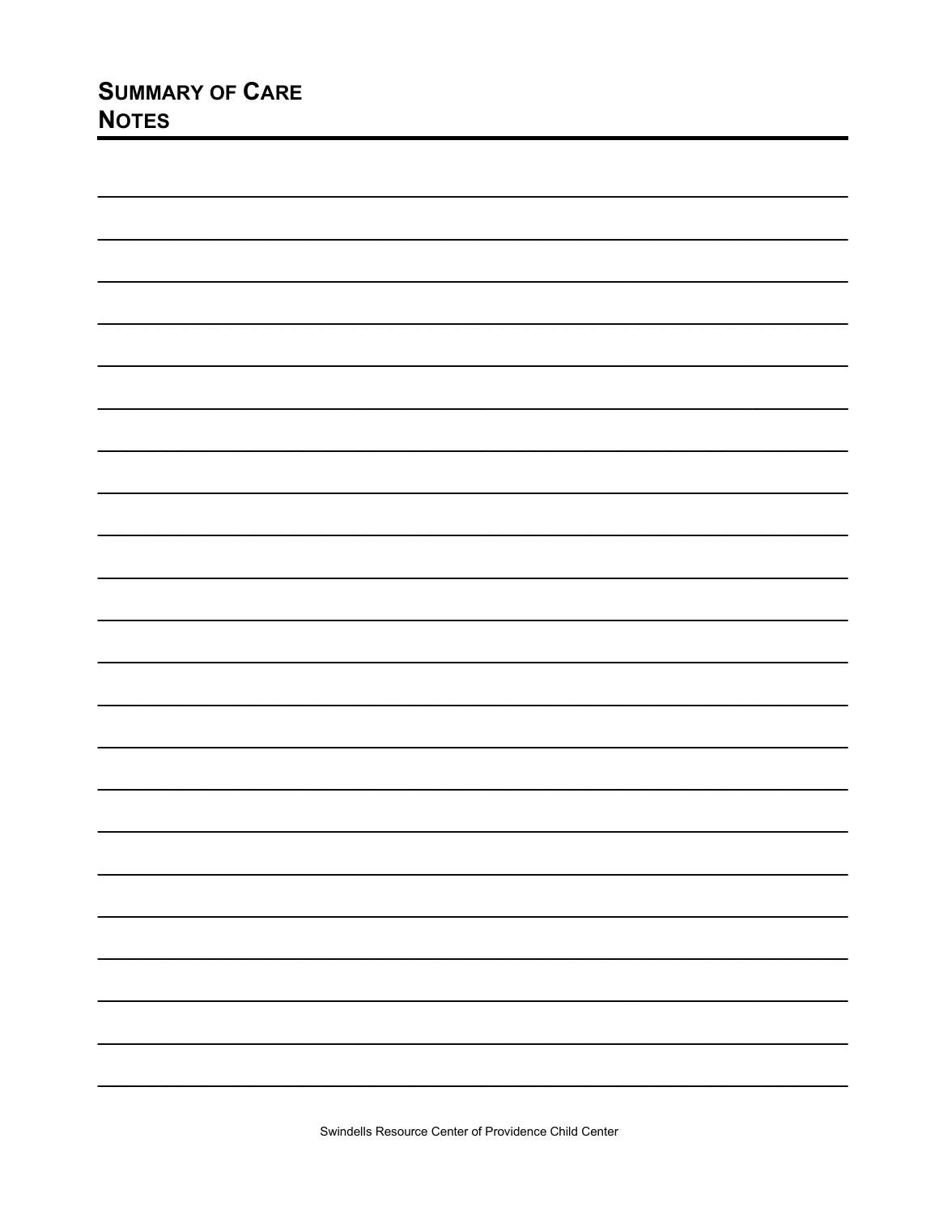## SUMMARY OF CARE NOTES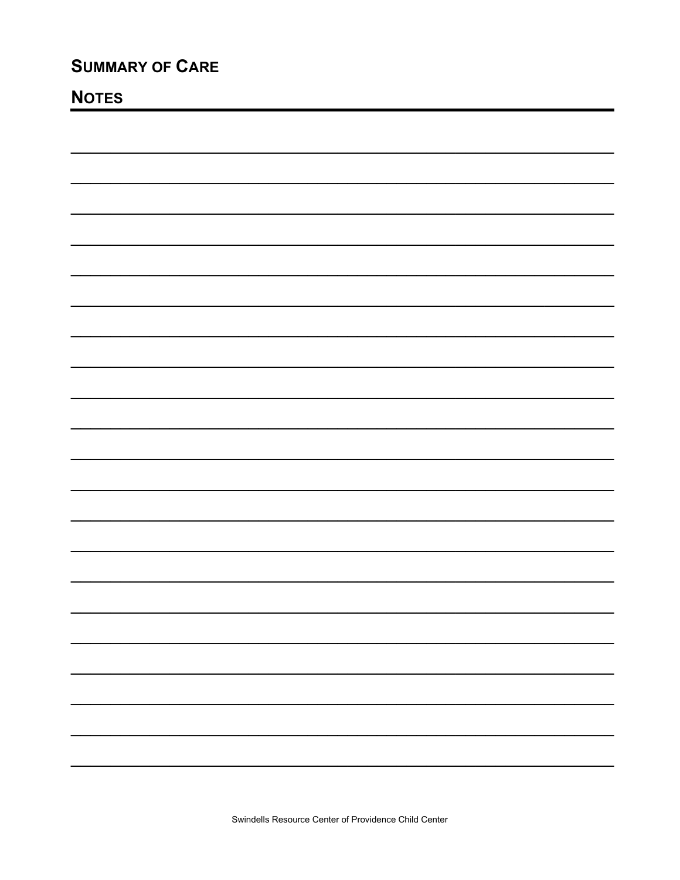## Summary of Care

## Notes